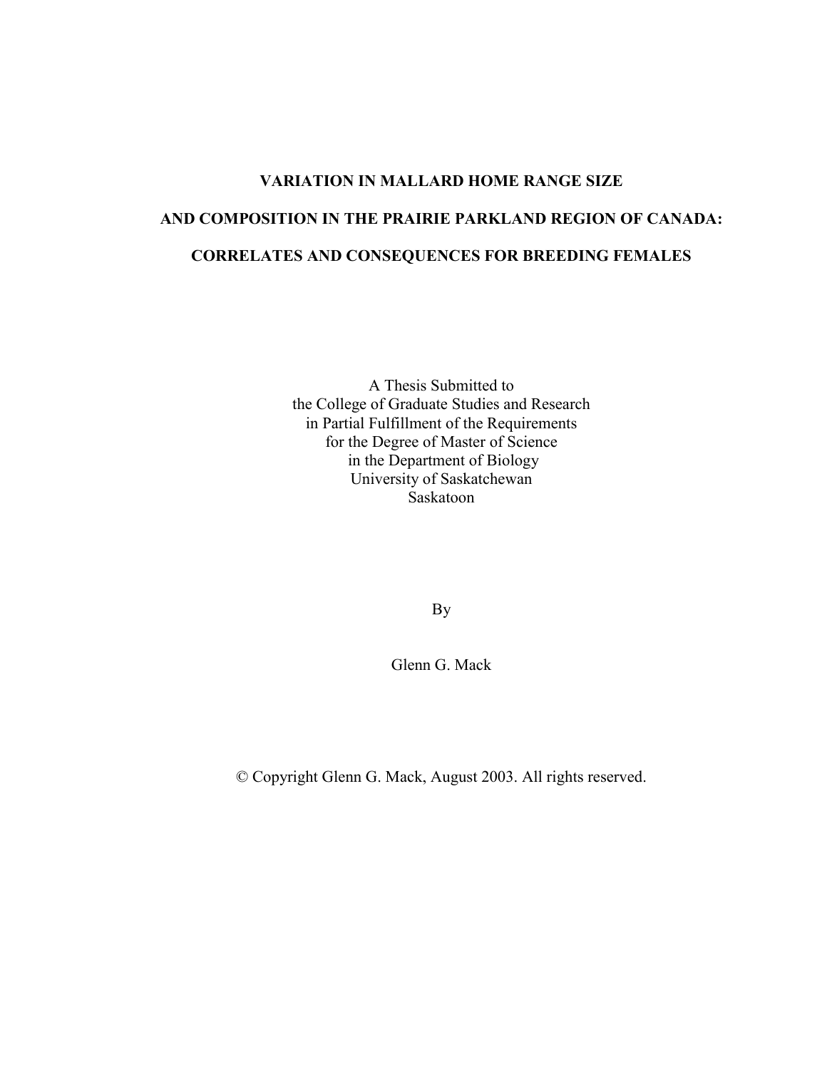# VARIATION IN MALLARD HOME RANGE SIZE AND COMPOSITION IN THE PRAIRIE PARKLAND REGION OF CANADA: CORRELATES AND CONSEQUENCES FOR BREEDING FEMALES

A Thesis Submitted to
the College of Graduate Studies and Research
in Partial Fulfillment of the Requirements
for the Degree of Master of Science
in the Department of Biology
University of Saskatchewan
Saskatoon

By

Glenn G. Mack

© Copyright Glenn G. Mack, August 2003. All rights reserved.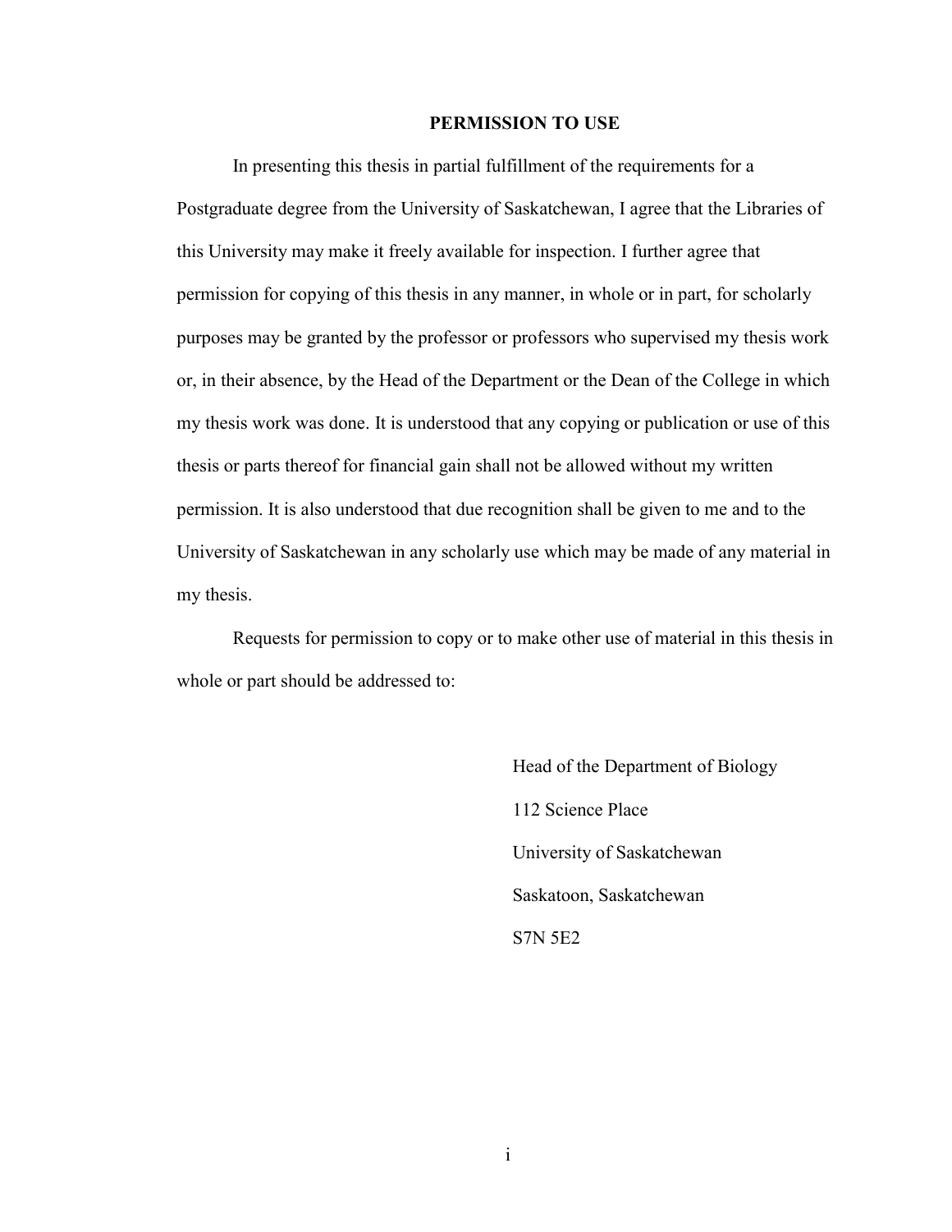## PERMISSION TO USE

In presenting this thesis in partial fulfillment of the requirements for a Postgraduate degree from the University of Saskatchewan, I agree that the Libraries of this University may make it freely available for inspection. I further agree that permission for copying of this thesis in any manner, in whole or in part, for scholarly purposes may be granted by the professor or professors who supervised my thesis work or, in their absence, by the Head of the Department or the Dean of the College in which my thesis work was done. It is understood that any copying or publication or use of this thesis or parts thereof for financial gain shall not be allowed without my written permission. It is also understood that due recognition shall be given to me and to the University of Saskatchewan in any scholarly use which may be made of any material in my thesis.

Requests for permission to copy or to make other use of material in this thesis in whole or part should be addressed to:

Head of the Department of Biology
112 Science Place
University of Saskatchewan
Saskatoon, Saskatchewan
S7N 5E2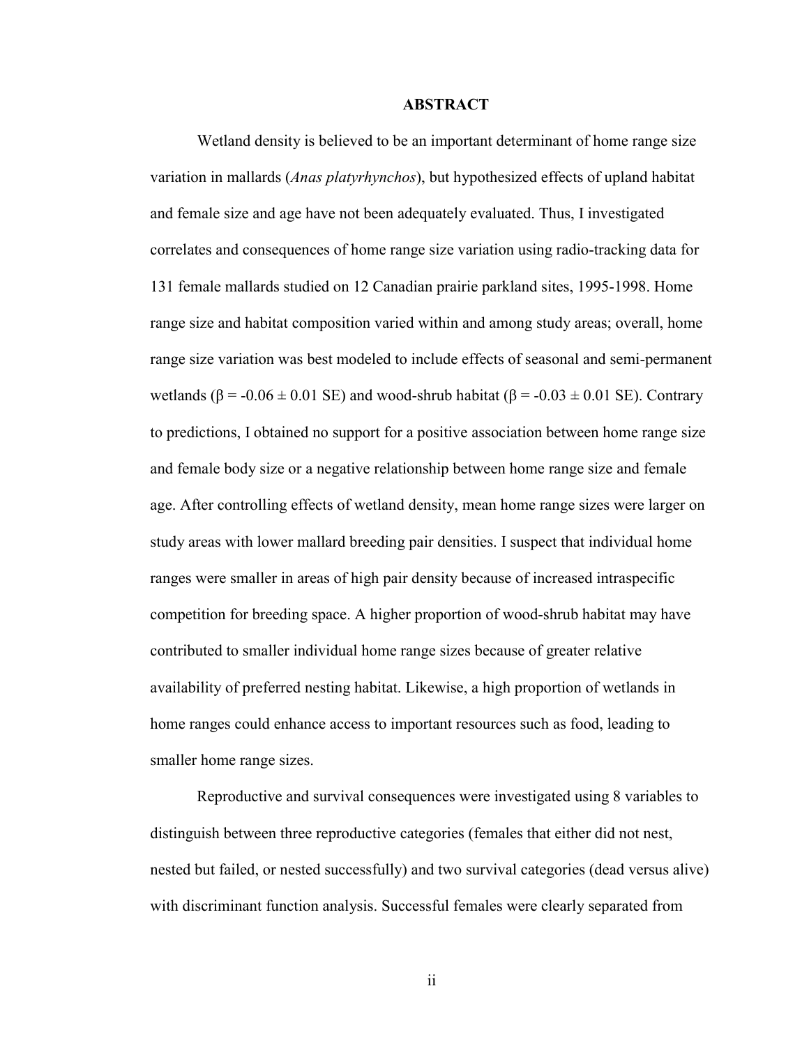# ABSTRACT

Wetland density is believed to be an important determinant of home range size variation in mallards (*Anas platyrhynchos*), but hypothesized effects of upland habitat and female size and age have not been adequately evaluated. Thus, I investigated correlates and consequences of home range size variation using radio-tracking data for 131 female mallards studied on 12 Canadian prairie parkland sites, 1995-1998. Home range size and habitat composition varied within and among study areas; overall, home range size variation was best modeled to include effects of seasonal and semi-permanent wetlands ($\beta = -0.06 \pm 0.01$ SE) and wood-shrub habitat ($\beta = -0.03 \pm 0.01$ SE). Contrary to predictions, I obtained no support for a positive association between home range size and female body size or a negative relationship between home range size and female age. After controlling effects of wetland density, mean home range sizes were larger on study areas with lower mallard breeding pair densities. I suspect that individual home ranges were smaller in areas of high pair density because of increased intraspecific competition for breeding space. A higher proportion of wood-shrub habitat may have contributed to smaller individual home range sizes because of greater relative availability of preferred nesting habitat. Likewise, a high proportion of wetlands in home ranges could enhance access to important resources such as food, leading to smaller home range sizes.

Reproductive and survival consequences were investigated using 8 variables to distinguish between three reproductive categories (females that either did not nest, nested but failed, or nested successfully) and two survival categories (dead versus alive) with discriminant function analysis. Successful females were clearly separated from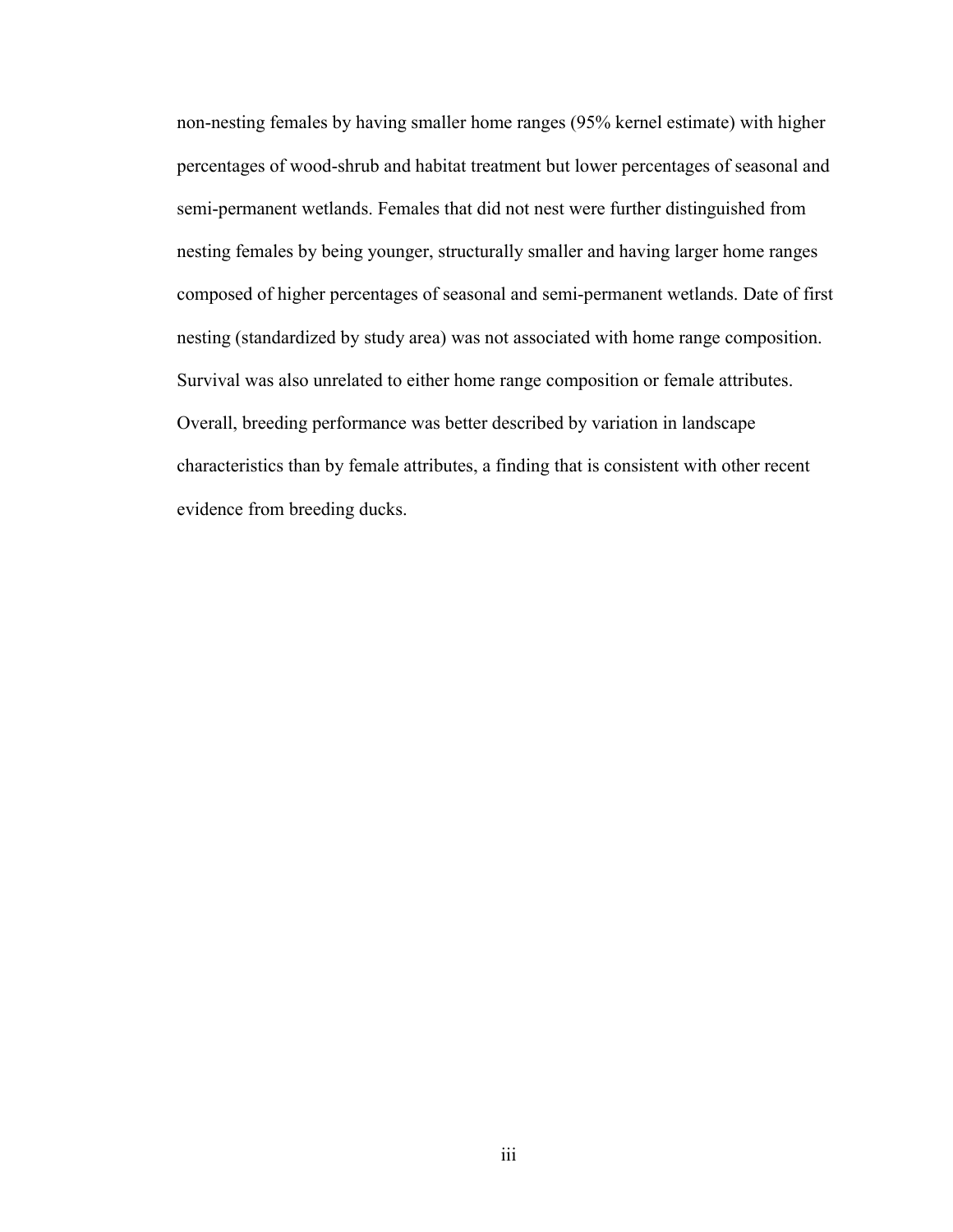non-nesting females by having smaller home ranges (95% kernel estimate) with higher percentages of wood-shrub and habitat treatment but lower percentages of seasonal and semi-permanent wetlands. Females that did not nest were further distinguished from nesting females by being younger, structurally smaller and having larger home ranges composed of higher percentages of seasonal and semi-permanent wetlands. Date of first nesting (standardized by study area) was not associated with home range composition. Survival was also unrelated to either home range composition or female attributes. Overall, breeding performance was better described by variation in landscape characteristics than by female attributes, a finding that is consistent with other recent evidence from breeding ducks.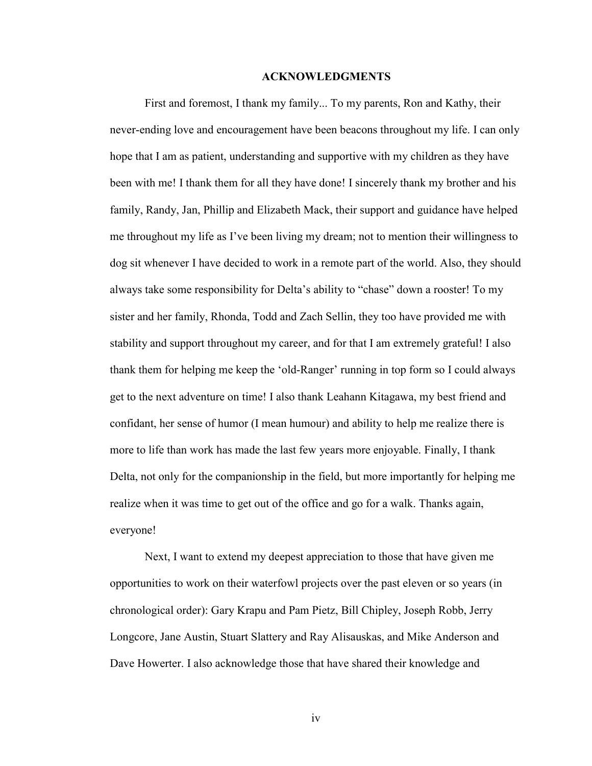## ACKNOWLEDGMENTS

First and foremost, I thank my family... To my parents, Ron and Kathy, their never-ending love and encouragement have been beacons throughout my life. I can only hope that I am as patient, understanding and supportive with my children as they have been with me! I thank them for all they have done! I sincerely thank my brother and his family, Randy, Jan, Phillip and Elizabeth Mack, their support and guidance have helped me throughout my life as I've been living my dream; not to mention their willingness to dog sit whenever I have decided to work in a remote part of the world. Also, they should always take some responsibility for Delta's ability to "chase" down a rooster! To my sister and her family, Rhonda, Todd and Zach Sellin, they too have provided me with stability and support throughout my career, and for that I am extremely grateful! I also thank them for helping me keep the 'old-Ranger' running in top form so I could always get to the next adventure on time! I also thank Leahann Kitagawa, my best friend and confidant, her sense of humor (I mean humour) and ability to help me realize there is more to life than work has made the last few years more enjoyable. Finally, I thank Delta, not only for the companionship in the field, but more importantly for helping me realize when it was time to get out of the office and go for a walk. Thanks again, everyone!

Next, I want to extend my deepest appreciation to those that have given me opportunities to work on their waterfowl projects over the past eleven or so years (in chronological order): Gary Krapu and Pam Pietz, Bill Chipley, Joseph Robb, Jerry Longcore, Jane Austin, Stuart Slattery and Ray Alisauskas, and Mike Anderson and Dave Howerter. I also acknowledge those that have shared their knowledge and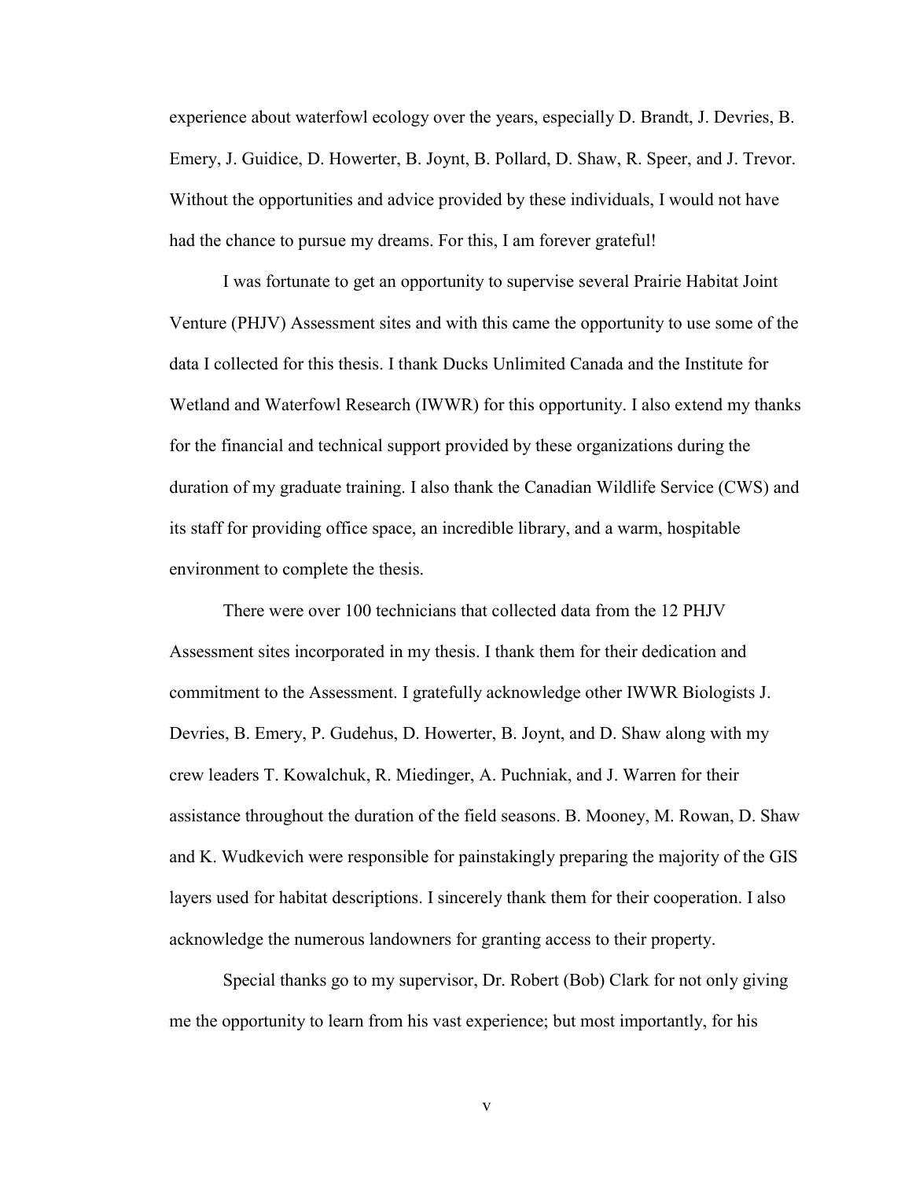experience about waterfowl ecology over the years, especially D. Brandt, J. Devries, B. Emery, J. Guidice, D. Howerter, B. Joynt, B. Pollard, D. Shaw, R. Speer, and J. Trevor. Without the opportunities and advice provided by these individuals, I would not have had the chance to pursue my dreams. For this, I am forever grateful!

I was fortunate to get an opportunity to supervise several Prairie Habitat Joint Venture (PHJV) Assessment sites and with this came the opportunity to use some of the data I collected for this thesis. I thank Ducks Unlimited Canada and the Institute for Wetland and Waterfowl Research (IWWR) for this opportunity. I also extend my thanks for the financial and technical support provided by these organizations during the duration of my graduate training. I also thank the Canadian Wildlife Service (CWS) and its staff for providing office space, an incredible library, and a warm, hospitable environment to complete the thesis.

There were over 100 technicians that collected data from the 12 PHJV Assessment sites incorporated in my thesis. I thank them for their dedication and commitment to the Assessment. I gratefully acknowledge other IWWR Biologists J. Devries, B. Emery, P. Gudehus, D. Howerter, B. Joynt, and D. Shaw along with my crew leaders T. Kowalchuk, R. Miedinger, A. Puchniak, and J. Warren for their assistance throughout the duration of the field seasons. B. Mooney, M. Rowan, D. Shaw and K. Wudkevich were responsible for painstakingly preparing the majority of the GIS layers used for habitat descriptions. I sincerely thank them for their cooperation. I also acknowledge the numerous landowners for granting access to their property.

Special thanks go to my supervisor, Dr. Robert (Bob) Clark for not only giving me the opportunity to learn from his vast experience; but most importantly, for his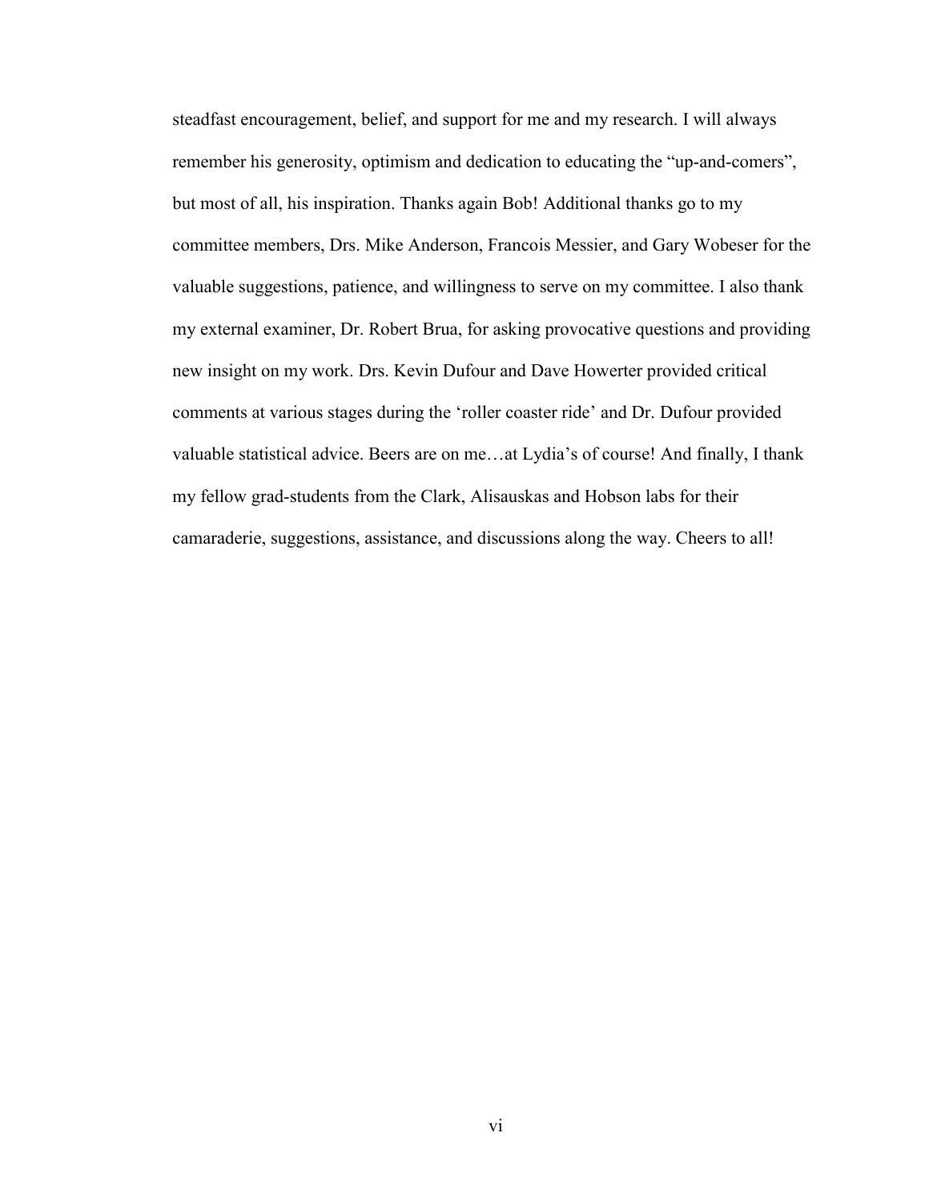steadfast encouragement, belief, and support for me and my research. I will always remember his generosity, optimism and dedication to educating the "up-and-comers", but most of all, his inspiration. Thanks again Bob! Additional thanks go to my committee members, Drs. Mike Anderson, Francois Messier, and Gary Wobeser for the valuable suggestions, patience, and willingness to serve on my committee. I also thank my external examiner, Dr. Robert Brua, for asking provocative questions and providing new insight on my work. Drs. Kevin Dufour and Dave Howerter provided critical comments at various stages during the 'roller coaster ride' and Dr. Dufour provided valuable statistical advice. Beers are on me…at Lydia's of course! And finally, I thank my fellow grad-students from the Clark, Alisauskas and Hobson labs for their camaraderie, suggestions, assistance, and discussions along the way. Cheers to all!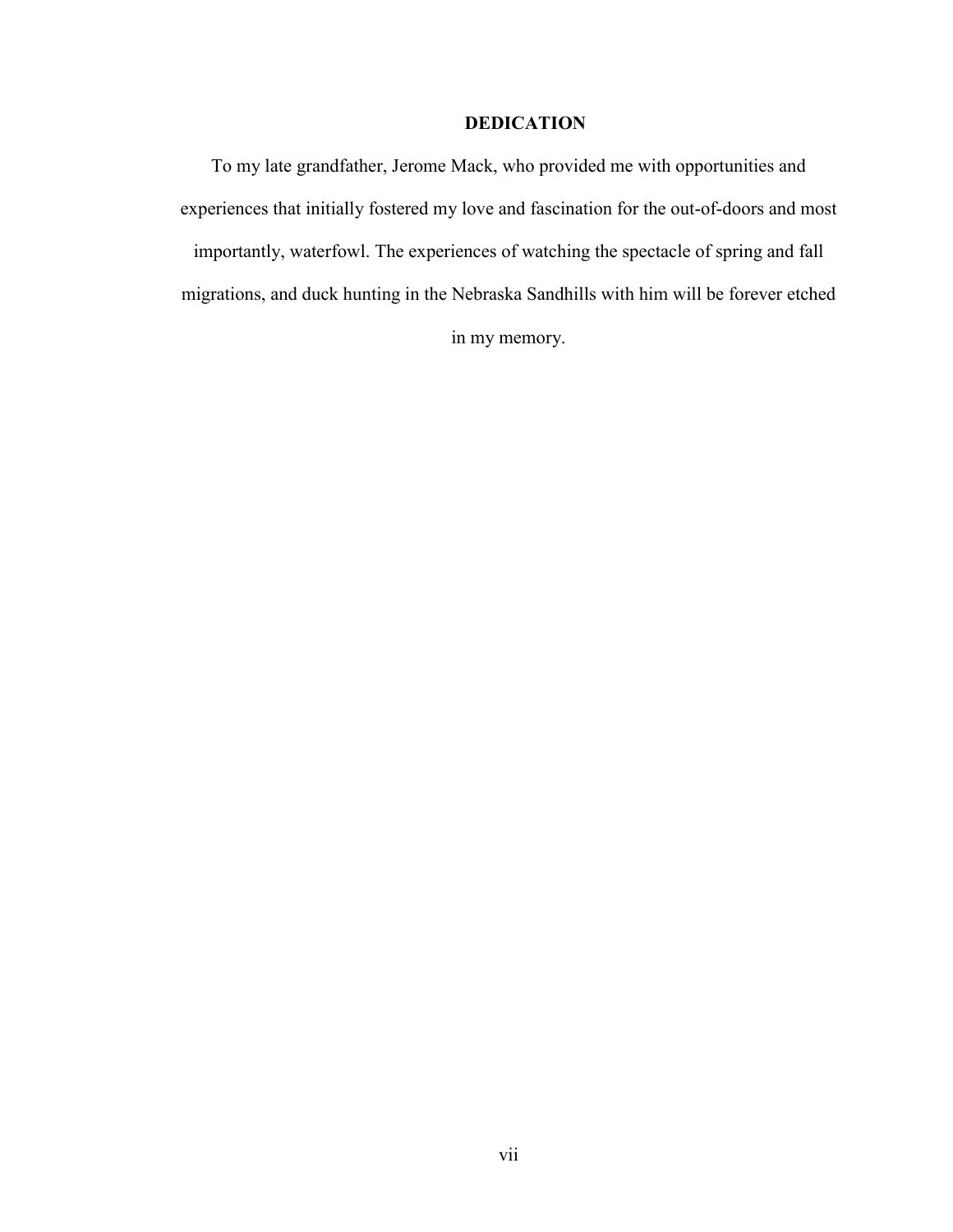# DEDICATION

To my late grandfather, Jerome Mack, who provided me with opportunities and experiences that initially fostered my love and fascination for the out-of-doors and most importantly, waterfowl. The experiences of watching the spectacle of spring and fall migrations, and duck hunting in the Nebraska Sandhills with him will be forever etched in my memory.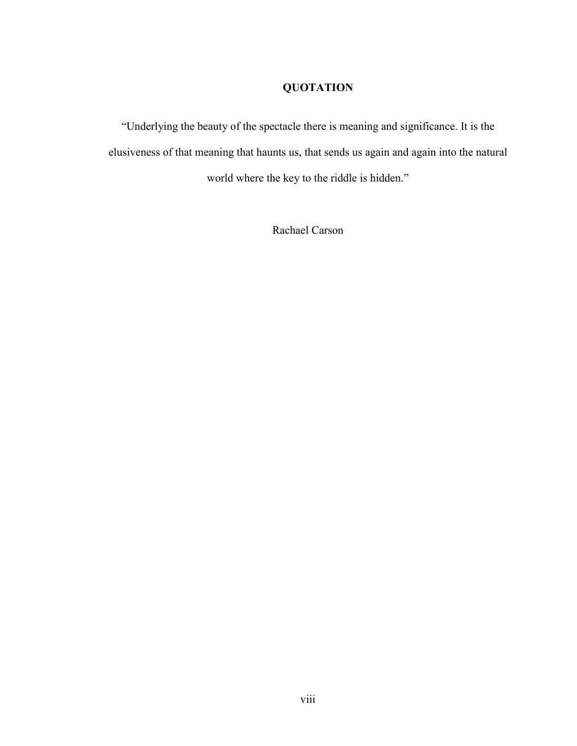## QUOTATION

"Underlying the beauty of the spectacle there is meaning and significance. It is the elusiveness of that meaning that haunts us, that sends us again and again into the natural world where the key to the riddle is hidden."

Rachael Carson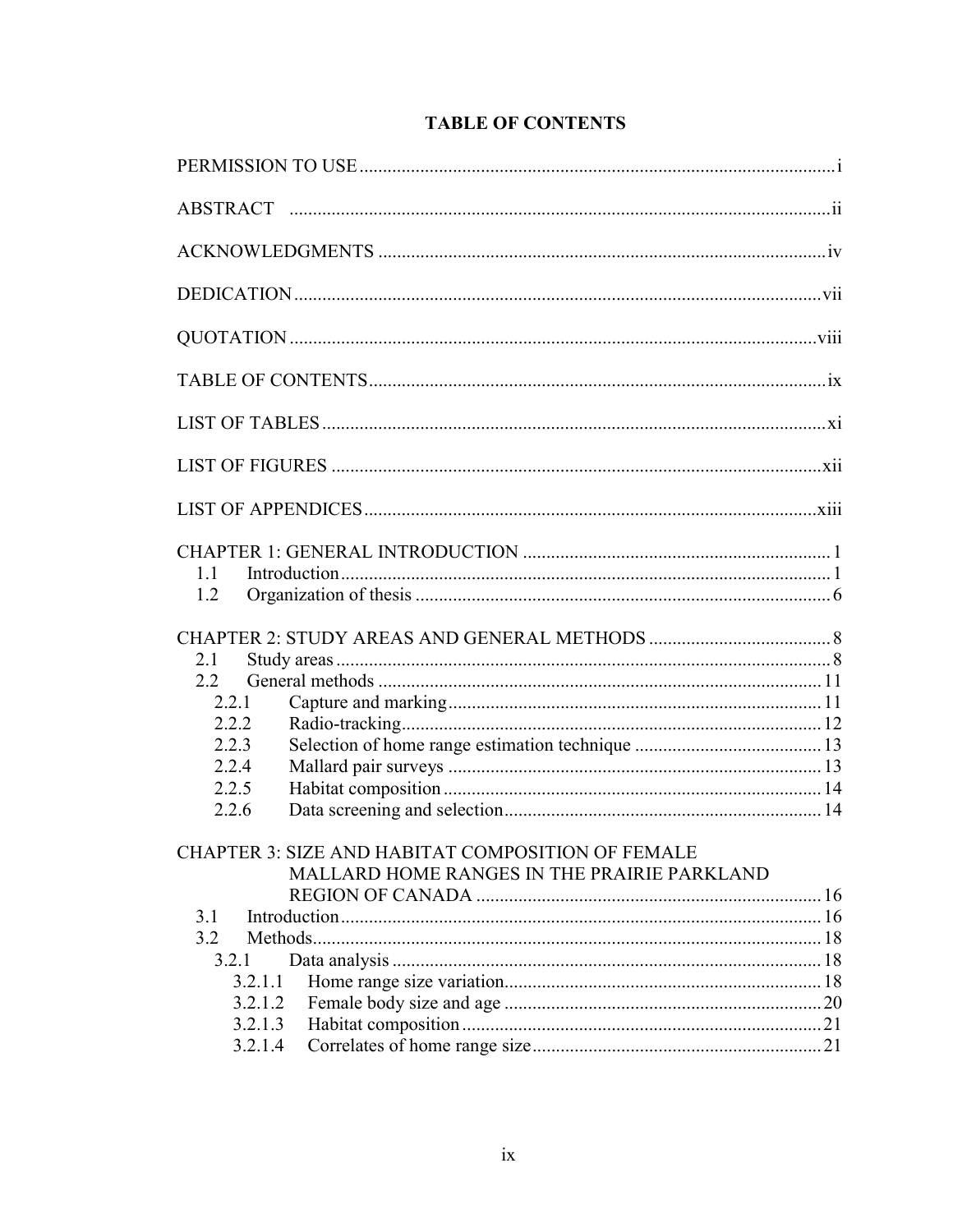# TABLE OF CONTENTS

PERMISSION TO USE ..................................................................................................... i

ABSTRACT ................................................................................................................... ii

ACKNOWLEDGMENTS ................................................................................................ iv

DEDICATION ................................................................................................................ vii

QUOTATION ................................................................................................................. viii

TABLE OF CONTENTS .................................................................................................. ix

LIST OF TABLES ........................................................................................................... xi

LIST OF FIGURES ......................................................................................................... xii

LIST OF APPENDICES .................................................................................................. xiii

CHAPTER 1: GENERAL INTRODUCTION ...................................................................... 1
- 1.1 Introduction ................................................................................................. 1
- 1.2 Organization of thesis .................................................................................. 6

CHAPTER 2: STUDY AREAS AND GENERAL METHODS ............................................ 8
- 2.1 Study areas .................................................................................................. 8
- 2.2 General methods ......................................................................................... 11
  - 2.2.1 Capture and marking ............................................................................ 11
  - 2.2.2 Radio-tracking ...................................................................................... 12
  - 2.2.3 Selection of home range estimation technique ..................................... 13
  - 2.2.4 Mallard pair surveys ............................................................................. 13
  - 2.2.5 Habitat composition ............................................................................. 14
  - 2.2.6 Data screening and selection ................................................................ 14

CHAPTER 3: SIZE AND HABITAT COMPOSITION OF FEMALE MALLARD HOME RANGES IN THE PRAIRIE PARKLAND REGION OF CANADA ........................................................................ 16
- 3.1 Introduction ................................................................................................. 16
- 3.2 Methods ....................................................................................................... 18
  - 3.2.1 Data analysis ........................................................................................ 18
    - 3.2.1.1 Home range size variation ............................................................... 18
    - 3.2.1.2 Female body size and age ................................................................ 20
    - 3.2.1.3 Habitat composition ......................................................................... 21
    - 3.2.1.4 Correlates of home range size ......................................................... 21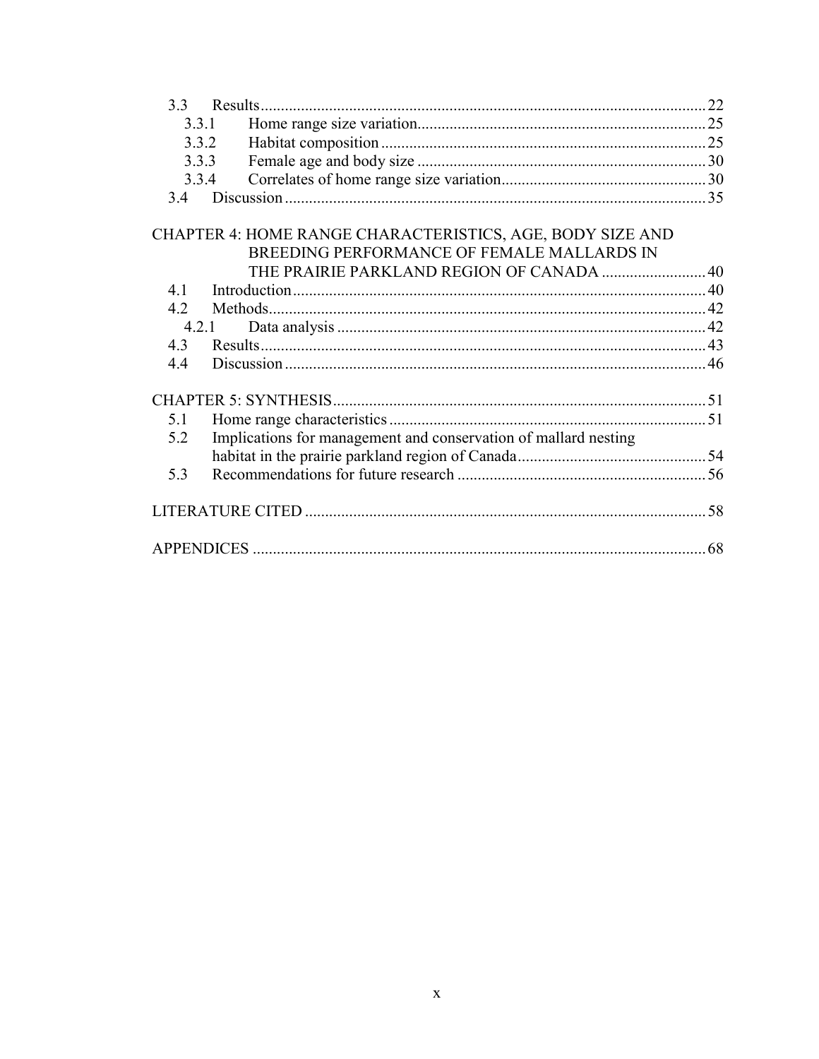3.3 Results ... 22

3.3.1 Home range size variation ... 25

3.3.2 Habitat composition ... 25

3.3.3 Female age and body size ... 30

3.3.4 Correlates of home range size variation ... 30

3.4 Discussion ... 35

CHAPTER 4: HOME RANGE CHARACTERISTICS, AGE, BODY SIZE AND BREEDING PERFORMANCE OF FEMALE MALLARDS IN THE PRAIRIE PARKLAND REGION OF CANADA ... 40

4.1 Introduction ... 40

4.2 Methods ... 42

4.2.1 Data analysis ... 42

4.3 Results ... 43

4.4 Discussion ... 46

CHAPTER 5: SYNTHESIS ... 51

5.1 Home range characteristics ... 51

5.2 Implications for management and conservation of mallard nesting habitat in the prairie parkland region of Canada ... 54

5.3 Recommendations for future research ... 56

LITERATURE CITED ... 58

APPENDICES ... 68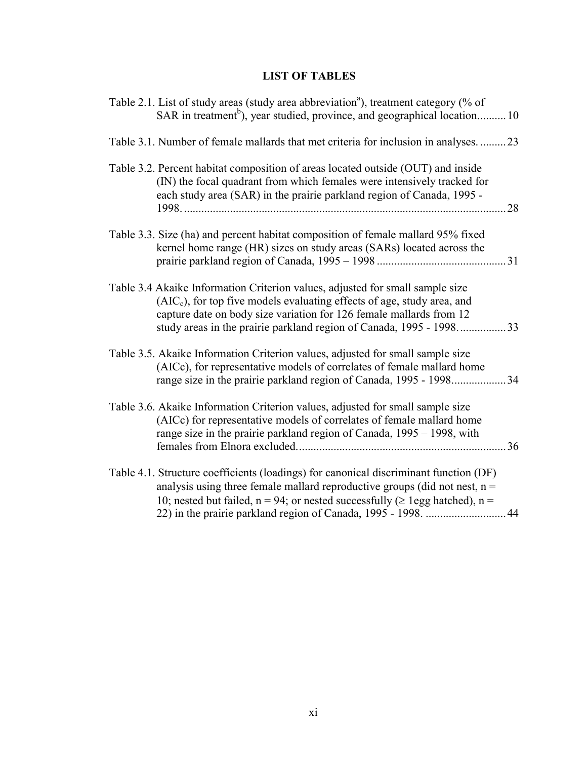# LIST OF TABLES

Table 2.1. List of study areas (study area abbreviation[a]), treatment category (% of SAR in treatment[b]), year studied, province, and geographical location.......... 10

Table 3.1. Number of female mallards that met criteria for inclusion in analyses. ......... 23

Table 3.2. Percent habitat composition of areas located outside (OUT) and inside (IN) the focal quadrant from which females were intensively tracked for each study area (SAR) in the prairie parkland region of Canada, 1995 - 1998. ................................................................................................................ 28

Table 3.3. Size (ha) and percent habitat composition of female mallard 95% fixed kernel home range (HR) sizes on study areas (SARs) located across the prairie parkland region of Canada, 1995 – 1998 ............................................ 31

Table 3.4 Akaike Information Criterion values, adjusted for small sample size ($AIC_c$), for top five models evaluating effects of age, study area, and capture date on body size variation for 126 female mallards from 12 study areas in the prairie parkland region of Canada, 1995 - 1998. ................ 33

Table 3.5. Akaike Information Criterion values, adjusted for small sample size (AICc), for representative models of correlates of female mallard home range size in the prairie parkland region of Canada, 1995 - 1998.................. 34

Table 3.6. Akaike Information Criterion values, adjusted for small sample size (AICc) for representative models of correlates of female mallard home range size in the prairie parkland region of Canada, 1995 – 1998, with females from Elnora excluded........................................................................ 36

Table 4.1. Structure coefficients (loadings) for canonical discriminant function (DF) analysis using three female mallard reproductive groups (did not nest, n = 10; nested but failed, n = 94; or nested successfully (≥ 1egg hatched), n = 22) in the prairie parkland region of Canada, 1995 - 1998. ............................ 44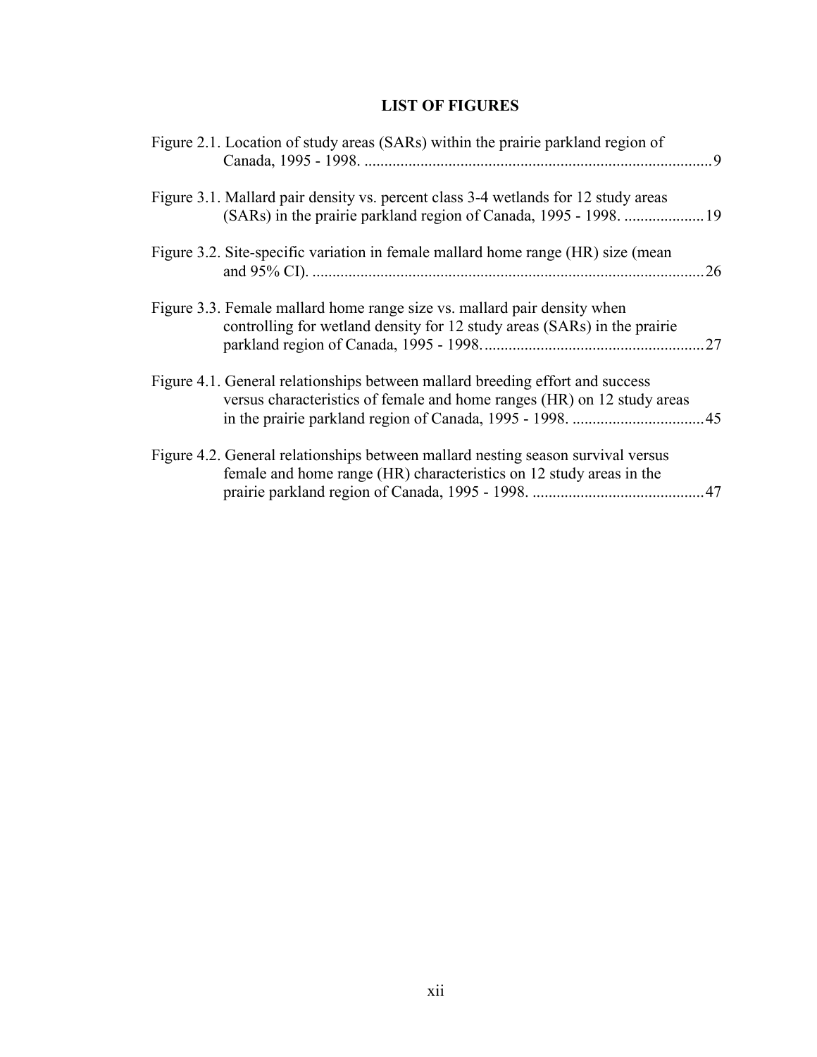# LIST OF FIGURES

Figure 2.1. Location of study areas (SARs) within the prairie parkland region of Canada, 1995 - 1998. ....................................................................................... 9

Figure 3.1. Mallard pair density vs. percent class 3-4 wetlands for 12 study areas (SARs) in the prairie parkland region of Canada, 1995 - 1998. .................... 19

Figure 3.2. Site-specific variation in female mallard home range (HR) size (mean and 95% CI). .................................................................................................. 26

Figure 3.3. Female mallard home range size vs. mallard pair density when controlling for wetland density for 12 study areas (SARs) in the prairie parkland region of Canada, 1995 - 1998. ....................................................... 27

Figure 4.1. General relationships between mallard breeding effort and success versus characteristics of female and home ranges (HR) on 12 study areas in the prairie parkland region of Canada, 1995 - 1998. ................................. 45

Figure 4.2. General relationships between mallard nesting season survival versus female and home range (HR) characteristics on 12 study areas in the prairie parkland region of Canada, 1995 - 1998. ........................................... 47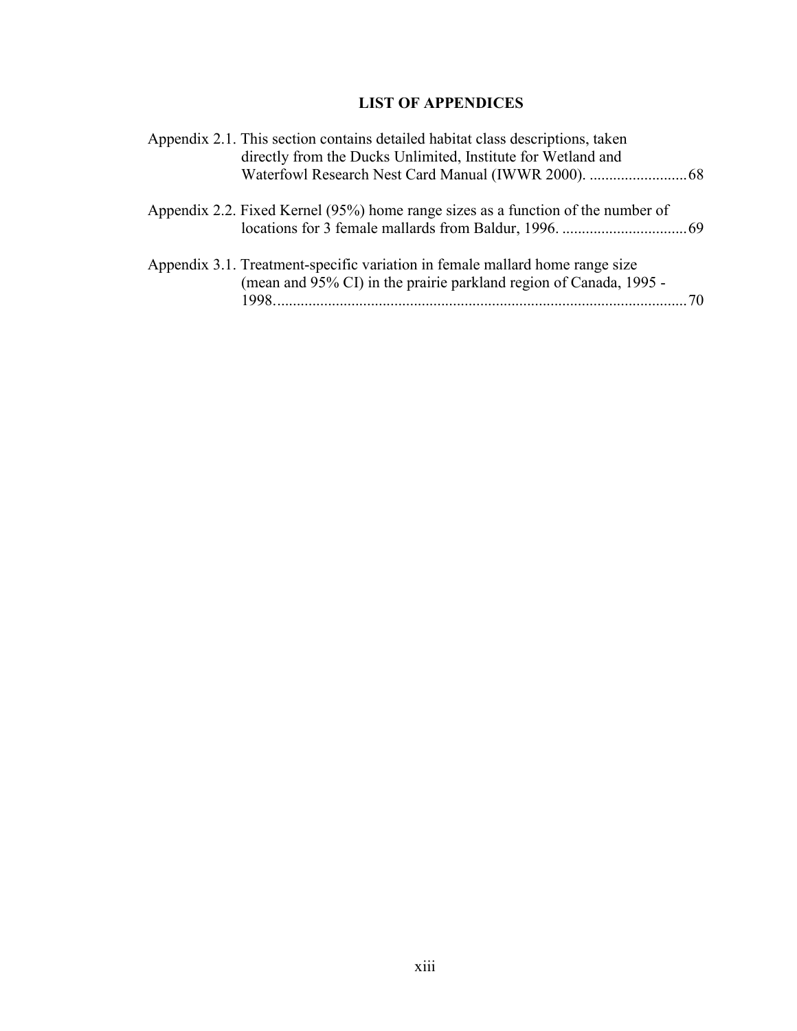# LIST OF APPENDICES

Appendix 2.1. This section contains detailed habitat class descriptions, taken directly from the Ducks Unlimited, Institute for Wetland and Waterfowl Research Nest Card Manual (IWWR 2000). .......................... 68

Appendix 2.2. Fixed Kernel (95%) home range sizes as a function of the number of locations for 3 female mallards from Baldur, 1996. ................................ 69

Appendix 3.1. Treatment-specific variation in female mallard home range size (mean and 95% CI) in the prairie parkland region of Canada, 1995 - 1998. ........................................................................................................ 70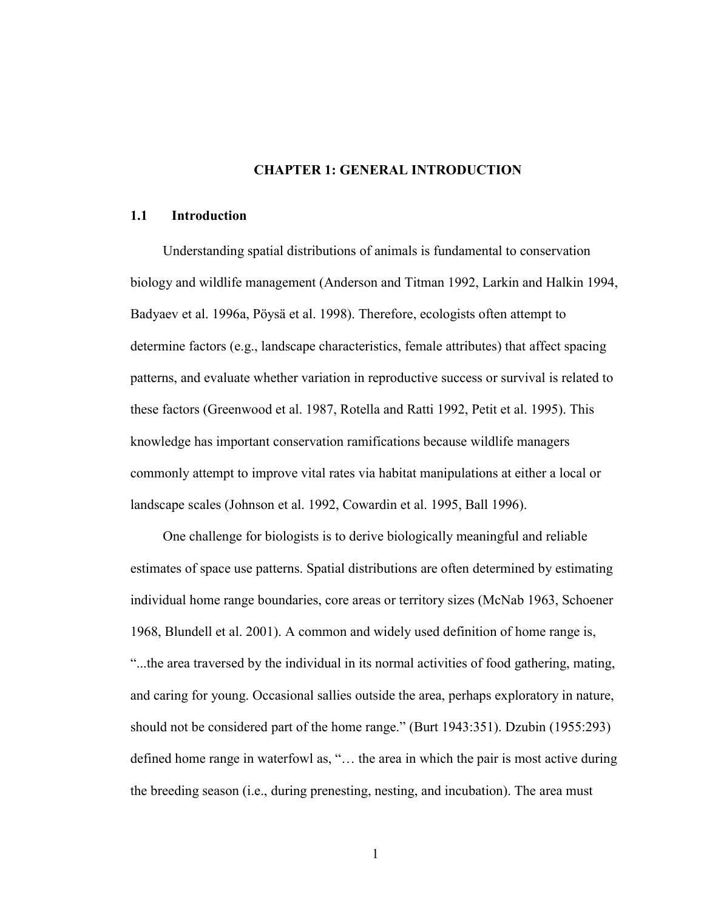# CHAPTER 1: GENERAL INTRODUCTION

## 1.1 Introduction

Understanding spatial distributions of animals is fundamental to conservation biology and wildlife management (Anderson and Titman 1992, Larkin and Halkin 1994, Badyaev et al. 1996a, Pöysä et al. 1998). Therefore, ecologists often attempt to determine factors (e.g., landscape characteristics, female attributes) that affect spacing patterns, and evaluate whether variation in reproductive success or survival is related to these factors (Greenwood et al. 1987, Rotella and Ratti 1992, Petit et al. 1995). This knowledge has important conservation ramifications because wildlife managers commonly attempt to improve vital rates via habitat manipulations at either a local or landscape scales (Johnson et al. 1992, Cowardin et al. 1995, Ball 1996).

One challenge for biologists is to derive biologically meaningful and reliable estimates of space use patterns. Spatial distributions are often determined by estimating individual home range boundaries, core areas or territory sizes (McNab 1963, Schoener 1968, Blundell et al. 2001). A common and widely used definition of home range is, "...the area traversed by the individual in its normal activities of food gathering, mating, and caring for young. Occasional sallies outside the area, perhaps exploratory in nature, should not be considered part of the home range." (Burt 1943:351). Dzubin (1955:293) defined home range in waterfowl as, "… the area in which the pair is most active during the breeding season (i.e., during prenesting, nesting, and incubation). The area must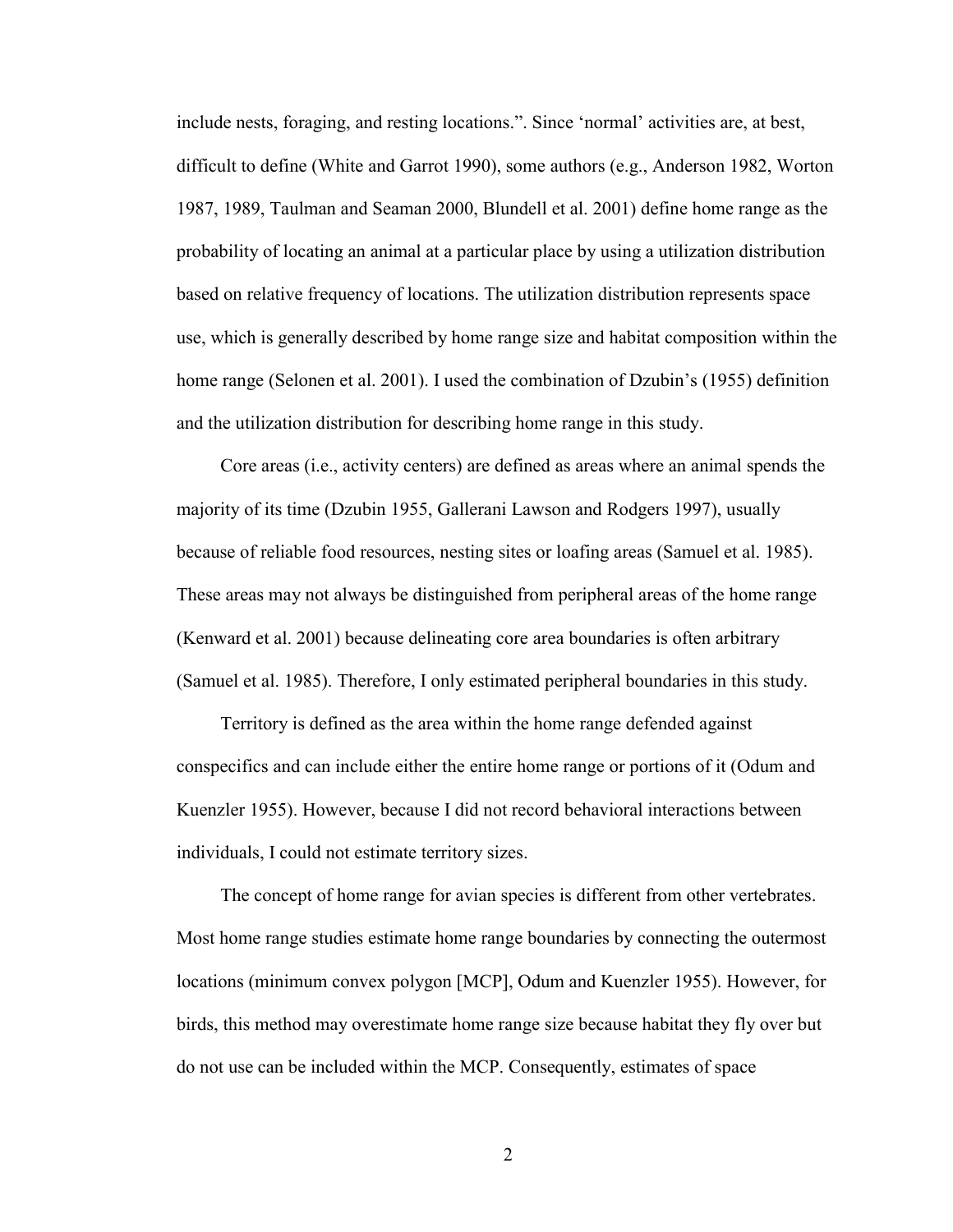include nests, foraging, and resting locations.". Since 'normal' activities are, at best, difficult to define (White and Garrot 1990), some authors (e.g., Anderson 1982, Worton 1987, 1989, Taulman and Seaman 2000, Blundell et al. 2001) define home range as the probability of locating an animal at a particular place by using a utilization distribution based on relative frequency of locations. The utilization distribution represents space use, which is generally described by home range size and habitat composition within the home range (Selonen et al. 2001). I used the combination of Dzubin's (1955) definition and the utilization distribution for describing home range in this study.

Core areas (i.e., activity centers) are defined as areas where an animal spends the majority of its time (Dzubin 1955, Gallerani Lawson and Rodgers 1997), usually because of reliable food resources, nesting sites or loafing areas (Samuel et al. 1985). These areas may not always be distinguished from peripheral areas of the home range (Kenward et al. 2001) because delineating core area boundaries is often arbitrary (Samuel et al. 1985). Therefore, I only estimated peripheral boundaries in this study.

Territory is defined as the area within the home range defended against conspecifics and can include either the entire home range or portions of it (Odum and Kuenzler 1955). However, because I did not record behavioral interactions between individuals, I could not estimate territory sizes.

The concept of home range for avian species is different from other vertebrates. Most home range studies estimate home range boundaries by connecting the outermost locations (minimum convex polygon [MCP], Odum and Kuenzler 1955). However, for birds, this method may overestimate home range size because habitat they fly over but do not use can be included within the MCP. Consequently, estimates of space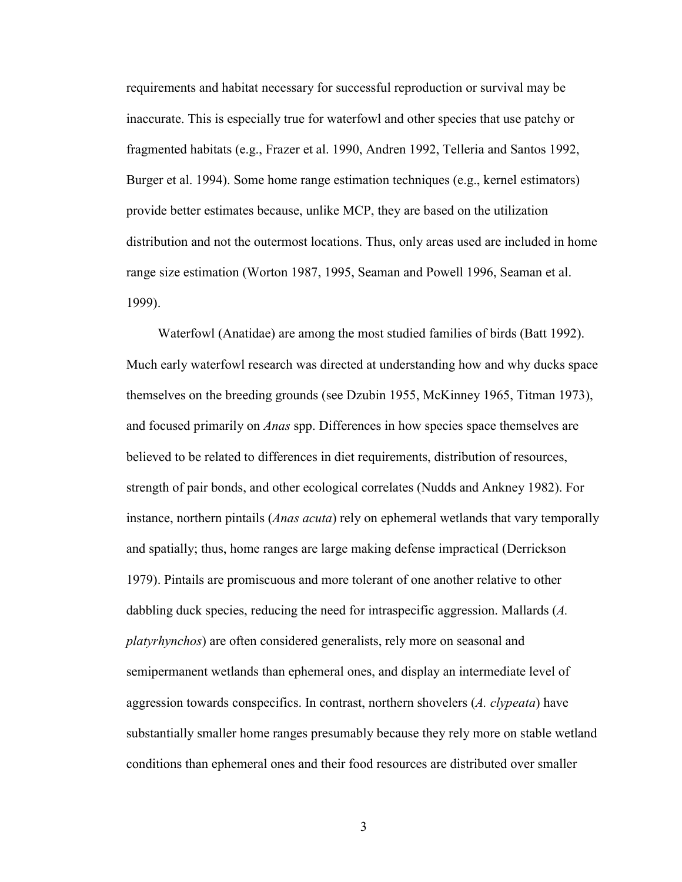requirements and habitat necessary for successful reproduction or survival may be inaccurate. This is especially true for waterfowl and other species that use patchy or fragmented habitats (e.g., Frazer et al. 1990, Andren 1992, Telleria and Santos 1992, Burger et al. 1994). Some home range estimation techniques (e.g., kernel estimators) provide better estimates because, unlike MCP, they are based on the utilization distribution and not the outermost locations. Thus, only areas used are included in home range size estimation (Worton 1987, 1995, Seaman and Powell 1996, Seaman et al. 1999).

Waterfowl (Anatidae) are among the most studied families of birds (Batt 1992). Much early waterfowl research was directed at understanding how and why ducks space themselves on the breeding grounds (see Dzubin 1955, McKinney 1965, Titman 1973), and focused primarily on *Anas* spp. Differences in how species space themselves are believed to be related to differences in diet requirements, distribution of resources, strength of pair bonds, and other ecological correlates (Nudds and Ankney 1982). For instance, northern pintails (*Anas acuta*) rely on ephemeral wetlands that vary temporally and spatially; thus, home ranges are large making defense impractical (Derrickson 1979). Pintails are promiscuous and more tolerant of one another relative to other dabbling duck species, reducing the need for intraspecific aggression. Mallards (*A. platyrhynchos*) are often considered generalists, rely more on seasonal and semipermanent wetlands than ephemeral ones, and display an intermediate level of aggression towards conspecifics. In contrast, northern shovelers (*A. clypeata*) have substantially smaller home ranges presumably because they rely more on stable wetland conditions than ephemeral ones and their food resources are distributed over smaller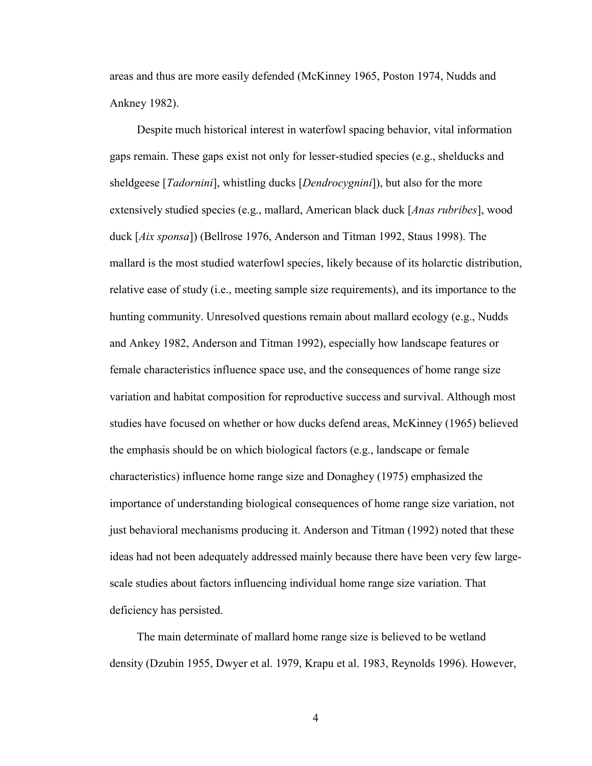areas and thus are more easily defended (McKinney 1965, Poston 1974, Nudds and Ankney 1982).

Despite much historical interest in waterfowl spacing behavior, vital information gaps remain. These gaps exist not only for lesser-studied species (e.g., shelducks and sheldgeese [*Tadornini*], whistling ducks [*Dendrocygnini*]), but also for the more extensively studied species (e.g., mallard, American black duck [*Anas rubribes*], wood duck [*Aix sponsa*]) (Bellrose 1976, Anderson and Titman 1992, Staus 1998). The mallard is the most studied waterfowl species, likely because of its holarctic distribution, relative ease of study (i.e., meeting sample size requirements), and its importance to the hunting community. Unresolved questions remain about mallard ecology (e.g., Nudds and Ankey 1982, Anderson and Titman 1992), especially how landscape features or female characteristics influence space use, and the consequences of home range size variation and habitat composition for reproductive success and survival. Although most studies have focused on whether or how ducks defend areas, McKinney (1965) believed the emphasis should be on which biological factors (e.g., landscape or female characteristics) influence home range size and Donaghey (1975) emphasized the importance of understanding biological consequences of home range size variation, not just behavioral mechanisms producing it. Anderson and Titman (1992) noted that these ideas had not been adequately addressed mainly because there have been very few large-scale studies about factors influencing individual home range size variation. That deficiency has persisted.

The main determinate of mallard home range size is believed to be wetland density (Dzubin 1955, Dwyer et al. 1979, Krapu et al. 1983, Reynolds 1996). However,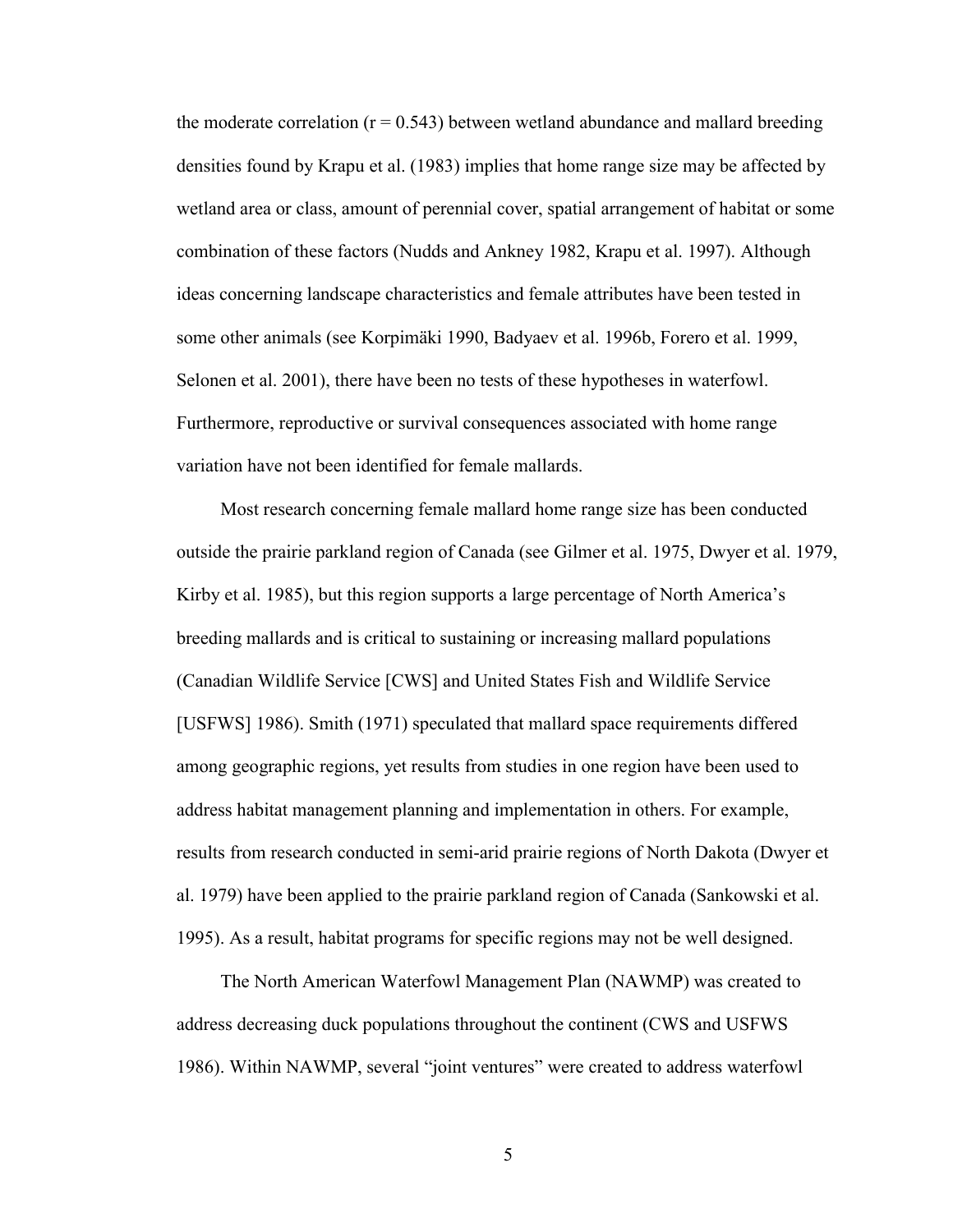the moderate correlation ($r = 0.543$) between wetland abundance and mallard breeding densities found by Krapu et al. (1983) implies that home range size may be affected by wetland area or class, amount of perennial cover, spatial arrangement of habitat or some combination of these factors (Nudds and Ankney 1982, Krapu et al. 1997). Although ideas concerning landscape characteristics and female attributes have been tested in some other animals (see Korpimäki 1990, Badyaev et al. 1996b, Forero et al. 1999, Selonen et al. 2001), there have been no tests of these hypotheses in waterfowl. Furthermore, reproductive or survival consequences associated with home range variation have not been identified for female mallards.

Most research concerning female mallard home range size has been conducted outside the prairie parkland region of Canada (see Gilmer et al. 1975, Dwyer et al. 1979, Kirby et al. 1985), but this region supports a large percentage of North America's breeding mallards and is critical to sustaining or increasing mallard populations (Canadian Wildlife Service [CWS] and United States Fish and Wildlife Service [USFWS] 1986). Smith (1971) speculated that mallard space requirements differed among geographic regions, yet results from studies in one region have been used to address habitat management planning and implementation in others. For example, results from research conducted in semi-arid prairie regions of North Dakota (Dwyer et al. 1979) have been applied to the prairie parkland region of Canada (Sankowski et al. 1995). As a result, habitat programs for specific regions may not be well designed.

The North American Waterfowl Management Plan (NAWMP) was created to address decreasing duck populations throughout the continent (CWS and USFWS 1986). Within NAWMP, several "joint ventures" were created to address waterfowl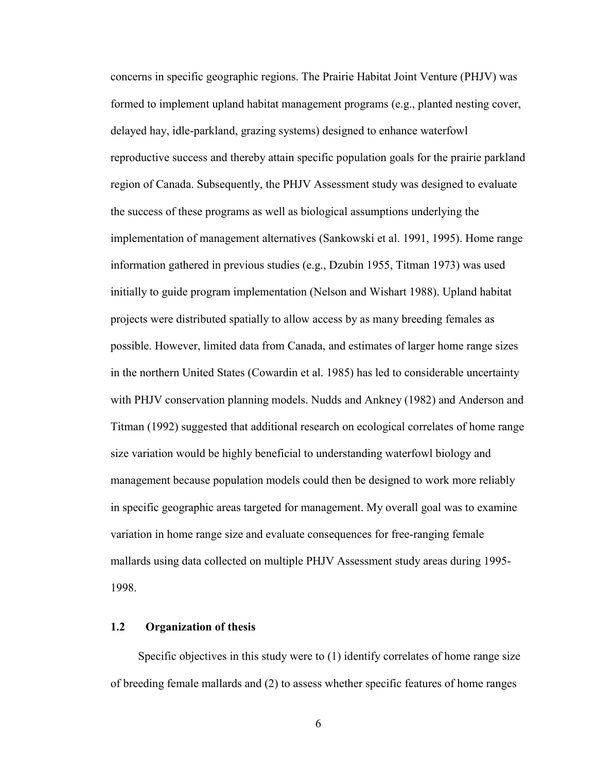concerns in specific geographic regions. The Prairie Habitat Joint Venture (PHJV) was formed to implement upland habitat management programs (e.g., planted nesting cover, delayed hay, idle-parkland, grazing systems) designed to enhance waterfowl reproductive success and thereby attain specific population goals for the prairie parkland region of Canada. Subsequently, the PHJV Assessment study was designed to evaluate the success of these programs as well as biological assumptions underlying the implementation of management alternatives (Sankowski et al. 1991, 1995). Home range information gathered in previous studies (e.g., Dzubin 1955, Titman 1973) was used initially to guide program implementation (Nelson and Wishart 1988). Upland habitat projects were distributed spatially to allow access by as many breeding females as possible. However, limited data from Canada, and estimates of larger home range sizes in the northern United States (Cowardin et al. 1985) has led to considerable uncertainty with PHJV conservation planning models. Nudds and Ankney (1982) and Anderson and Titman (1992) suggested that additional research on ecological correlates of home range size variation would be highly beneficial to understanding waterfowl biology and management because population models could then be designed to work more reliably in specific geographic areas targeted for management. My overall goal was to examine variation in home range size and evaluate consequences for free-ranging female mallards using data collected on multiple PHJV Assessment study areas during 1995-1998.

## 1.2 Organization of thesis

Specific objectives in this study were to (1) identify correlates of home range size of breeding female mallards and (2) to assess whether specific features of home ranges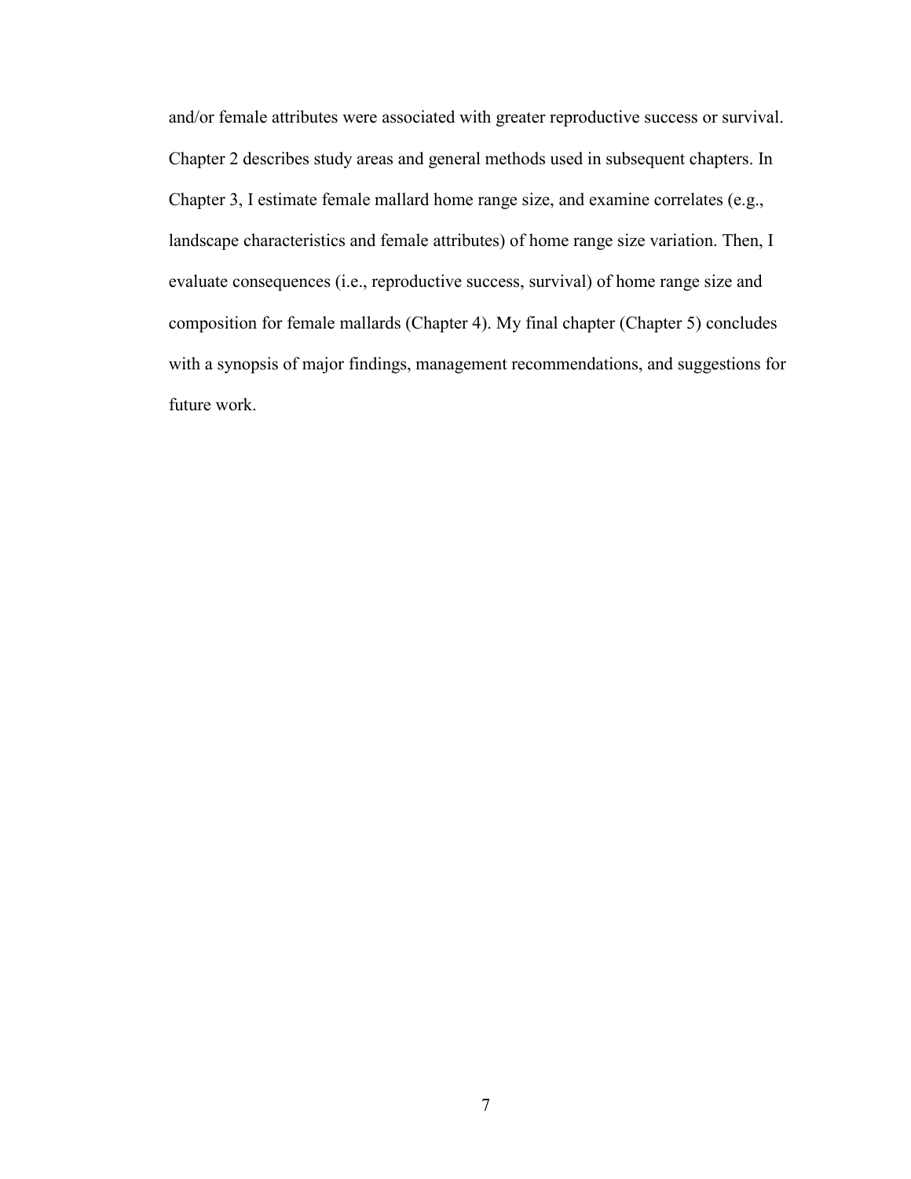and/or female attributes were associated with greater reproductive success or survival. Chapter 2 describes study areas and general methods used in subsequent chapters. In Chapter 3, I estimate female mallard home range size, and examine correlates (e.g., landscape characteristics and female attributes) of home range size variation. Then, I evaluate consequences (i.e., reproductive success, survival) of home range size and composition for female mallards (Chapter 4). My final chapter (Chapter 5) concludes with a synopsis of major findings, management recommendations, and suggestions for future work.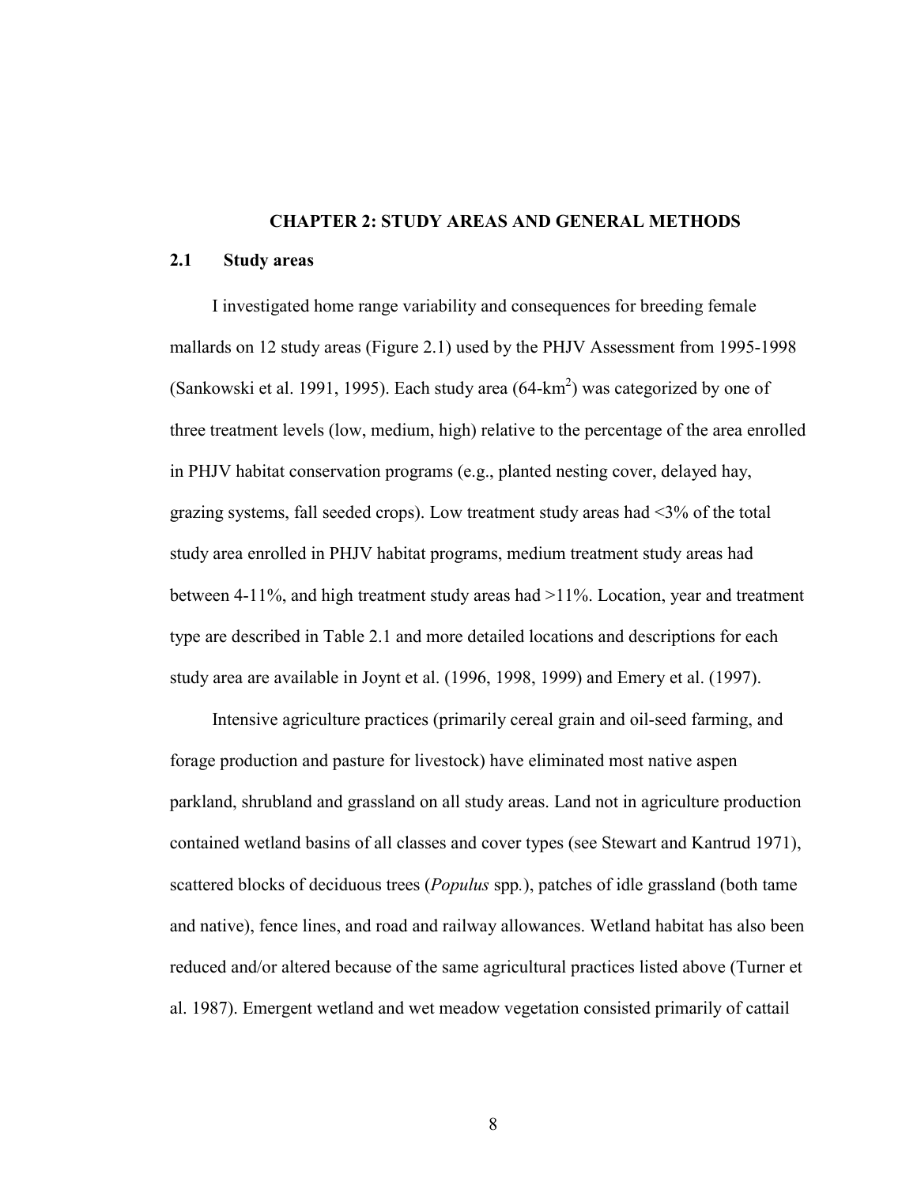# CHAPTER 2: STUDY AREAS AND GENERAL METHODS

## 2.1 Study areas

I investigated home range variability and consequences for breeding female mallards on 12 study areas (Figure 2.1) used by the PHJV Assessment from 1995-1998 (Sankowski et al. 1991, 1995). Each study area (64-$km^2$) was categorized by one of three treatment levels (low, medium, high) relative to the percentage of the area enrolled in PHJV habitat conservation programs (e.g., planted nesting cover, delayed hay, grazing systems, fall seeded crops). Low treatment study areas had <3% of the total study area enrolled in PHJV habitat programs, medium treatment study areas had between 4-11%, and high treatment study areas had >11%. Location, year and treatment type are described in Table 2.1 and more detailed locations and descriptions for each study area are available in Joynt et al. (1996, 1998, 1999) and Emery et al. (1997).

Intensive agriculture practices (primarily cereal grain and oil-seed farming, and forage production and pasture for livestock) have eliminated most native aspen parkland, shrubland and grassland on all study areas. Land not in agriculture production contained wetland basins of all classes and cover types (see Stewart and Kantrud 1971), scattered blocks of deciduous trees (*Populus* spp.), patches of idle grassland (both tame and native), fence lines, and road and railway allowances. Wetland habitat has also been reduced and/or altered because of the same agricultural practices listed above (Turner et al. 1987). Emergent wetland and wet meadow vegetation consisted primarily of cattail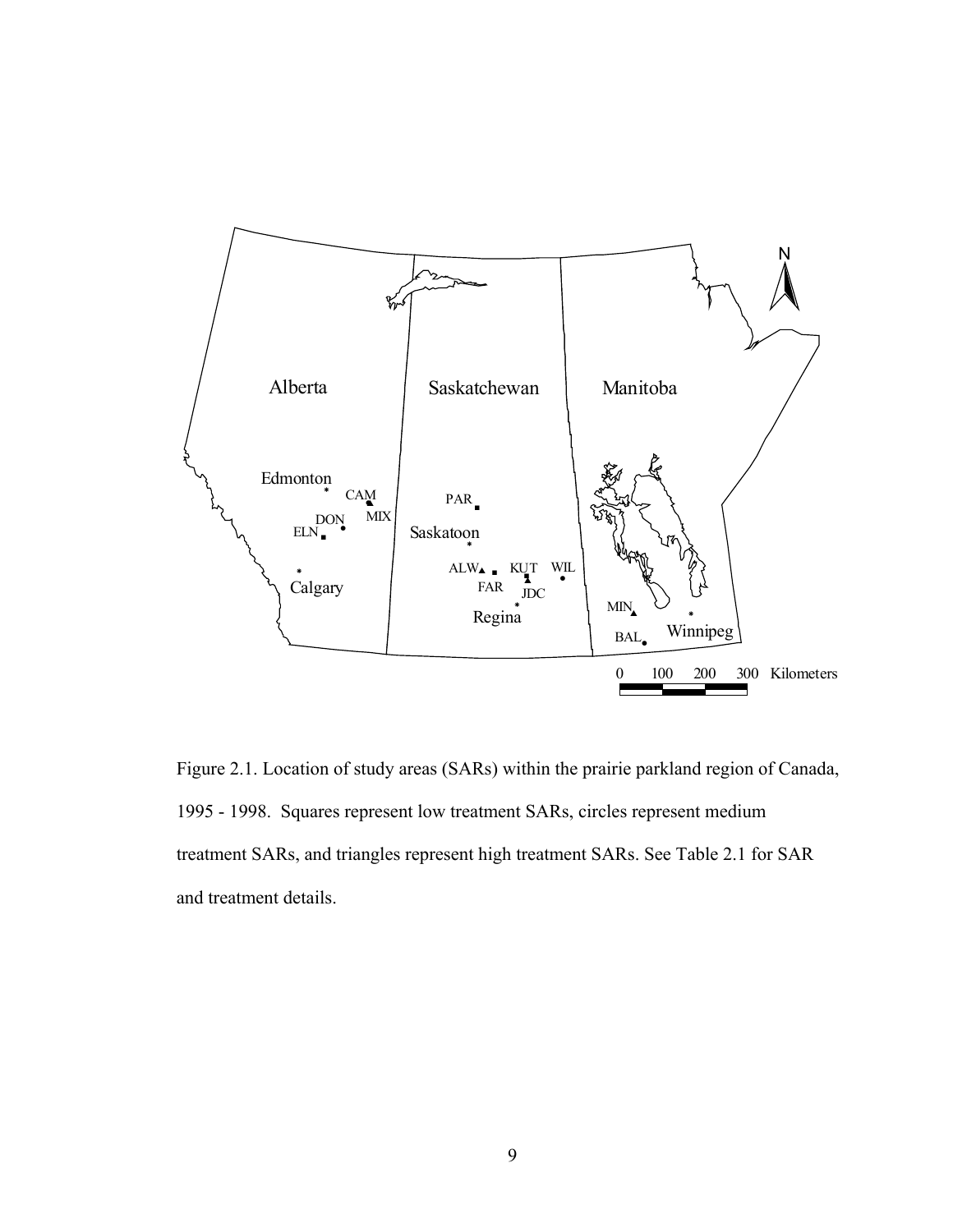Figure 2.1. Location of study areas (SARs) within the prairie parkland region of Canada, 1995 - 1998. Squares represent low treatment SARs, circles represent medium treatment SARs, and triangles represent high treatment SARs. See Table 2.1 for SAR and treatment details.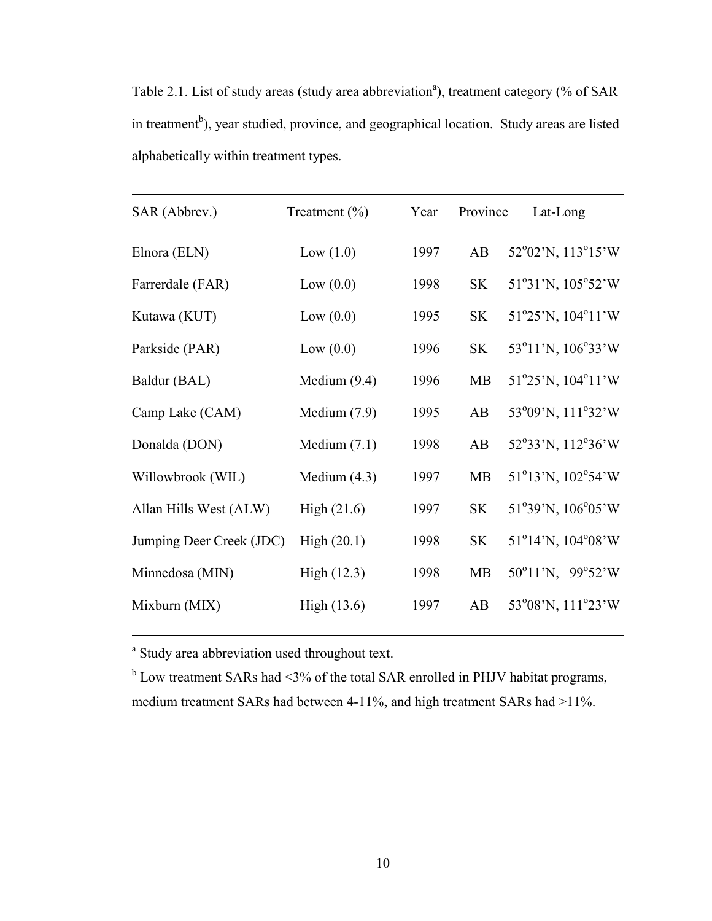Table 2.1. List of study areas (study area abbreviation[a]), treatment category (% of SAR in treatment[b]), year studied, province, and geographical location. Study areas are listed alphabetically within treatment types.

| SAR (Abbrev.) | Treatment (%) | Year | Province | Lat-Long |
|---|---|---|---|---|
| Elnora (ELN) | Low (1.0) | 1997 | AB | 52°02'N, 113°15'W |
| Farrerdale (FAR) | Low (0.0) | 1998 | SK | 51°31'N, 105°52'W |
| Kutawa (KUT) | Low (0.0) | 1995 | SK | 51°25'N, 104°11'W |
| Parkside (PAR) | Low (0.0) | 1996 | SK | 53°11'N, 106°33'W |
| Baldur (BAL) | Medium (9.4) | 1996 | MB | 51°25'N, 104°11'W |
| Camp Lake (CAM) | Medium (7.9) | 1995 | AB | 53°09'N, 111°32'W |
| Donalda (DON) | Medium (7.1) | 1998 | AB | 52°33'N, 112°36'W |
| Willowbrook (WIL) | Medium (4.3) | 1997 | MB | 51°13'N, 102°54'W |
| Allan Hills West (ALW) | High (21.6) | 1997 | SK | 51°39'N, 106°05'W |
| Jumping Deer Creek (JDC) | High (20.1) | 1998 | SK | 51°14'N, 104°08'W |
| Minnedosa (MIN) | High (12.3) | 1998 | MB | 50°11'N, 99°52'W |
| Mixburn (MIX) | High (13.6) | 1997 | AB | 53°08'N, 111°23'W |

[a] Study area abbreviation used throughout text.

[b] Low treatment SARs had <3% of the total SAR enrolled in PHJV habitat programs, medium treatment SARs had between 4-11%, and high treatment SARs had >11%.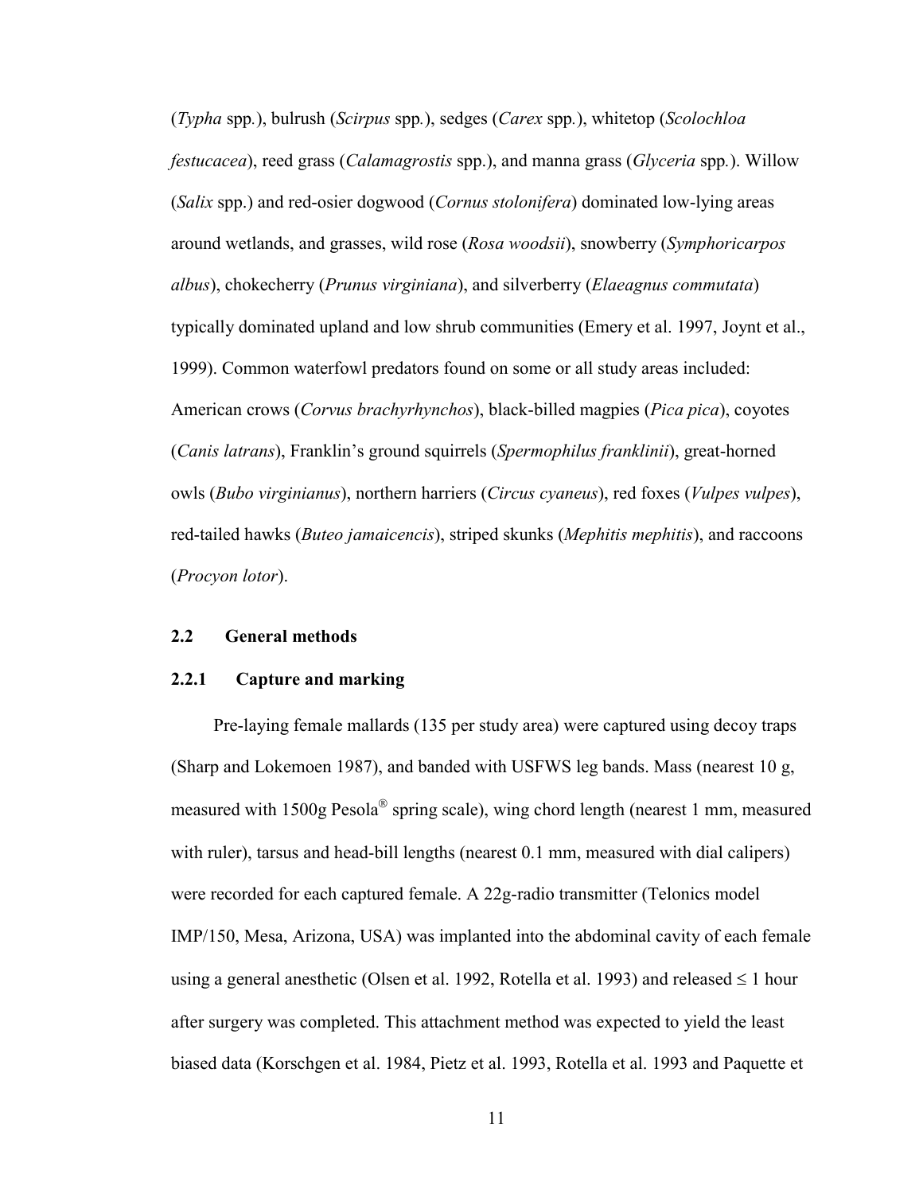(*Typha* spp.), bulrush (*Scirpus* spp.), sedges (*Carex* spp.), whitetop (*Scolochloa festucacea*), reed grass (*Calamagrostis* spp.), and manna grass (*Glyceria* spp.). Willow (*Salix* spp.) and red-osier dogwood (*Cornus stolonifera*) dominated low-lying areas around wetlands, and grasses, wild rose (*Rosa woodsii*), snowberry (*Symphoricarpos albus*), chokecherry (*Prunus virginiana*), and silverberry (*Elaeagnus commutata*) typically dominated upland and low shrub communities (Emery et al. 1997, Joynt et al., 1999). Common waterfowl predators found on some or all study areas included: American crows (*Corvus brachyrhynchos*), black-billed magpies (*Pica pica*), coyotes (*Canis latrans*), Franklin's ground squirrels (*Spermophilus franklinii*), great-horned owls (*Bubo virginianus*), northern harriers (*Circus cyaneus*), red foxes (*Vulpes vulpes*), red-tailed hawks (*Buteo jamaicencis*), striped skunks (*Mephitis mephitis*), and raccoons (*Procyon lotor*).

## 2.2 General methods

### 2.2.1 Capture and marking

Pre-laying female mallards (135 per study area) were captured using decoy traps (Sharp and Lokemoen 1987), and banded with USFWS leg bands. Mass (nearest 10 g, measured with 1500g Pesola® spring scale), wing chord length (nearest 1 mm, measured with ruler), tarsus and head-bill lengths (nearest 0.1 mm, measured with dial calipers) were recorded for each captured female. A 22g-radio transmitter (Telonics model IMP/150, Mesa, Arizona, USA) was implanted into the abdominal cavity of each female using a general anesthetic (Olsen et al. 1992, Rotella et al. 1993) and released ≤ 1 hour after surgery was completed. This attachment method was expected to yield the least biased data (Korschgen et al. 1984, Pietz et al. 1993, Rotella et al. 1993 and Paquette et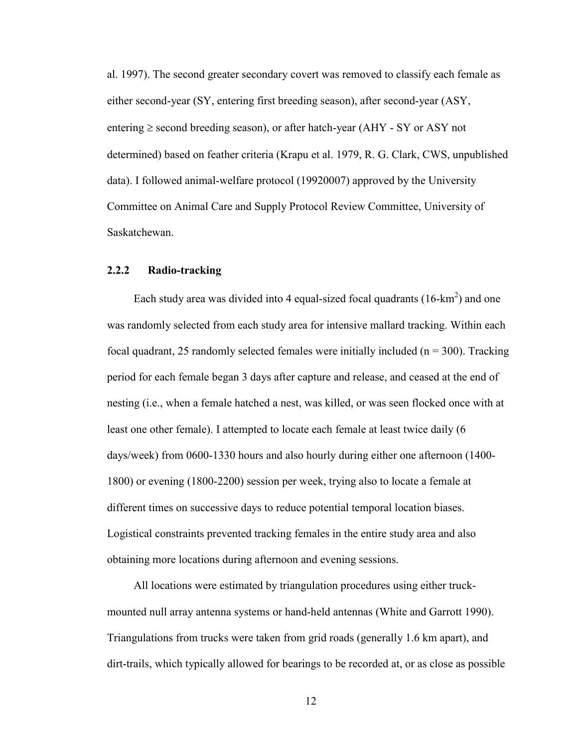al. 1997). The second greater secondary covert was removed to classify each female as either second-year (SY, entering first breeding season), after second-year (ASY, entering ≥ second breeding season), or after hatch-year (AHY - SY or ASY not determined) based on feather criteria (Krapu et al. 1979, R. G. Clark, CWS, unpublished data). I followed animal-welfare protocol (19920007) approved by the University Committee on Animal Care and Supply Protocol Review Committee, University of Saskatchewan.

### 2.2.2 Radio-tracking

Each study area was divided into 4 equal-sized focal quadrants (16-$km^2$) and one was randomly selected from each study area for intensive mallard tracking. Within each focal quadrant, 25 randomly selected females were initially included ($n = 300$). Tracking period for each female began 3 days after capture and release, and ceased at the end of nesting (i.e., when a female hatched a nest, was killed, or was seen flocked once with at least one other female). I attempted to locate each female at least twice daily (6 days/week) from 0600-1330 hours and also hourly during either one afternoon (1400-1800) or evening (1800-2200) session per week, trying also to locate a female at different times on successive days to reduce potential temporal location biases. Logistical constraints prevented tracking females in the entire study area and also obtaining more locations during afternoon and evening sessions.

All locations were estimated by triangulation procedures using either truck-mounted null array antenna systems or hand-held antennas (White and Garrott 1990). Triangulations from trucks were taken from grid roads (generally 1.6 km apart), and dirt-trails, which typically allowed for bearings to be recorded at, or as close as possible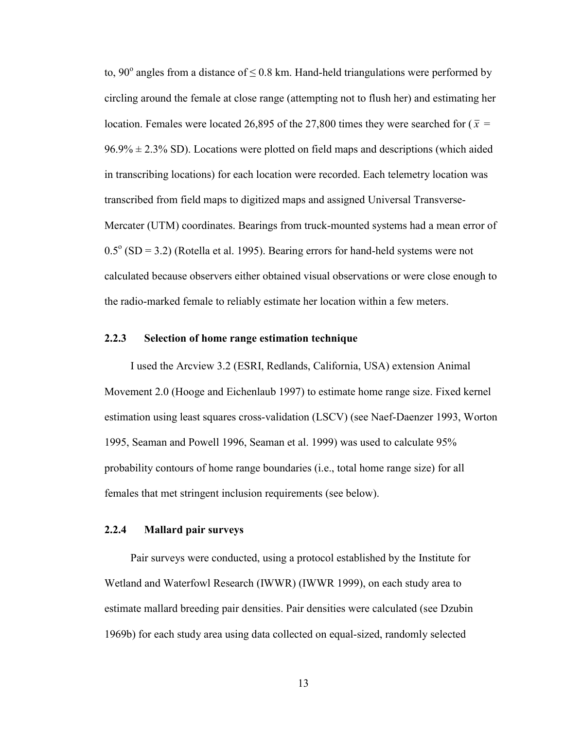to, 90$^{o}$ angles from a distance of $\leq$ 0.8 km. Hand-held triangulations were performed by circling around the female at close range (attempting not to flush her) and estimating her location. Females were located 26,895 of the 27,800 times they were searched for ($\bar{x}$ = 96.9% ± 2.3% SD). Locations were plotted on field maps and descriptions (which aided in transcribing locations) for each location were recorded. Each telemetry location was transcribed from field maps to digitized maps and assigned Universal Transverse-Mercater (UTM) coordinates. Bearings from truck-mounted systems had a mean error of 0.5$^{o}$ (SD = 3.2) (Rotella et al. 1995). Bearing errors for hand-held systems were not calculated because observers either obtained visual observations or were close enough to the radio-marked female to reliably estimate her location within a few meters.

### 2.2.3 Selection of home range estimation technique

I used the Arcview 3.2 (ESRI, Redlands, California, USA) extension Animal Movement 2.0 (Hooge and Eichenlaub 1997) to estimate home range size. Fixed kernel estimation using least squares cross-validation (LSCV) (see Naef-Daenzer 1993, Worton 1995, Seaman and Powell 1996, Seaman et al. 1999) was used to calculate 95% probability contours of home range boundaries (i.e., total home range size) for all females that met stringent inclusion requirements (see below).

### 2.2.4 Mallard pair surveys

Pair surveys were conducted, using a protocol established by the Institute for Wetland and Waterfowl Research (IWWR) (IWWR 1999), on each study area to estimate mallard breeding pair densities. Pair densities were calculated (see Dzubin 1969b) for each study area using data collected on equal-sized, randomly selected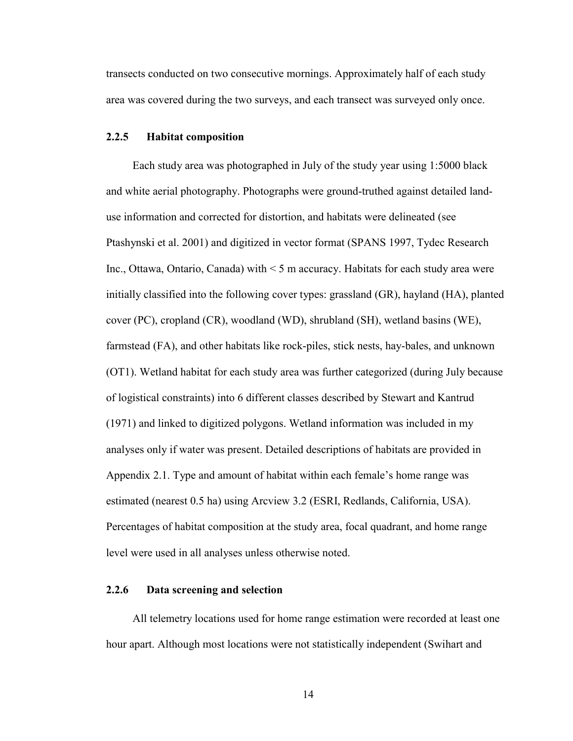transects conducted on two consecutive mornings. Approximately half of each study area was covered during the two surveys, and each transect was surveyed only once.

### 2.2.5 Habitat composition

Each study area was photographed in July of the study year using 1:5000 black and white aerial photography. Photographs were ground-truthed against detailed land-use information and corrected for distortion, and habitats were delineated (see Ptashynski et al. 2001) and digitized in vector format (SPANS 1997, Tydec Research Inc., Ottawa, Ontario, Canada) with < 5 m accuracy. Habitats for each study area were initially classified into the following cover types: grassland (GR), hayland (HA), planted cover (PC), cropland (CR), woodland (WD), shrubland (SH), wetland basins (WE), farmstead (FA), and other habitats like rock-piles, stick nests, hay-bales, and unknown (OT1). Wetland habitat for each study area was further categorized (during July because of logistical constraints) into 6 different classes described by Stewart and Kantrud (1971) and linked to digitized polygons. Wetland information was included in my analyses only if water was present. Detailed descriptions of habitats are provided in Appendix 2.1. Type and amount of habitat within each female's home range was estimated (nearest 0.5 ha) using Arcview 3.2 (ESRI, Redlands, California, USA). Percentages of habitat composition at the study area, focal quadrant, and home range level were used in all analyses unless otherwise noted.

### 2.2.6 Data screening and selection

All telemetry locations used for home range estimation were recorded at least one hour apart. Although most locations were not statistically independent (Swihart and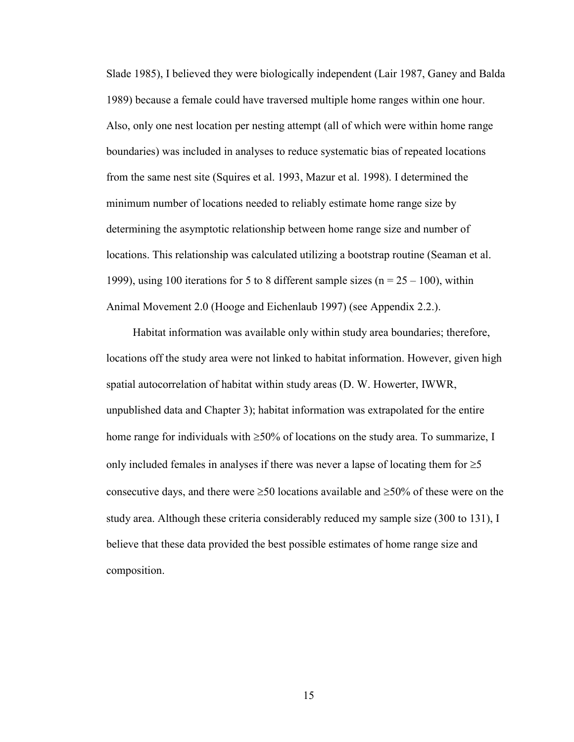Slade 1985), I believed they were biologically independent (Lair 1987, Ganey and Balda 1989) because a female could have traversed multiple home ranges within one hour. Also, only one nest location per nesting attempt (all of which were within home range boundaries) was included in analyses to reduce systematic bias of repeated locations from the same nest site (Squires et al. 1993, Mazur et al. 1998). I determined the minimum number of locations needed to reliably estimate home range size by determining the asymptotic relationship between home range size and number of locations. This relationship was calculated utilizing a bootstrap routine (Seaman et al. 1999), using 100 iterations for 5 to 8 different sample sizes ($n = 25 – 100$), within Animal Movement 2.0 (Hooge and Eichenlaub 1997) (see Appendix 2.2.).

Habitat information was available only within study area boundaries; therefore, locations off the study area were not linked to habitat information. However, given high spatial autocorrelation of habitat within study areas (D. W. Howerter, IWWR, unpublished data and Chapter 3); habitat information was extrapolated for the entire home range for individuals with ≥50% of locations on the study area. To summarize, I only included females in analyses if there was never a lapse of locating them for ≥5 consecutive days, and there were ≥50 locations available and ≥50% of these were on the study area. Although these criteria considerably reduced my sample size (300 to 131), I believe that these data provided the best possible estimates of home range size and composition.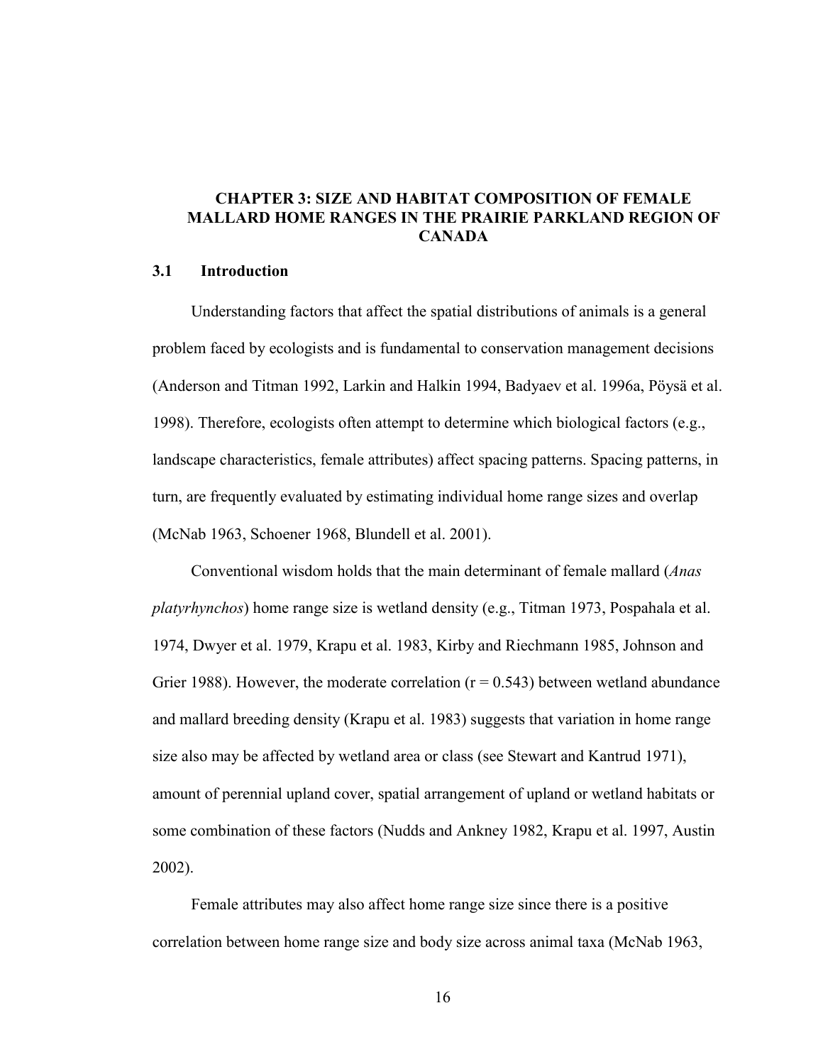# CHAPTER 3: SIZE AND HABITAT COMPOSITION OF FEMALE MALLARD HOME RANGES IN THE PRAIRIE PARKLAND REGION OF CANADA

## 3.1 Introduction

Understanding factors that affect the spatial distributions of animals is a general problem faced by ecologists and is fundamental to conservation management decisions (Anderson and Titman 1992, Larkin and Halkin 1994, Badyaev et al. 1996a, Pöysä et al. 1998). Therefore, ecologists often attempt to determine which biological factors (e.g., landscape characteristics, female attributes) affect spacing patterns. Spacing patterns, in turn, are frequently evaluated by estimating individual home range sizes and overlap (McNab 1963, Schoener 1968, Blundell et al. 2001).

Conventional wisdom holds that the main determinant of female mallard (*Anas platyrhynchos*) home range size is wetland density (e.g., Titman 1973, Pospahala et al. 1974, Dwyer et al. 1979, Krapu et al. 1983, Kirby and Riechmann 1985, Johnson and Grier 1988). However, the moderate correlation ($r = 0.543$) between wetland abundance and mallard breeding density (Krapu et al. 1983) suggests that variation in home range size also may be affected by wetland area or class (see Stewart and Kantrud 1971), amount of perennial upland cover, spatial arrangement of upland or wetland habitats or some combination of these factors (Nudds and Ankney 1982, Krapu et al. 1997, Austin 2002).

Female attributes may also affect home range size since there is a positive correlation between home range size and body size across animal taxa (McNab 1963,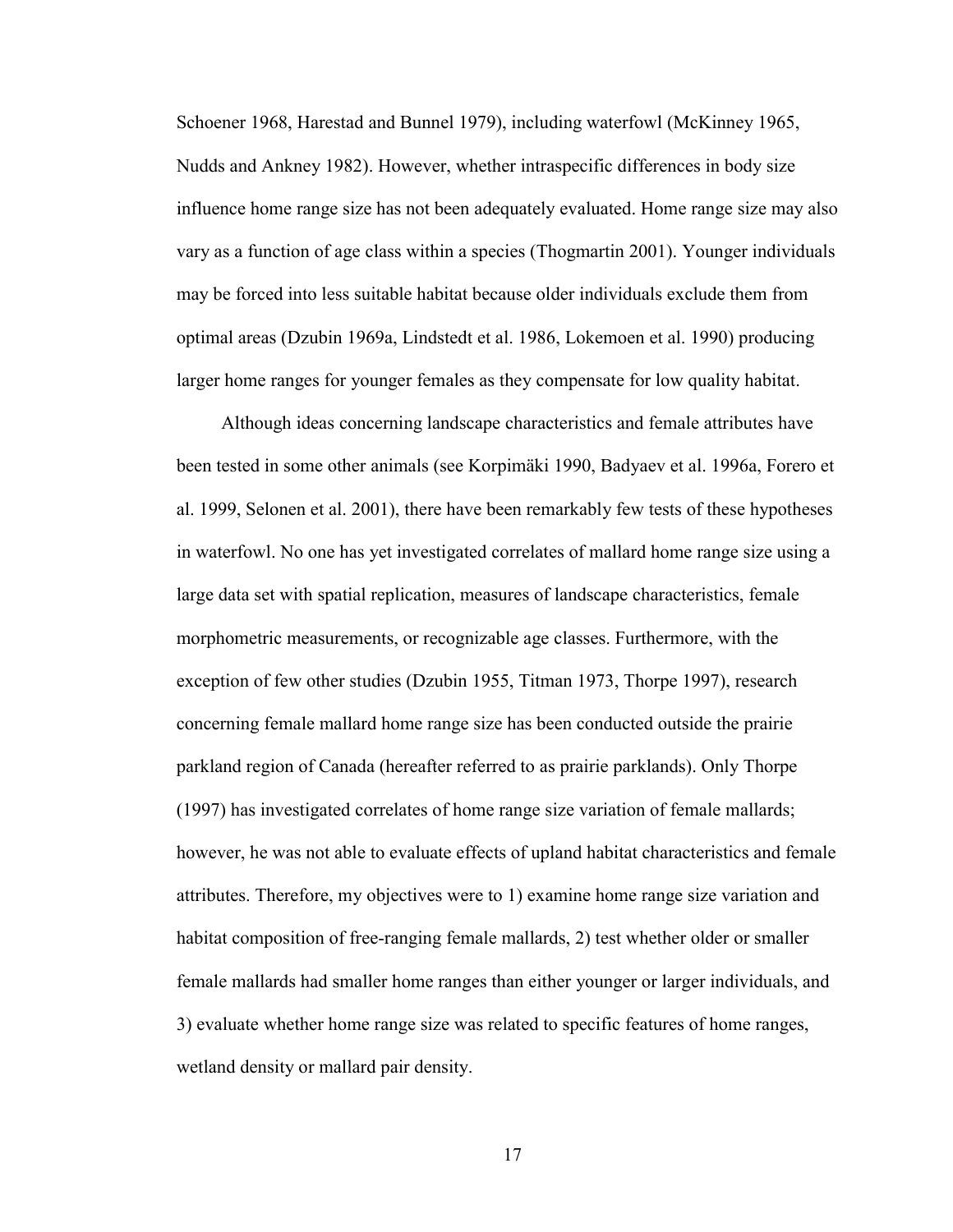Schoener 1968, Harestad and Bunnel 1979), including waterfowl (McKinney 1965, Nudds and Ankney 1982). However, whether intraspecific differences in body size influence home range size has not been adequately evaluated. Home range size may also vary as a function of age class within a species (Thogmartin 2001). Younger individuals may be forced into less suitable habitat because older individuals exclude them from optimal areas (Dzubin 1969a, Lindstedt et al. 1986, Lokemoen et al. 1990) producing larger home ranges for younger females as they compensate for low quality habitat.

Although ideas concerning landscape characteristics and female attributes have been tested in some other animals (see Korpimäki 1990, Badyaev et al. 1996a, Forero et al. 1999, Selonen et al. 2001), there have been remarkably few tests of these hypotheses in waterfowl. No one has yet investigated correlates of mallard home range size using a large data set with spatial replication, measures of landscape characteristics, female morphometric measurements, or recognizable age classes. Furthermore, with the exception of few other studies (Dzubin 1955, Titman 1973, Thorpe 1997), research concerning female mallard home range size has been conducted outside the prairie parkland region of Canada (hereafter referred to as prairie parklands). Only Thorpe (1997) has investigated correlates of home range size variation of female mallards; however, he was not able to evaluate effects of upland habitat characteristics and female attributes. Therefore, my objectives were to 1) examine home range size variation and habitat composition of free-ranging female mallards, 2) test whether older or smaller female mallards had smaller home ranges than either younger or larger individuals, and 3) evaluate whether home range size was related to specific features of home ranges, wetland density or mallard pair density.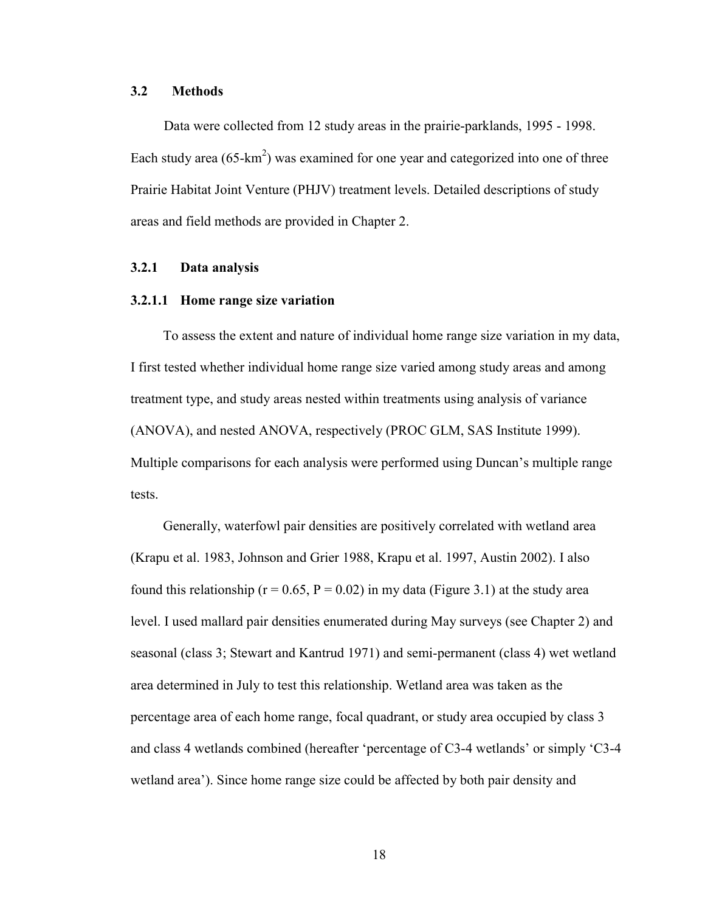## 3.2 Methods

Data were collected from 12 study areas in the prairie-parklands, 1995 - 1998. Each study area (65-$km^2$) was examined for one year and categorized into one of three Prairie Habitat Joint Venture (PHJV) treatment levels. Detailed descriptions of study areas and field methods are provided in Chapter 2.

### 3.2.1 Data analysis

#### 3.2.1.1 Home range size variation

To assess the extent and nature of individual home range size variation in my data, I first tested whether individual home range size varied among study areas and among treatment type, and study areas nested within treatments using analysis of variance (ANOVA), and nested ANOVA, respectively (PROC GLM, SAS Institute 1999). Multiple comparisons for each analysis were performed using Duncan's multiple range tests.

Generally, waterfowl pair densities are positively correlated with wetland area (Krapu et al. 1983, Johnson and Grier 1988, Krapu et al. 1997, Austin 2002). I also found this relationship ($r = 0.65$, $P = 0.02$) in my data (Figure 3.1) at the study area level. I used mallard pair densities enumerated during May surveys (see Chapter 2) and seasonal (class 3; Stewart and Kantrud 1971) and semi-permanent (class 4) wet wetland area determined in July to test this relationship. Wetland area was taken as the percentage area of each home range, focal quadrant, or study area occupied by class 3 and class 4 wetlands combined (hereafter 'percentage of C3-4 wetlands' or simply 'C3-4 wetland area'). Since home range size could be affected by both pair density and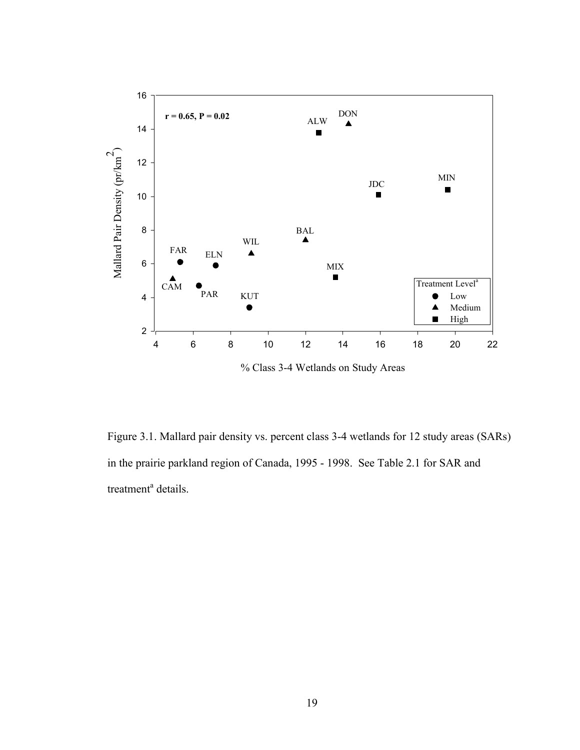Figure 3.1. Mallard pair density vs. percent class 3-4 wetlands for 12 study areas (SARs) in the prairie parkland region of Canada, 1995 - 1998. See Table 2.1 for SAR and treatment[a] details.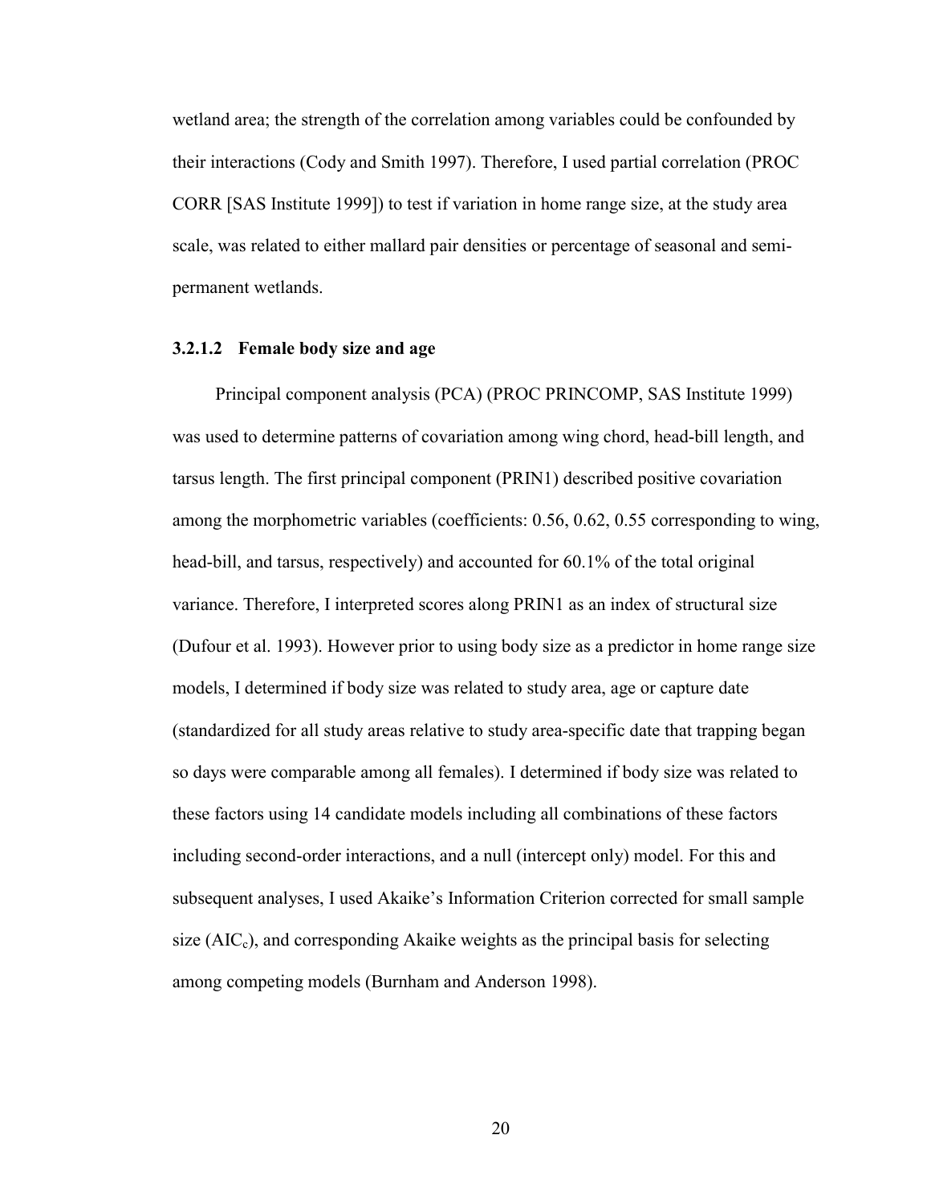wetland area; the strength of the correlation among variables could be confounded by their interactions (Cody and Smith 1997). Therefore, I used partial correlation (PROC CORR [SAS Institute 1999]) to test if variation in home range size, at the study area scale, was related to either mallard pair densities or percentage of seasonal and semi-permanent wetlands.

#### 3.2.1.2 Female body size and age

Principal component analysis (PCA) (PROC PRINCOMP, SAS Institute 1999) was used to determine patterns of covariation among wing chord, head-bill length, and tarsus length. The first principal component (PRIN1) described positive covariation among the morphometric variables (coefficients: 0.56, 0.62, 0.55 corresponding to wing, head-bill, and tarsus, respectively) and accounted for 60.1% of the total original variance. Therefore, I interpreted scores along PRIN1 as an index of structural size (Dufour et al. 1993). However prior to using body size as a predictor in home range size models, I determined if body size was related to study area, age or capture date (standardized for all study areas relative to study area-specific date that trapping began so days were comparable among all females). I determined if body size was related to these factors using 14 candidate models including all combinations of these factors including second-order interactions, and a null (intercept only) model. For this and subsequent analyses, I used Akaike's Information Criterion corrected for small sample size ($AIC_c$), and corresponding Akaike weights as the principal basis for selecting among competing models (Burnham and Anderson 1998).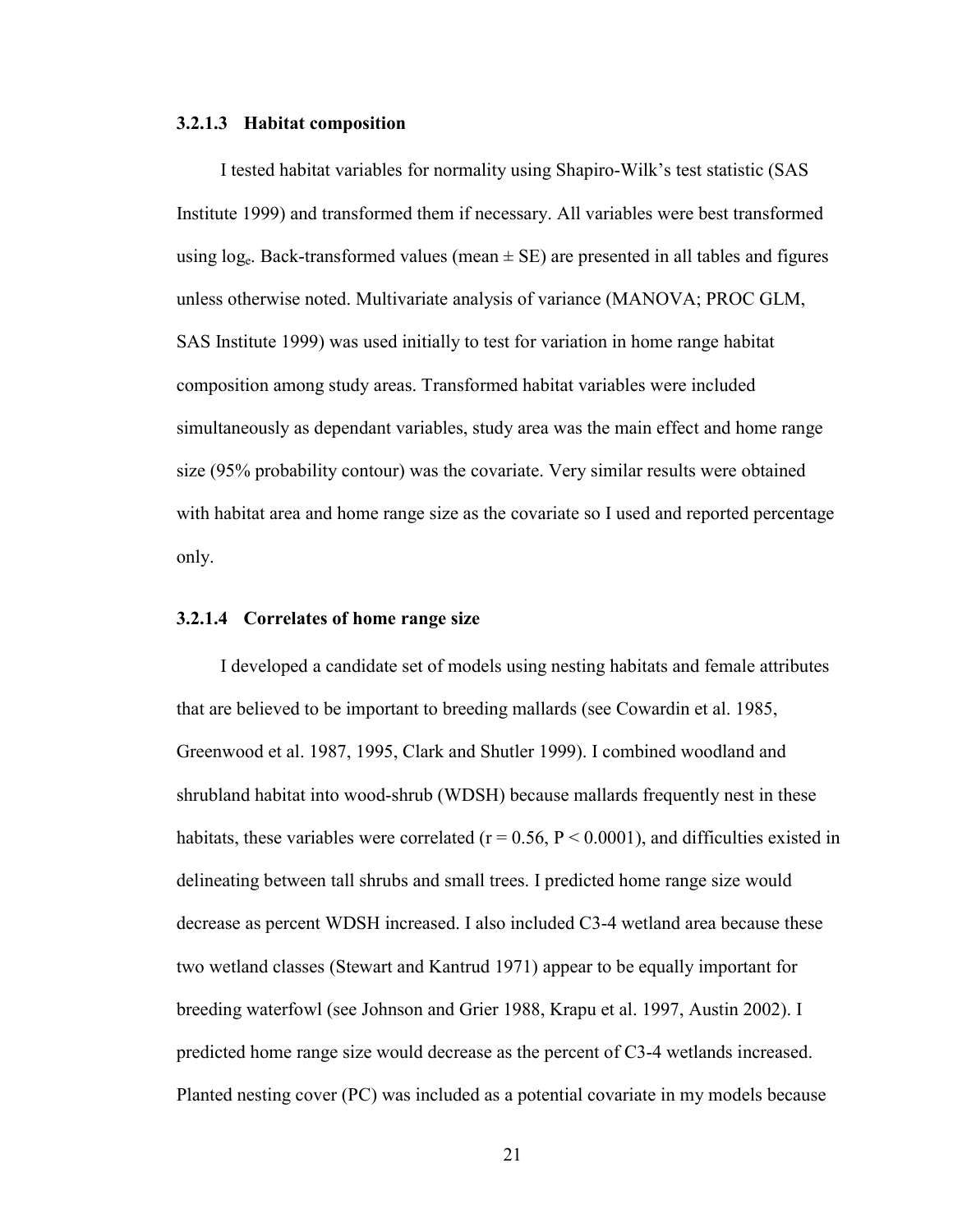#### 3.2.1.3 Habitat composition

I tested habitat variables for normality using Shapiro-Wilk's test statistic (SAS Institute 1999) and transformed them if necessary. All variables were best transformed using $\log_e$. Back-transformed values (mean ± SE) are presented in all tables and figures unless otherwise noted. Multivariate analysis of variance (MANOVA; PROC GLM, SAS Institute 1999) was used initially to test for variation in home range habitat composition among study areas. Transformed habitat variables were included simultaneously as dependant variables, study area was the main effect and home range size (95% probability contour) was the covariate. Very similar results were obtained with habitat area and home range size as the covariate so I used and reported percentage only.

#### 3.2.1.4 Correlates of home range size

I developed a candidate set of models using nesting habitats and female attributes that are believed to be important to breeding mallards (see Cowardin et al. 1985, Greenwood et al. 1987, 1995, Clark and Shutler 1999). I combined woodland and shrubland habitat into wood-shrub (WDSH) because mallards frequently nest in these habitats, these variables were correlated ($r = 0.56$, $P < 0.0001$), and difficulties existed in delineating between tall shrubs and small trees. I predicted home range size would decrease as percent WDSH increased. I also included C3-4 wetland area because these two wetland classes (Stewart and Kantrud 1971) appear to be equally important for breeding waterfowl (see Johnson and Grier 1988, Krapu et al. 1997, Austin 2002). I predicted home range size would decrease as the percent of C3-4 wetlands increased. Planted nesting cover (PC) was included as a potential covariate in my models because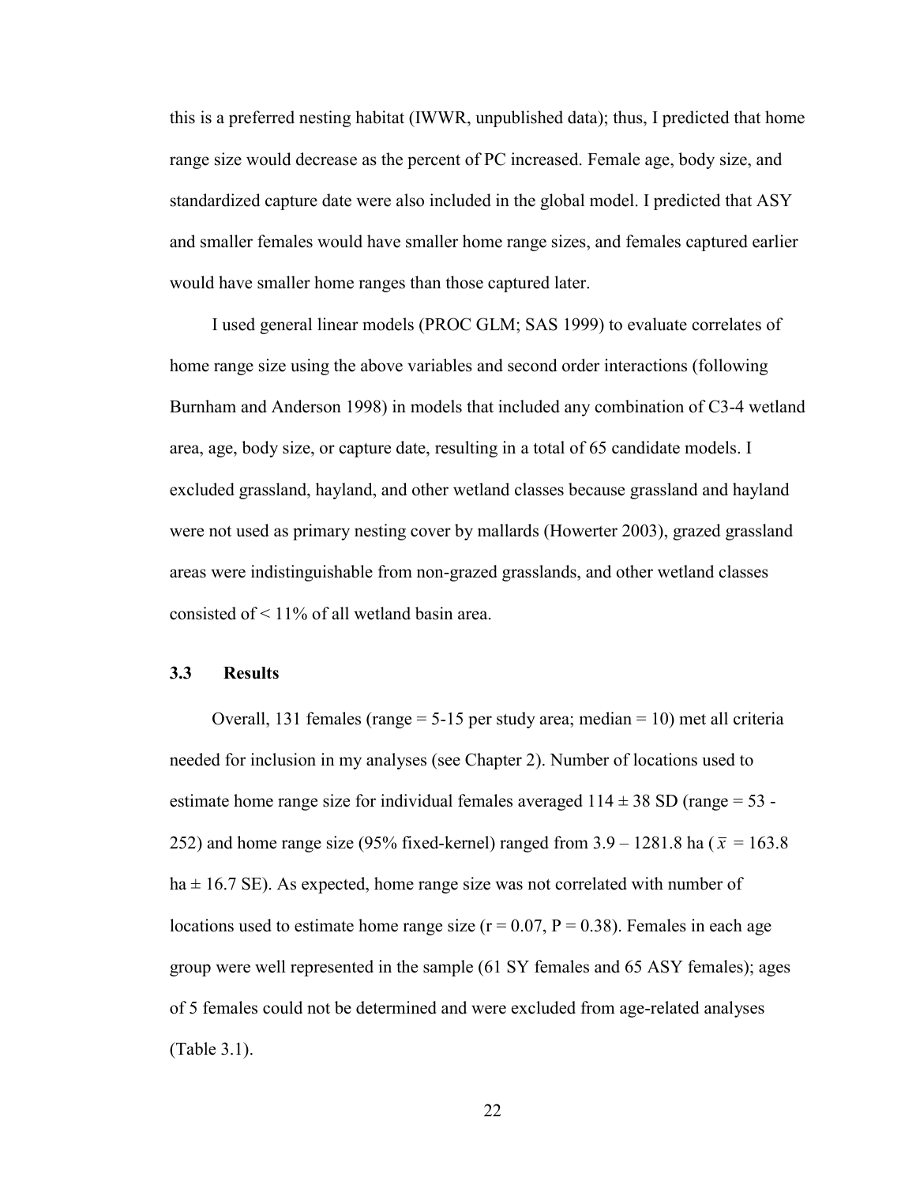this is a preferred nesting habitat (IWWR, unpublished data); thus, I predicted that home range size would decrease as the percent of PC increased. Female age, body size, and standardized capture date were also included in the global model. I predicted that ASY and smaller females would have smaller home range sizes, and females captured earlier would have smaller home ranges than those captured later.

I used general linear models (PROC GLM; SAS 1999) to evaluate correlates of home range size using the above variables and second order interactions (following Burnham and Anderson 1998) in models that included any combination of C3-4 wetland area, age, body size, or capture date, resulting in a total of 65 candidate models. I excluded grassland, hayland, and other wetland classes because grassland and hayland were not used as primary nesting cover by mallards (Howerter 2003), grazed grassland areas were indistinguishable from non-grazed grasslands, and other wetland classes consisted of < 11% of all wetland basin area.

### 3.3 Results

Overall, 131 females (range = 5-15 per study area; median = 10) met all criteria needed for inclusion in my analyses (see Chapter 2). Number of locations used to estimate home range size for individual females averaged 114 ± 38 SD (range = 53 - 252) and home range size (95% fixed-kernel) ranged from 3.9 – 1281.8 ha ($\bar{x}$ = 163.8 ha ± 16.7 SE). As expected, home range size was not correlated with number of locations used to estimate home range size ($r = 0.07$, $P = 0.38$). Females in each age group were well represented in the sample (61 SY females and 65 ASY females); ages of 5 females could not be determined and were excluded from age-related analyses (Table 3.1).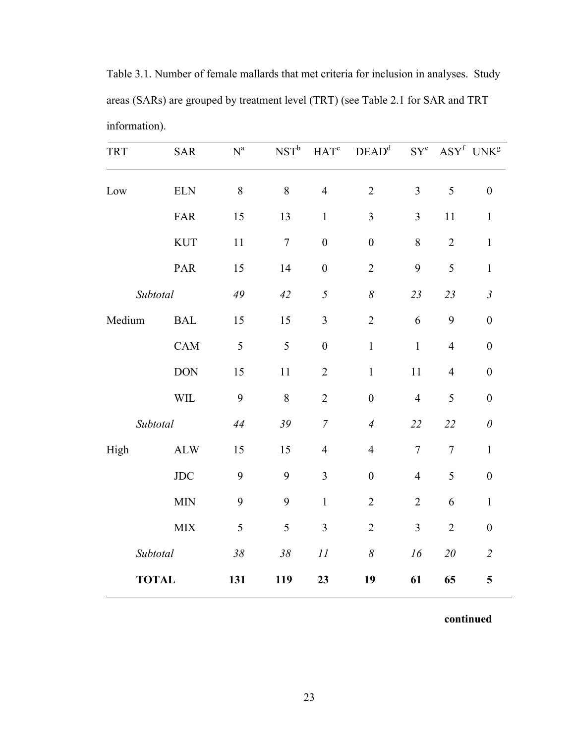Table 3.1. Number of female mallards that met criteria for inclusion in analyses. Study areas (SARs) are grouped by treatment level (TRT) (see Table 2.1 for SAR and TRT information).

| TRT | SAR | N[a] | NST[b] | HAT[c] | DEAD[d] | SY[e] | ASY[f] | UNK[g] |
|---|---|---|---|---|---|---|---|---|
| Low | ELN | 8 | 8 | 4 | 2 | 3 | 5 | 0 |
| | FAR | 15 | 13 | 1 | 3 | 3 | 11 | 1 |
| | KUT | 11 | 7 | 0 | 0 | 8 | 2 | 1 |
| | PAR | 15 | 14 | 0 | 2 | 9 | 5 | 1 |
| | *Subtotal* | *49* | *42* | *5* | *8* | *23* | *23* | *3* |
| Medium | BAL | 15 | 15 | 3 | 2 | 6 | 9 | 0 |
| | CAM | 5 | 5 | 0 | 1 | 1 | 4 | 0 |
| | DON | 15 | 11 | 2 | 1 | 11 | 4 | 0 |
| | WIL | 9 | 8 | 2 | 0 | 4 | 5 | 0 |
| | *Subtotal* | *44* | *39* | *7* | *4* | *22* | *22* | *0* |
| High | ALW | 15 | 15 | 4 | 4 | 7 | 7 | 1 |
| | JDC | 9 | 9 | 3 | 0 | 4 | 5 | 0 |
| | MIN | 9 | 9 | 1 | 2 | 2 | 6 | 1 |
| | MIX | 5 | 5 | 3 | 2 | 3 | 2 | 0 |
| | *Subtotal* | *38* | *38* | *11* | *8* | *16* | *20* | *2* |
| | **TOTAL** | **131** | **119** | **23** | **19** | **61** | **65** | **5** |

**continued**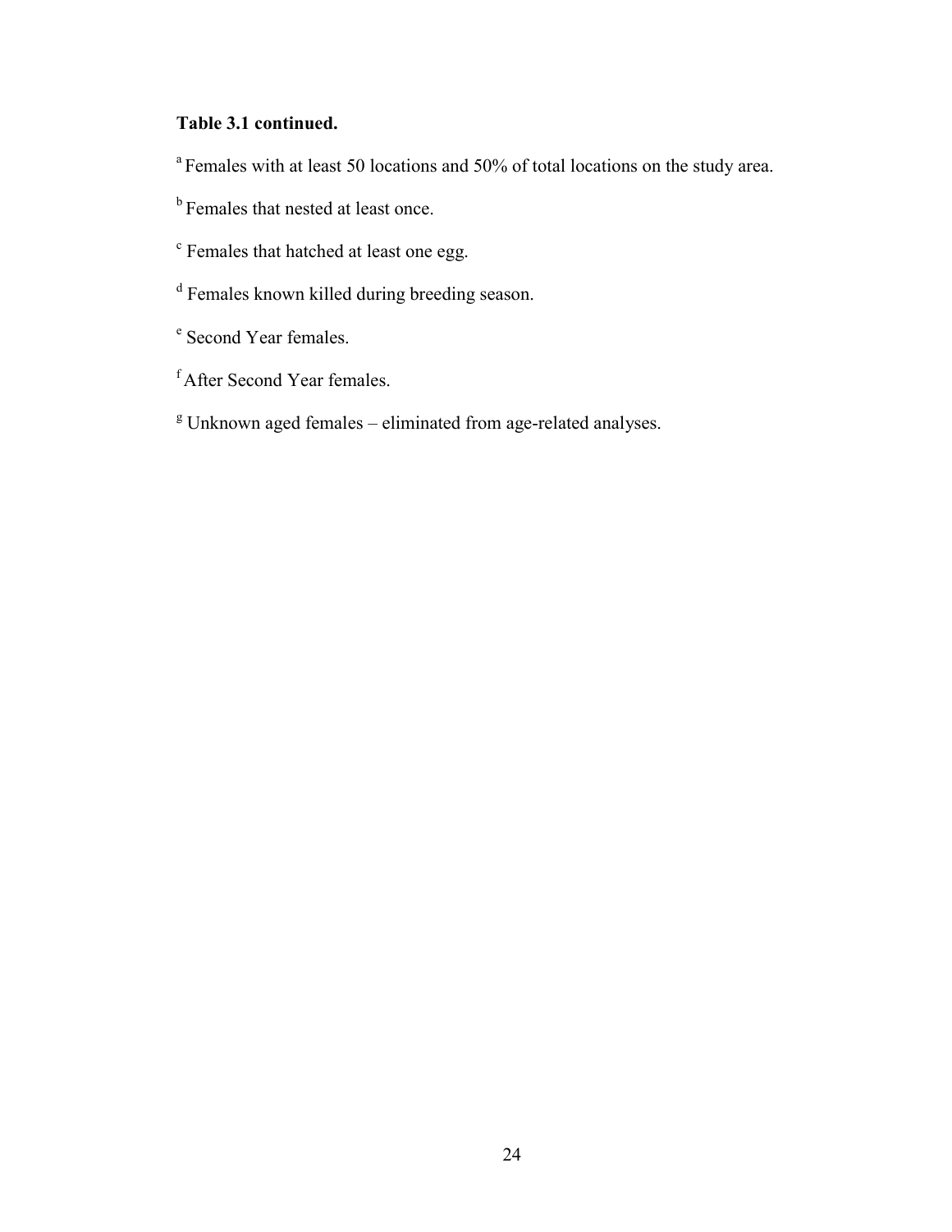**Table 3.1 continued.**

[a] Females with at least 50 locations and 50% of total locations on the study area.

[b] Females that nested at least once.

[c] Females that hatched at least one egg.

[d] Females known killed during breeding season.

[e] Second Year females.

[f] After Second Year females.

[g] Unknown aged females – eliminated from age-related analyses.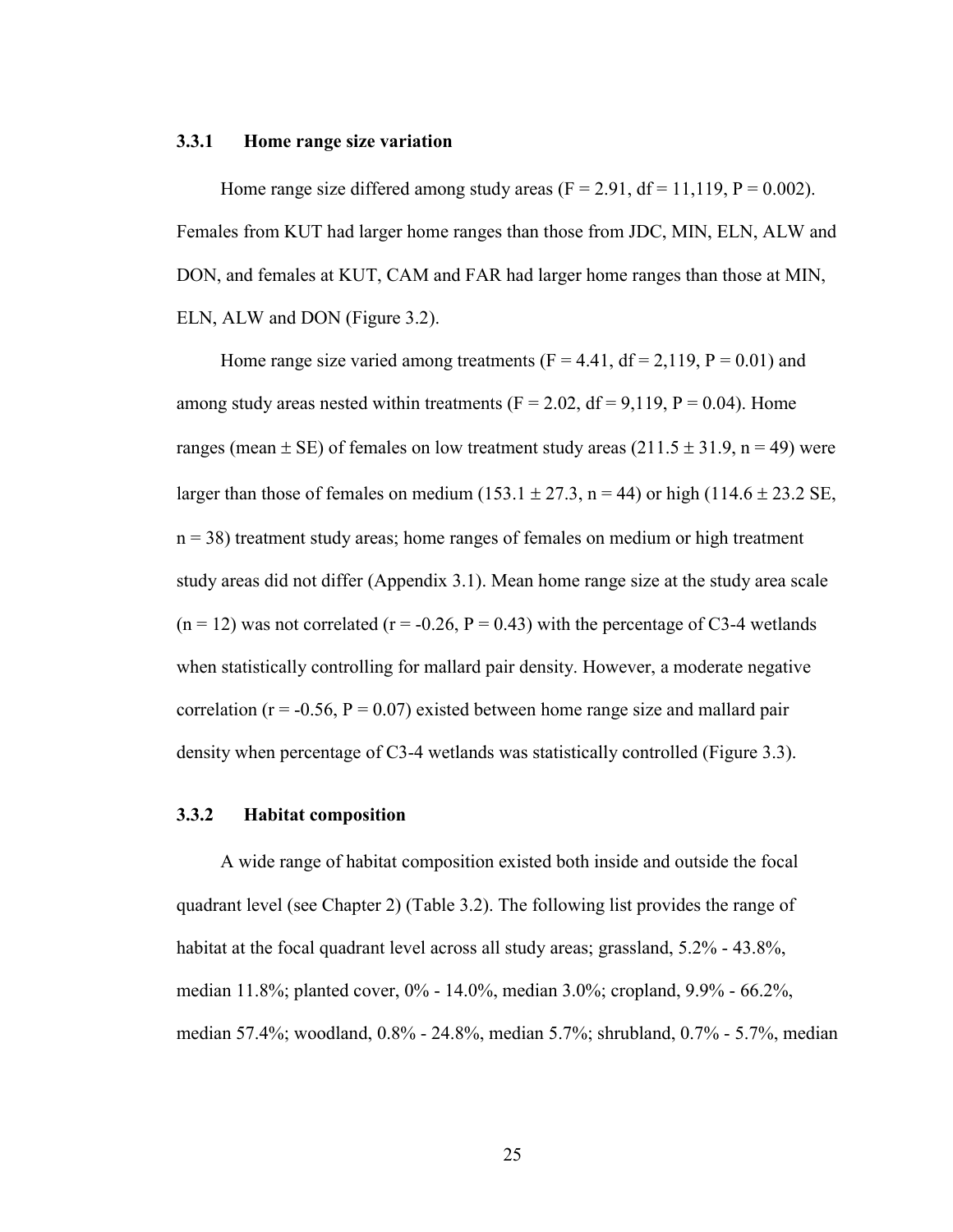### 3.3.1 Home range size variation

Home range size differed among study areas ($F = 2.91$, $df = 11,119$, $P = 0.002$). Females from KUT had larger home ranges than those from JDC, MIN, ELN, ALW and DON, and females at KUT, CAM and FAR had larger home ranges than those at MIN, ELN, ALW and DON (Figure 3.2).

Home range size varied among treatments ($F = 4.41$, $df = 2,119$, $P = 0.01$) and among study areas nested within treatments ($F = 2.02$, $df = 9,119$, $P = 0.04$). Home ranges (mean $\pm$ SE) of females on low treatment study areas ($211.5 \pm 31.9$, $n = 49$) were larger than those of females on medium ($153.1 \pm 27.3$, $n = 44$) or high ($114.6 \pm 23.2$ SE, $n = 38$) treatment study areas; home ranges of females on medium or high treatment study areas did not differ (Appendix 3.1). Mean home range size at the study area scale ($n = 12$) was not correlated ($r = -0.26$, $P = 0.43$) with the percentage of C3-4 wetlands when statistically controlling for mallard pair density. However, a moderate negative correlation ($r = -0.56$, $P = 0.07$) existed between home range size and mallard pair density when percentage of C3-4 wetlands was statistically controlled (Figure 3.3).

### 3.3.2 Habitat composition

A wide range of habitat composition existed both inside and outside the focal quadrant level (see Chapter 2) (Table 3.2). The following list provides the range of habitat at the focal quadrant level across all study areas; grassland, 5.2% - 43.8%, median 11.8%; planted cover, 0% - 14.0%, median 3.0%; cropland, 9.9% - 66.2%, median 57.4%; woodland, 0.8% - 24.8%, median 5.7%; shrubland, 0.7% - 5.7%, median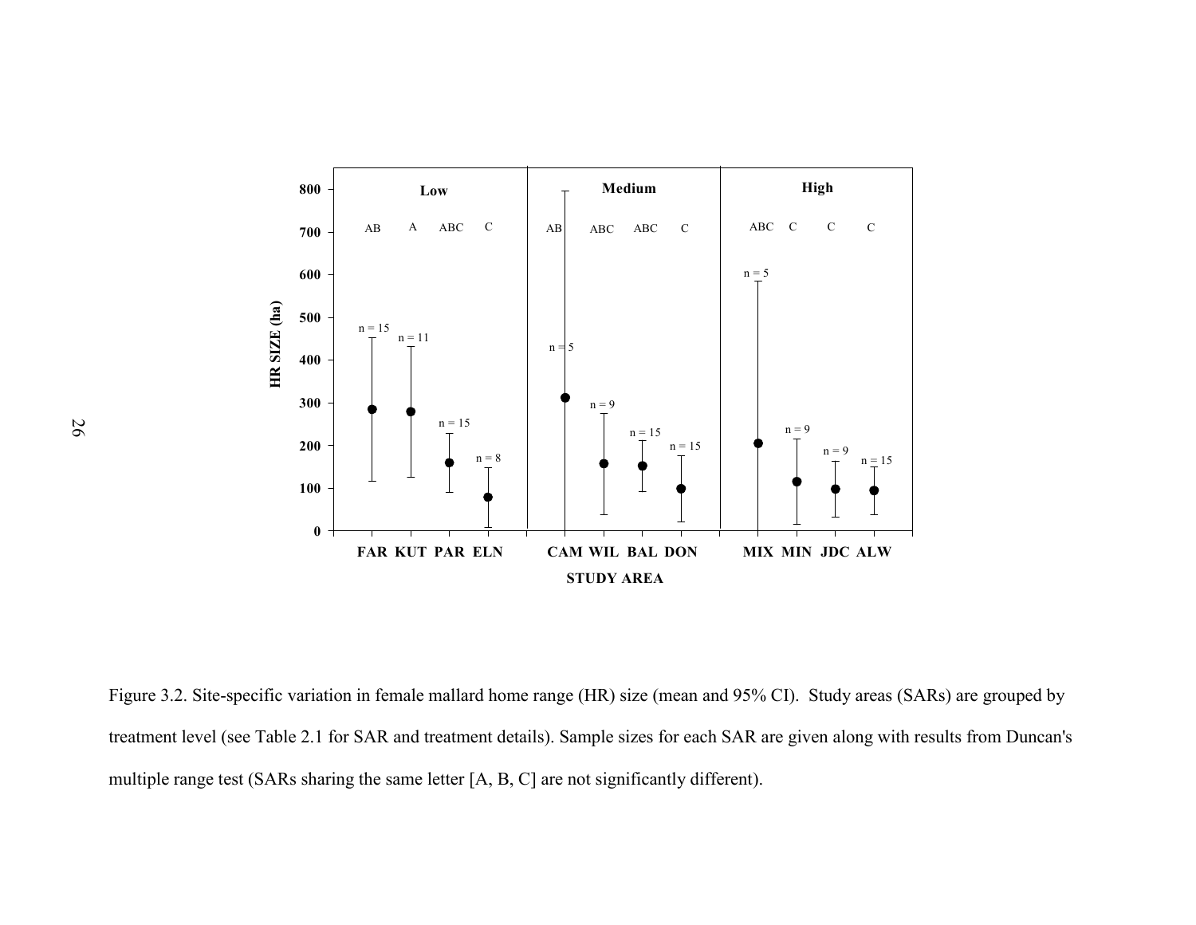Figure 3.2. Site-specific variation in female mallard home range (HR) size (mean and 95% CI). Study areas (SARs) are grouped by treatment level (see Table 2.1 for SAR and treatment details). Sample sizes for each SAR are given along with results from Duncan's multiple range test (SARs sharing the same letter [A, B, C] are not significantly different).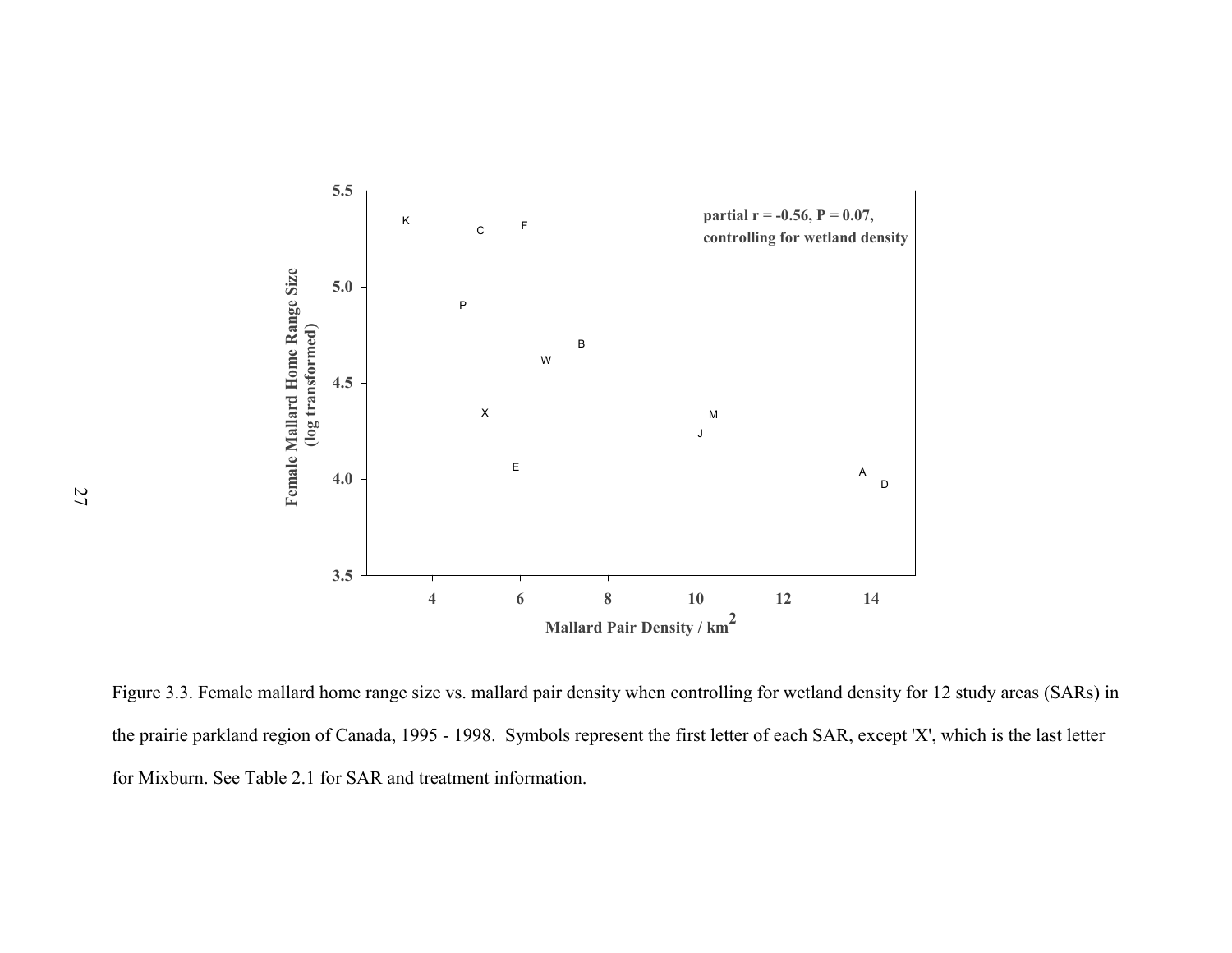Figure 3.3. Female mallard home range size vs. mallard pair density when controlling for wetland density for 12 study areas (SARs) in the prairie parkland region of Canada, 1995 - 1998. Symbols represent the first letter of each SAR, except 'X', which is the last letter for Mixburn. See Table 2.1 for SAR and treatment information.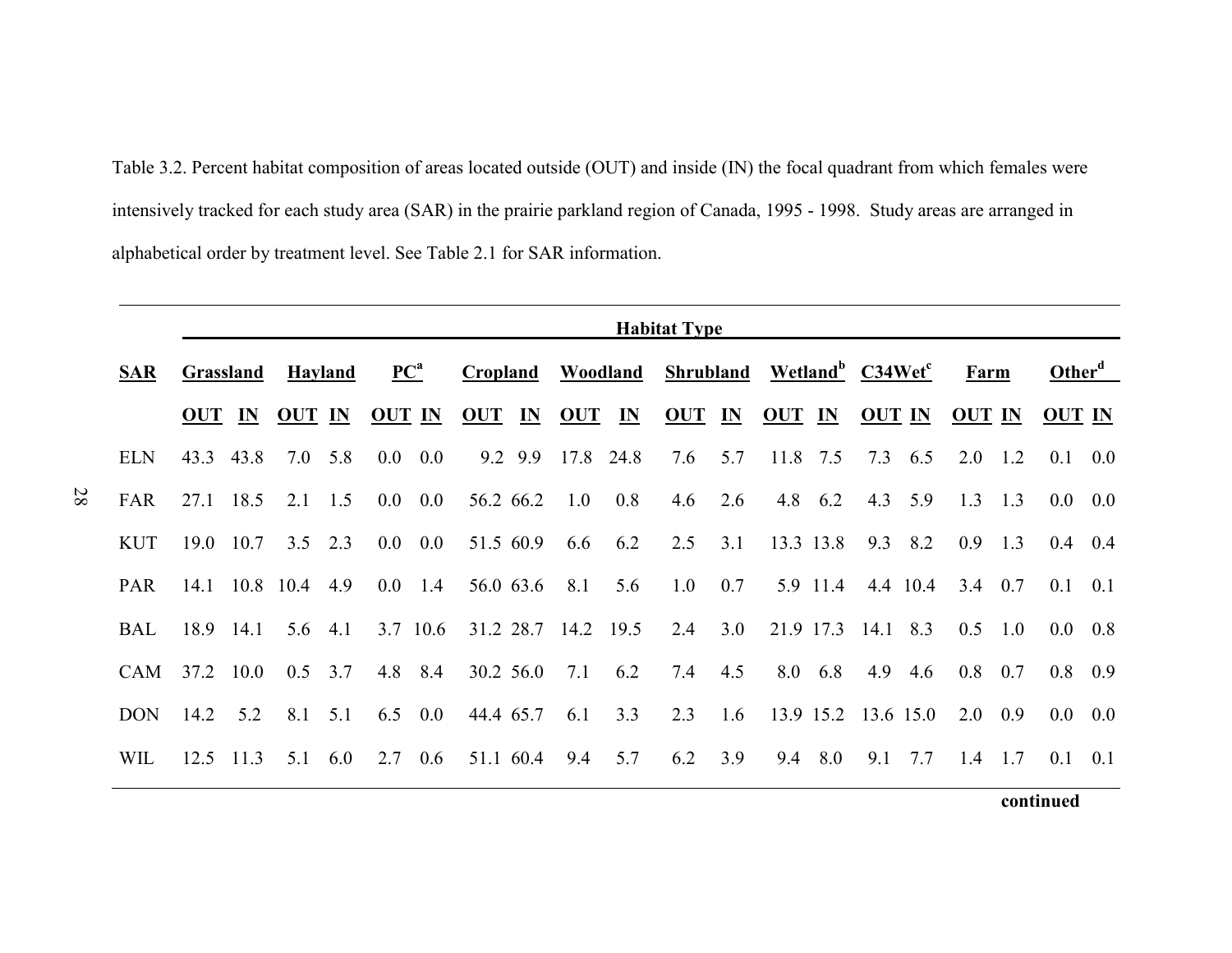Table 3.2. Percent habitat composition of areas located outside (OUT) and inside (IN) the focal quadrant from which females were intensively tracked for each study area (SAR) in the prairie parkland region of Canada, 1995 - 1998. Study areas are arranged in alphabetical order by treatment level. See Table 2.1 for SAR information.

| | Habitat Type | | | | | | | | | | | | | | | | | | | |
|---|---|---|---|---|---|---|---|---|---|---|---|---|---|---|---|---|---|---|---|---|
| **SAR** | **Grassland** | | **Hayland** | | **PC[a]** | | **Cropland** | | **Woodland** | | **Shrubland** | | **Wetland[b]** | | **C34Wet[c]** | | **Farm** | | **Other[d]** | |
| | **OUT** | **IN** | **OUT** | **IN** | **OUT** | **IN** | **OUT** | **IN** | **OUT** | **IN** | **OUT** | **IN** | **OUT** | **IN** | **OUT** | **IN** | **OUT** | **IN** | **OUT** | **IN** |
| ELN | 43.3 | 43.8 | 7.0 | 5.8 | 0.0 | 0.0 | 9.2 | 9.9 | 17.8 | 24.8 | 7.6 | 5.7 | 11.8 | 7.5 | 7.3 | 6.5 | 2.0 | 1.2 | 0.1 | 0.0 |
| FAR | 27.1 | 18.5 | 2.1 | 1.5 | 0.0 | 0.0 | 56.2 | 66.2 | 1.0 | 0.8 | 4.6 | 2.6 | 4.8 | 6.2 | 4.3 | 5.9 | 1.3 | 1.3 | 0.0 | 0.0 |
| KUT | 19.0 | 10.7 | 3.5 | 2.3 | 0.0 | 0.0 | 51.5 | 60.9 | 6.6 | 6.2 | 2.5 | 3.1 | 13.3 | 13.8 | 9.3 | 8.2 | 0.9 | 1.3 | 0.4 | 0.4 |
| PAR | 14.1 | 10.8 | 10.4 | 4.9 | 0.0 | 1.4 | 56.0 | 63.6 | 8.1 | 5.6 | 1.0 | 0.7 | 5.9 | 11.4 | 4.4 | 10.4 | 3.4 | 0.7 | 0.1 | 0.1 |
| BAL | 18.9 | 14.1 | 5.6 | 4.1 | 3.7 | 10.6 | 31.2 | 28.7 | 14.2 | 19.5 | 2.4 | 3.0 | 21.9 | 17.3 | 14.1 | 8.3 | 0.5 | 1.0 | 0.0 | 0.8 |
| CAM | 37.2 | 10.0 | 0.5 | 3.7 | 4.8 | 8.4 | 30.2 | 56.0 | 7.1 | 6.2 | 7.4 | 4.5 | 8.0 | 6.8 | 4.9 | 4.6 | 0.8 | 0.7 | 0.8 | 0.9 |
| DON | 14.2 | 5.2 | 8.1 | 5.1 | 6.5 | 0.0 | 44.4 | 65.7 | 6.1 | 3.3 | 2.3 | 1.6 | 13.9 | 15.2 | 13.6 | 15.0 | 2.0 | 0.9 | 0.0 | 0.0 |
| WIL | 12.5 | 11.3 | 5.1 | 6.0 | 2.7 | 0.6 | 51.1 | 60.4 | 9.4 | 5.7 | 6.2 | 3.9 | 9.4 | 8.0 | 9.1 | 7.7 | 1.4 | 1.7 | 0.1 | 0.1 |

**continued**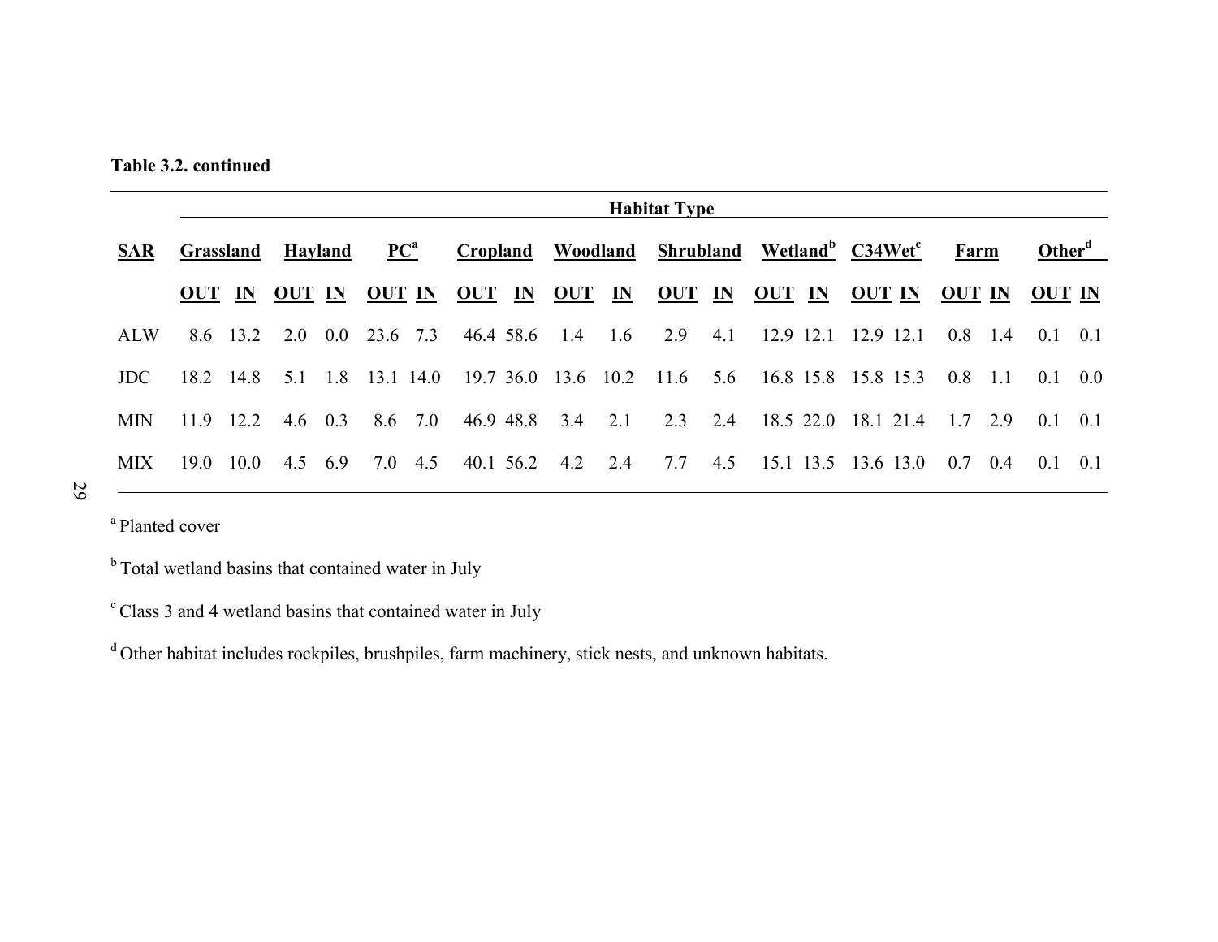**Table 3.2. continued**

| SAR | Habitat Type | | | | | | | | | | | | | | | | | | | |
|---|---|---|---|---|---|---|---|---|---|---|---|---|---|---|---|---|---|---|---|---|
| | Grassland | | Hayland | | PC[a] | | Cropland | | Woodland | | Shrubland | | Wetland[b] | | C34Wet[c] | | Farm | | Other[d] | |
| | OUT | IN | OUT | IN | OUT | IN | OUT | IN | OUT | IN | OUT | IN | OUT | IN | OUT | IN | OUT | IN | OUT | IN |
| ALW | 8.6 | 13.2 | 2.0 | 0.0 | 23.6 | 7.3 | 46.4 | 58.6 | 1.4 | 1.6 | 2.9 | 4.1 | 12.9 | 12.1 | 12.9 | 12.1 | 0.8 | 1.4 | 0.1 | 0.1 |
| JDC | 18.2 | 14.8 | 5.1 | 1.8 | 13.1 | 14.0 | 19.7 | 36.0 | 13.6 | 10.2 | 11.6 | 5.6 | 16.8 | 15.8 | 15.8 | 15.3 | 0.8 | 1.1 | 0.1 | 0.0 |
| MIN | 11.9 | 12.2 | 4.6 | 0.3 | 8.6 | 7.0 | 46.9 | 48.8 | 3.4 | 2.1 | 2.3 | 2.4 | 18.5 | 22.0 | 18.1 | 21.4 | 1.7 | 2.9 | 0.1 | 0.1 |
| MIX | 19.0 | 10.0 | 4.5 | 6.9 | 7.0 | 4.5 | 40.1 | 56.2 | 4.2 | 2.4 | 7.7 | 4.5 | 15.1 | 13.5 | 13.6 | 13.0 | 0.7 | 0.4 | 0.1 | 0.1 |

[a] Planted cover

[b] Total wetland basins that contained water in July

[c] Class 3 and 4 wetland basins that contained water in July

[d] Other habitat includes rockpiles, brushpiles, farm machinery, stick nests, and unknown habitats.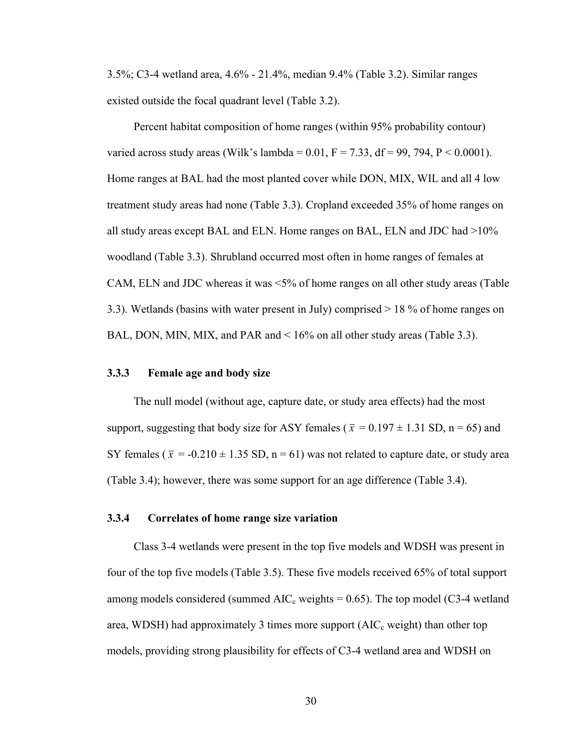3.5%; C3-4 wetland area, 4.6% - 21.4%, median 9.4% (Table 3.2). Similar ranges existed outside the focal quadrant level (Table 3.2).

Percent habitat composition of home ranges (within 95% probability contour) varied across study areas (Wilk's lambda = 0.01, $F = 7.33$, df = 99, 794, $P < 0.0001$). Home ranges at BAL had the most planted cover while DON, MIX, WIL and all 4 low treatment study areas had none (Table 3.3). Cropland exceeded 35% of home ranges on all study areas except BAL and ELN. Home ranges on BAL, ELN and JDC had >10% woodland (Table 3.3). Shrubland occurred most often in home ranges of females at CAM, ELN and JDC whereas it was <5% of home ranges on all other study areas (Table 3.3). Wetlands (basins with water present in July) comprised > 18 % of home ranges on BAL, DON, MIN, MIX, and PAR and < 16% on all other study areas (Table 3.3).

### 3.3.3 Female age and body size

The null model (without age, capture date, or study area effects) had the most support, suggesting that body size for ASY females ($\bar{x}$ = 0.197 ± 1.31 SD, n = 65) and SY females ($\bar{x}$ = -0.210 ± 1.35 SD, n = 61) was not related to capture date, or study area (Table 3.4); however, there was some support for an age difference (Table 3.4).

### 3.3.4 Correlates of home range size variation

Class 3-4 wetlands were present in the top five models and WDSH was present in four of the top five models (Table 3.5). These five models received 65% of total support among models considered (summed $AIC_c$ weights = 0.65). The top model (C3-4 wetland area, WDSH) had approximately 3 times more support ($AIC_c$ weight) than other top models, providing strong plausibility for effects of C3-4 wetland area and WDSH on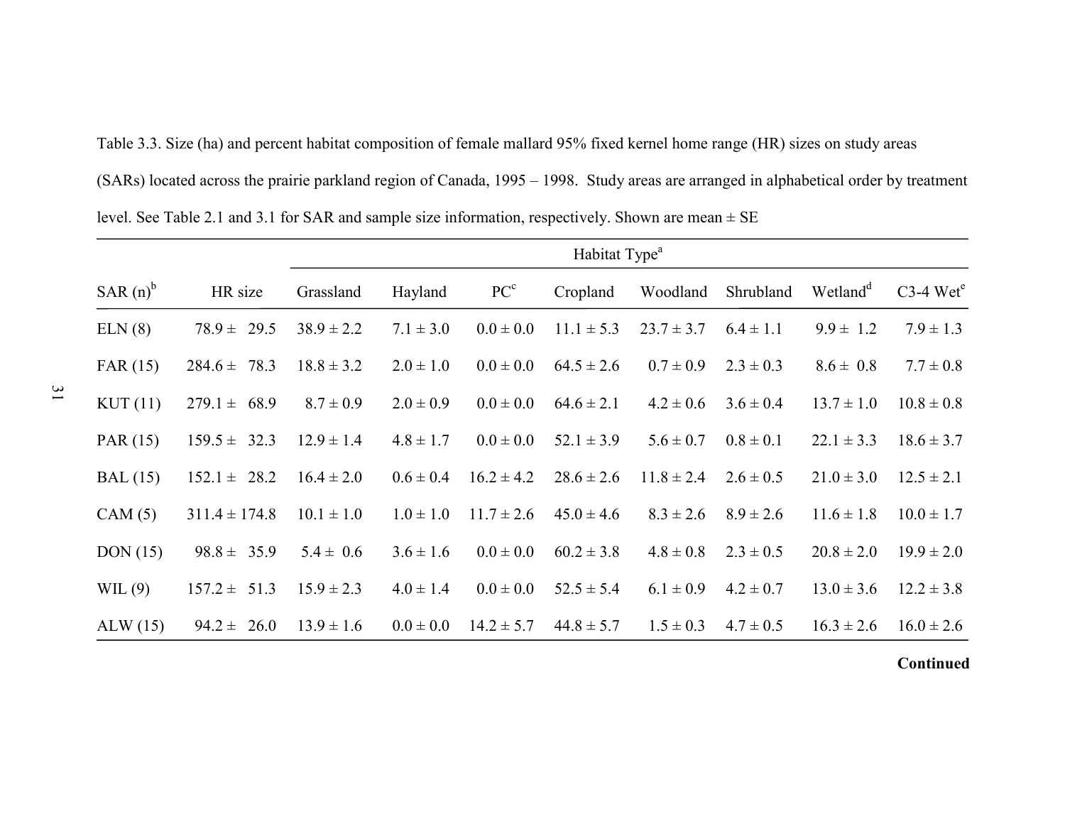Table 3.3. Size (ha) and percent habitat composition of female mallard 95% fixed kernel home range (HR) sizes on study areas (SARs) located across the prairie parkland region of Canada, 1995 – 1998. Study areas are arranged in alphabetical order by treatment level. See Table 2.1 and 3.1 for SAR and sample size information, respectively. Shown are mean ± SE

| | | Habitat Type[a] | | | | | | | |
|---|---|---|---|---|---|---|---|---|---|
| SAR (n)[b] | HR size | Grassland | Hayland | PC[c] | Cropland | Woodland | Shrubland | Wetland[d] | C3-4 Wet[e] |
| ELN (8) | 78.9 ± 29.5 | 38.9 ± 2.2 | 7.1 ± 3.0 | 0.0 ± 0.0 | 11.1 ± 5.3 | 23.7 ± 3.7 | 6.4 ± 1.1 | 9.9 ± 1.2 | 7.9 ± 1.3 |
| FAR (15) | 284.6 ± 78.3 | 18.8 ± 3.2 | 2.0 ± 1.0 | 0.0 ± 0.0 | 64.5 ± 2.6 | 0.7 ± 0.9 | 2.3 ± 0.3 | 8.6 ± 0.8 | 7.7 ± 0.8 |
| KUT (11) | 279.1 ± 68.9 | 8.7 ± 0.9 | 2.0 ± 0.9 | 0.0 ± 0.0 | 64.6 ± 2.1 | 4.2 ± 0.6 | 3.6 ± 0.4 | 13.7 ± 1.0 | 10.8 ± 0.8 |
| PAR (15) | 159.5 ± 32.3 | 12.9 ± 1.4 | 4.8 ± 1.7 | 0.0 ± 0.0 | 52.1 ± 3.9 | 5.6 ± 0.7 | 0.8 ± 0.1 | 22.1 ± 3.3 | 18.6 ± 3.7 |
| BAL (15) | 152.1 ± 28.2 | 16.4 ± 2.0 | 0.6 ± 0.4 | 16.2 ± 4.2 | 28.6 ± 2.6 | 11.8 ± 2.4 | 2.6 ± 0.5 | 21.0 ± 3.0 | 12.5 ± 2.1 |
| CAM (5) | 311.4 ± 174.8 | 10.1 ± 1.0 | 1.0 ± 1.0 | 11.7 ± 2.6 | 45.0 ± 4.6 | 8.3 ± 2.6 | 8.9 ± 2.6 | 11.6 ± 1.8 | 10.0 ± 1.7 |
| DON (15) | 98.8 ± 35.9 | 5.4 ± 0.6 | 3.6 ± 1.6 | 0.0 ± 0.0 | 60.2 ± 3.8 | 4.8 ± 0.8 | 2.3 ± 0.5 | 20.8 ± 2.0 | 19.9 ± 2.0 |
| WIL (9) | 157.2 ± 51.3 | 15.9 ± 2.3 | 4.0 ± 1.4 | 0.0 ± 0.0 | 52.5 ± 5.4 | 6.1 ± 0.9 | 4.2 ± 0.7 | 13.0 ± 3.6 | 12.2 ± 3.8 |
| ALW (15) | 94.2 ± 26.0 | 13.9 ± 1.6 | 0.0 ± 0.0 | 14.2 ± 5.7 | 44.8 ± 5.7 | 1.5 ± 0.3 | 4.7 ± 0.5 | 16.3 ± 2.6 | 16.0 ± 2.6 |

**Continued**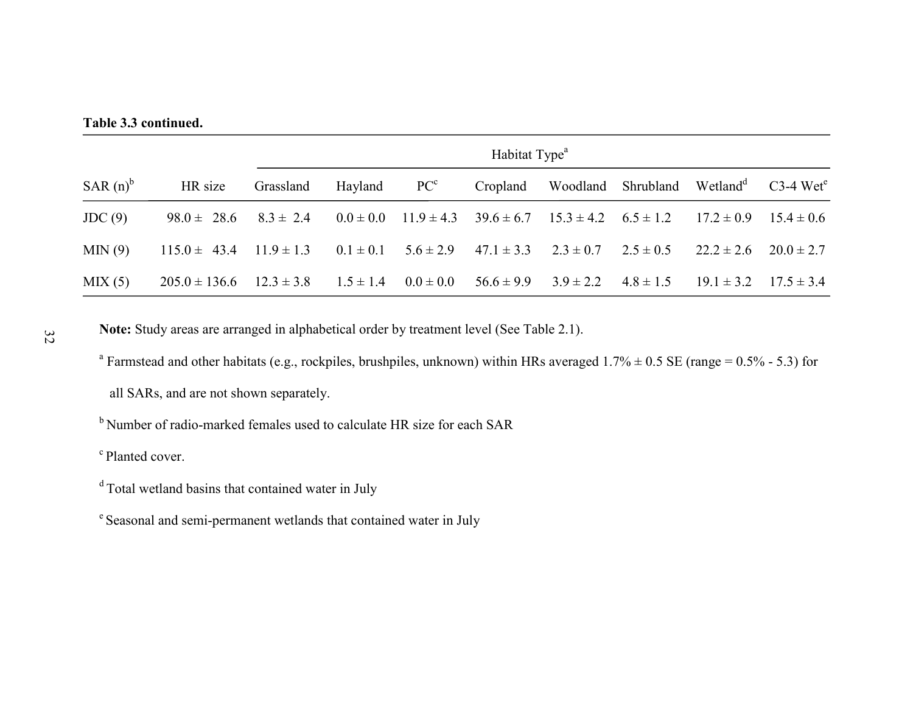**Table 3.3 continued.**

| SAR (n)[b] | HR size | Habitat Type[a] | | | | | | | |
|---|---|---|---|---|---|---|---|---|---|
| | | Grassland | Hayland | PC[c] | Cropland | Woodland | Shrubland | Wetland[d] | C3-4 Wet[e] |
| JDC (9) | 98.0 ± 28.6 | 8.3 ± 2.4 | 0.0 ± 0.0 | 11.9 ± 4.3 | 39.6 ± 6.7 | 15.3 ± 4.2 | 6.5 ± 1.2 | 17.2 ± 0.9 | 15.4 ± 0.6 |
| MIN (9) | 115.0 ± 43.4 | 11.9 ± 1.3 | 0.1 ± 0.1 | 5.6 ± 2.9 | 47.1 ± 3.3 | 2.3 ± 0.7 | 2.5 ± 0.5 | 22.2 ± 2.6 | 20.0 ± 2.7 |
| MIX (5) | 205.0 ± 136.6 | 12.3 ± 3.8 | 1.5 ± 1.4 | 0.0 ± 0.0 | 56.6 ± 9.9 | 3.9 ± 2.2 | 4.8 ± 1.5 | 19.1 ± 3.2 | 17.5 ± 3.4 |

**Note:** Study areas are arranged in alphabetical order by treatment level (See Table 2.1).

[a] Farmstead and other habitats (e.g., rockpiles, brushpiles, unknown) within HRs averaged 1.7% ± 0.5 SE (range = 0.5% - 5.3) for all SARs, and are not shown separately.

[b] Number of radio-marked females used to calculate HR size for each SAR

[c] Planted cover.

[d] Total wetland basins that contained water in July

[e] Seasonal and semi-permanent wetlands that contained water in July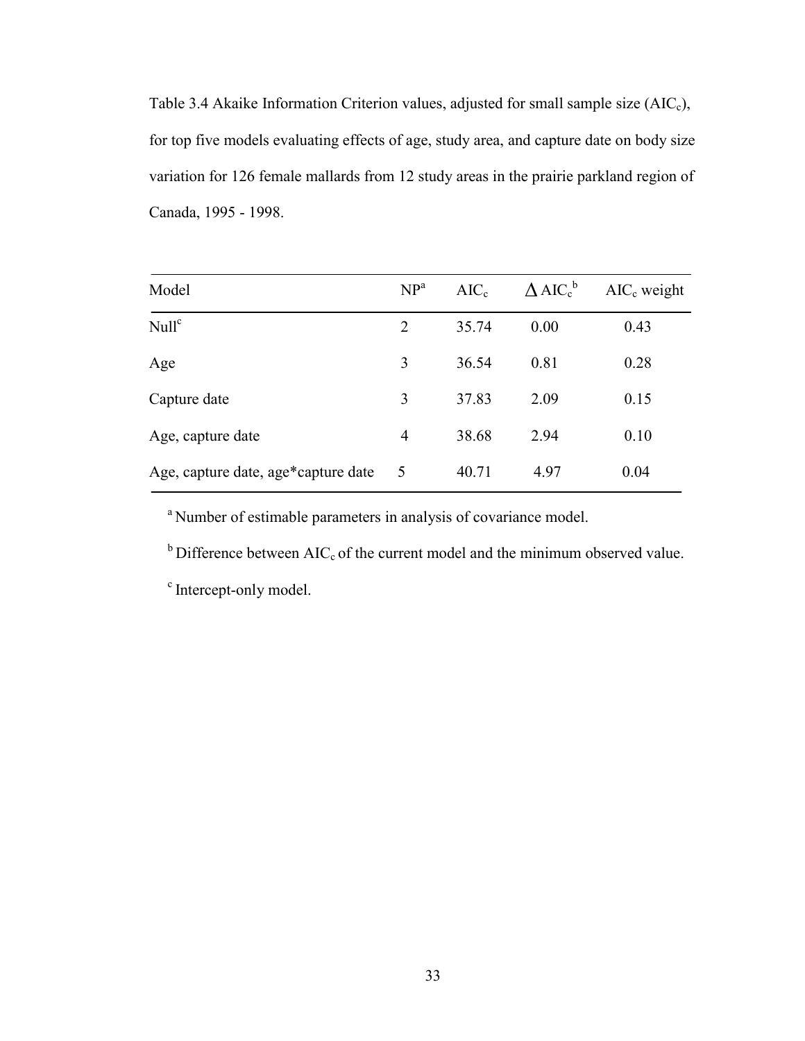Table 3.4 Akaike Information Criterion values, adjusted for small sample size ($AIC_c$), for top five models evaluating effects of age, study area, and capture date on body size variation for 126 female mallards from 12 study areas in the prairie parkland region of Canada, 1995 - 1998.

| Model | NP[a] | $AIC_c$ | $\Delta AIC_c$[b] | $AIC_c$ weight |
|---|---|---|---|---|
| Null[c] | 2 | 35.74 | 0.00 | 0.43 |
| Age | 3 | 36.54 | 0.81 | 0.28 |
| Capture date | 3 | 37.83 | 2.09 | 0.15 |
| Age, capture date | 4 | 38.68 | 2.94 | 0.10 |
| Age, capture date, age*capture date | 5 | 40.71 | 4.97 | 0.04 |

[a] Number of estimable parameters in analysis of covariance model.

[b] Difference between $AIC_c$ of the current model and the minimum observed value.

[c] Intercept-only model.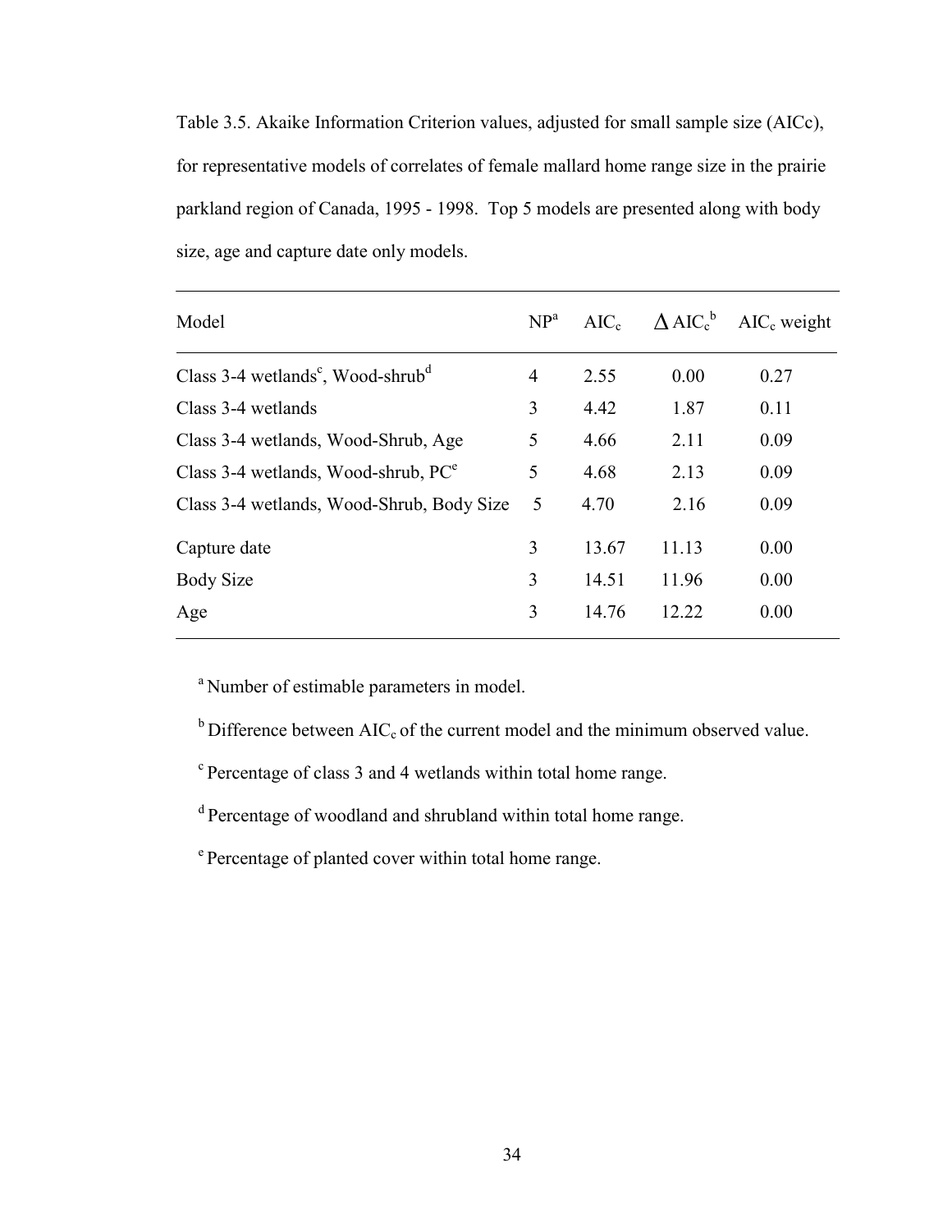Table 3.5. Akaike Information Criterion values, adjusted for small sample size (AICc), for representative models of correlates of female mallard home range size in the prairie parkland region of Canada, 1995 - 1998. Top 5 models are presented along with body size, age and capture date only models.

| Model | NP[a] | $AIC_c$ | $\Delta AIC_c$[b] | $AIC_c$ weight |
|---|---|---|---|---|
| Class 3-4 wetlands[c], Wood-shrub[d] | 4 | 2.55 | 0.00 | 0.27 |
| Class 3-4 wetlands | 3 | 4.42 | 1.87 | 0.11 |
| Class 3-4 wetlands, Wood-Shrub, Age | 5 | 4.66 | 2.11 | 0.09 |
| Class 3-4 wetlands, Wood-shrub, PC[e] | 5 | 4.68 | 2.13 | 0.09 |
| Class 3-4 wetlands, Wood-Shrub, Body Size | 5 | 4.70 | 2.16 | 0.09 |
| Capture date | 3 | 13.67 | 11.13 | 0.00 |
| Body Size | 3 | 14.51 | 11.96 | 0.00 |
| Age | 3 | 14.76 | 12.22 | 0.00 |

[a] Number of estimable parameters in model.

[b] Difference between $AIC_c$ of the current model and the minimum observed value.

[c] Percentage of class 3 and 4 wetlands within total home range.

[d] Percentage of woodland and shrubland within total home range.

[e] Percentage of planted cover within total home range.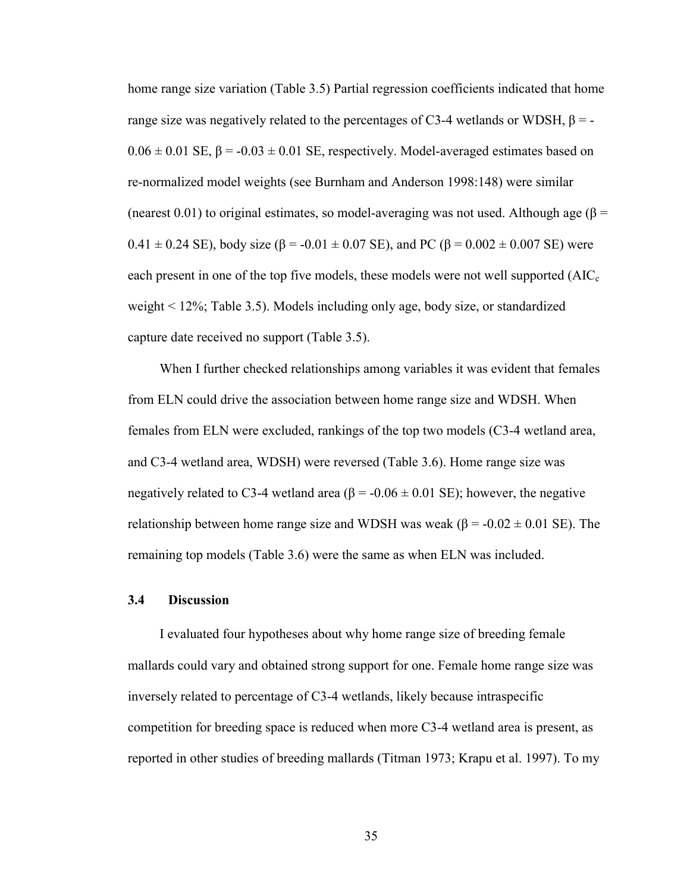home range size variation (Table 3.5) Partial regression coefficients indicated that home range size was negatively related to the percentages of C3-4 wetlands or WDSH, $\beta = -0.06 \pm 0.01$ SE, $\beta = -0.03 \pm 0.01$ SE, respectively. Model-averaged estimates based on re-normalized model weights (see Burnham and Anderson 1998:148) were similar (nearest 0.01) to original estimates, so model-averaging was not used. Although age ($\beta = 0.41 \pm 0.24$ SE), body size ($\beta = -0.01 \pm 0.07$ SE), and PC ($\beta = 0.002 \pm 0.007$ SE) were each present in one of the top five models, these models were not well supported ($AIC_c$ weight < 12%; Table 3.5). Models including only age, body size, or standardized capture date received no support (Table 3.5).

When I further checked relationships among variables it was evident that females from ELN could drive the association between home range size and WDSH. When females from ELN were excluded, rankings of the top two models (C3-4 wetland area, and C3-4 wetland area, WDSH) were reversed (Table 3.6). Home range size was negatively related to C3-4 wetland area ($\beta = -0.06 \pm 0.01$ SE); however, the negative relationship between home range size and WDSH was weak ($\beta = -0.02 \pm 0.01$ SE). The remaining top models (Table 3.6) were the same as when ELN was included.

### 3.4 Discussion

I evaluated four hypotheses about why home range size of breeding female mallards could vary and obtained strong support for one. Female home range size was inversely related to percentage of C3-4 wetlands, likely because intraspecific competition for breeding space is reduced when more C3-4 wetland area is present, as reported in other studies of breeding mallards (Titman 1973; Krapu et al. 1997). To my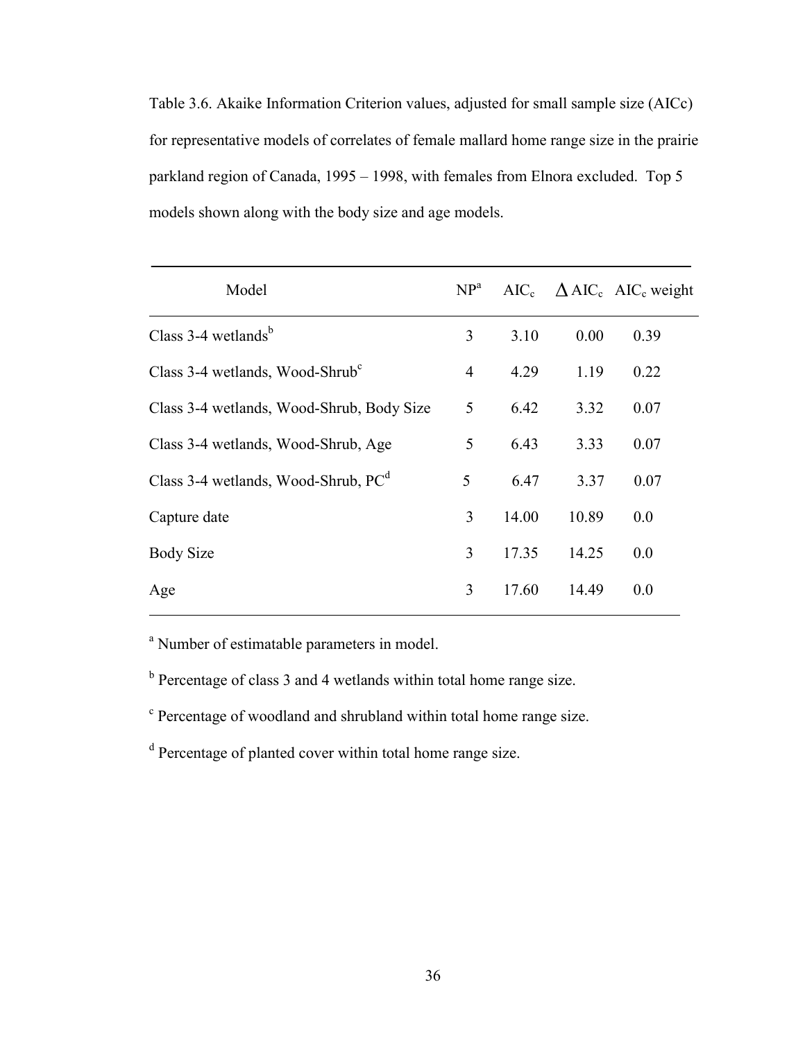Table 3.6. Akaike Information Criterion values, adjusted for small sample size (AICc) for representative models of correlates of female mallard home range size in the prairie parkland region of Canada, 1995 – 1998, with females from Elnora excluded. Top 5 models shown along with the body size and age models.

| Model | NP[a] | $AIC_c$ | $\Delta AIC_c$ | $AIC_c$ weight |
|---|---|---|---|---|
| Class 3-4 wetlands[b] | 3 | 3.10 | 0.00 | 0.39 |
| Class 3-4 wetlands, Wood-Shrub[c] | 4 | 4.29 | 1.19 | 0.22 |
| Class 3-4 wetlands, Wood-Shrub, Body Size | 5 | 6.42 | 3.32 | 0.07 |
| Class 3-4 wetlands, Wood-Shrub, Age | 5 | 6.43 | 3.33 | 0.07 |
| Class 3-4 wetlands, Wood-Shrub, PC[d] | 5 | 6.47 | 3.37 | 0.07 |
| Capture date | 3 | 14.00 | 10.89 | 0.0 |
| Body Size | 3 | 17.35 | 14.25 | 0.0 |
| Age | 3 | 17.60 | 14.49 | 0.0 |

[a] Number of estimatable parameters in model.

[b] Percentage of class 3 and 4 wetlands within total home range size.

[c] Percentage of woodland and shrubland within total home range size.

[d] Percentage of planted cover within total home range size.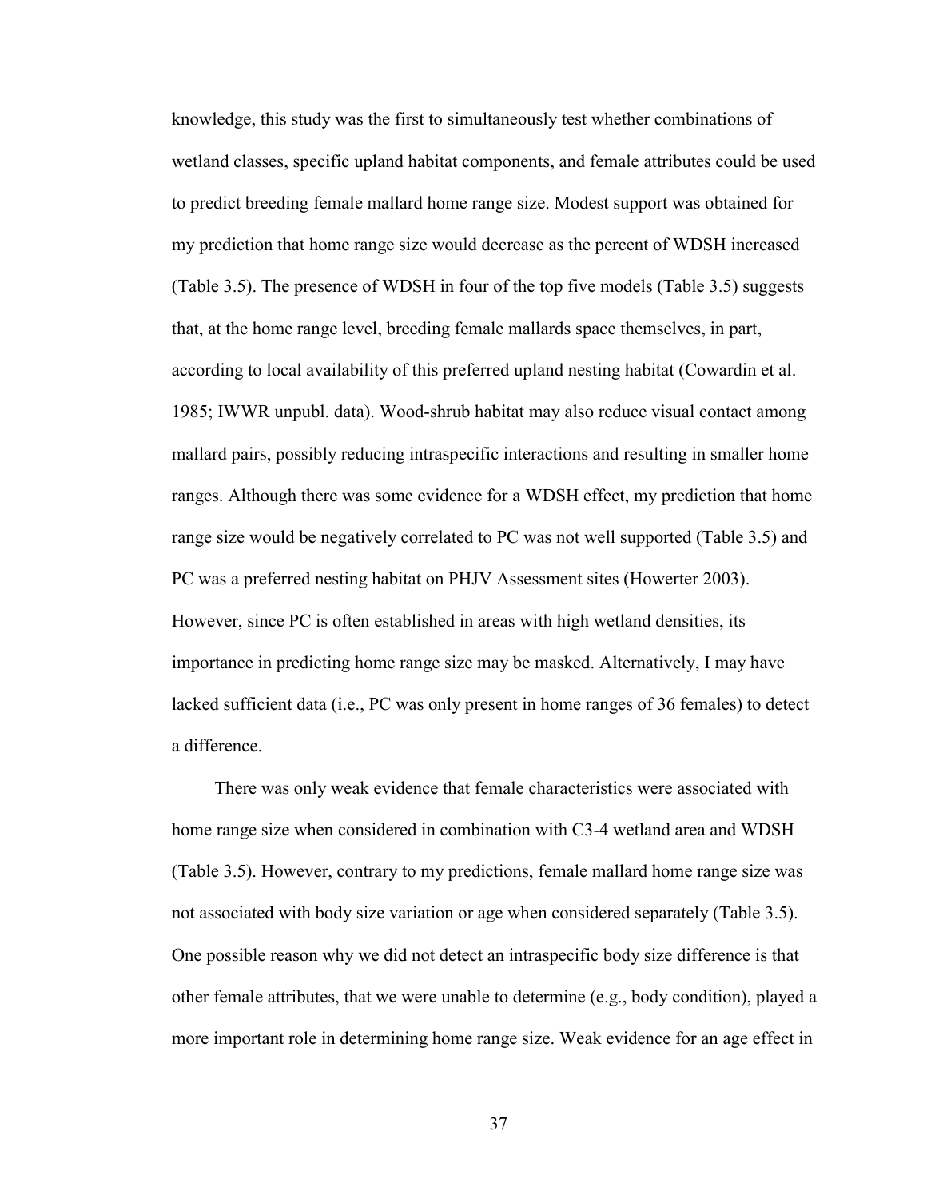knowledge, this study was the first to simultaneously test whether combinations of wetland classes, specific upland habitat components, and female attributes could be used to predict breeding female mallard home range size. Modest support was obtained for my prediction that home range size would decrease as the percent of WDSH increased (Table 3.5). The presence of WDSH in four of the top five models (Table 3.5) suggests that, at the home range level, breeding female mallards space themselves, in part, according to local availability of this preferred upland nesting habitat (Cowardin et al. 1985; IWWR unpubl. data). Wood-shrub habitat may also reduce visual contact among mallard pairs, possibly reducing intraspecific interactions and resulting in smaller home ranges. Although there was some evidence for a WDSH effect, my prediction that home range size would be negatively correlated to PC was not well supported (Table 3.5) and PC was a preferred nesting habitat on PHJV Assessment sites (Howerter 2003). However, since PC is often established in areas with high wetland densities, its importance in predicting home range size may be masked. Alternatively, I may have lacked sufficient data (i.e., PC was only present in home ranges of 36 females) to detect a difference.

There was only weak evidence that female characteristics were associated with home range size when considered in combination with C3-4 wetland area and WDSH (Table 3.5). However, contrary to my predictions, female mallard home range size was not associated with body size variation or age when considered separately (Table 3.5). One possible reason why we did not detect an intraspecific body size difference is that other female attributes, that we were unable to determine (e.g., body condition), played a more important role in determining home range size. Weak evidence for an age effect in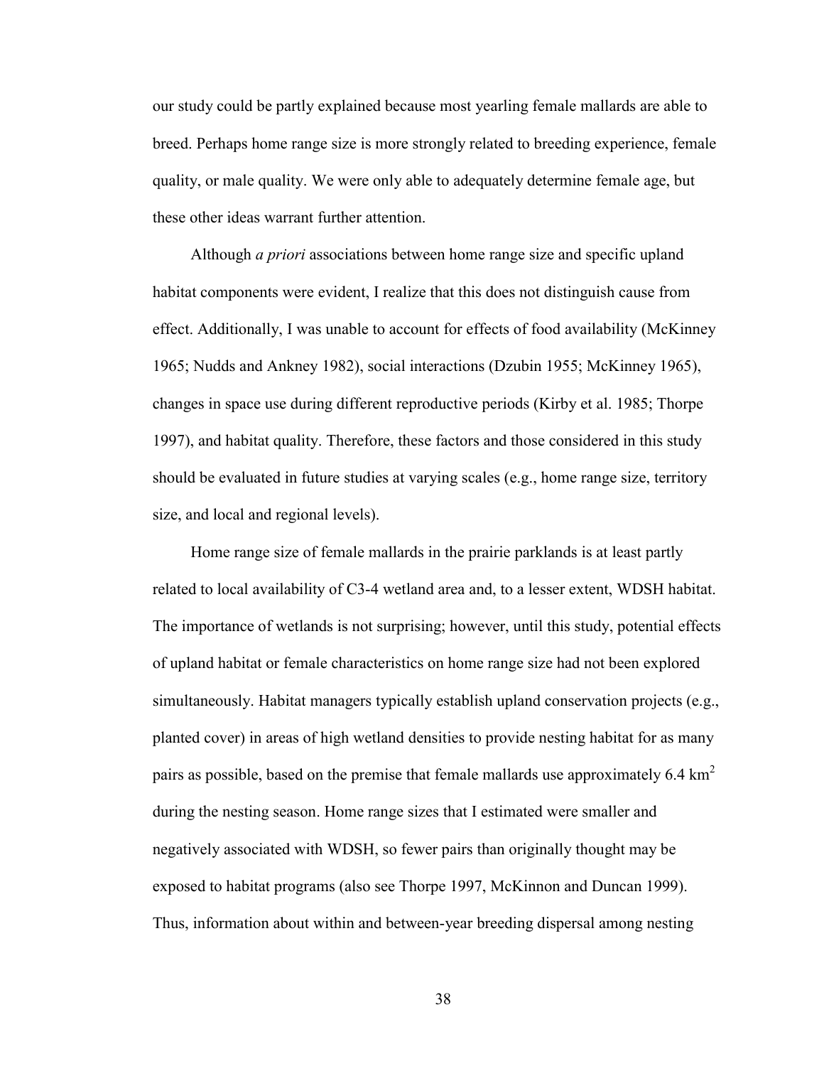our study could be partly explained because most yearling female mallards are able to breed. Perhaps home range size is more strongly related to breeding experience, female quality, or male quality. We were only able to adequately determine female age, but these other ideas warrant further attention.

Although *a priori* associations between home range size and specific upland habitat components were evident, I realize that this does not distinguish cause from effect. Additionally, I was unable to account for effects of food availability (McKinney 1965; Nudds and Ankney 1982), social interactions (Dzubin 1955; McKinney 1965), changes in space use during different reproductive periods (Kirby et al. 1985; Thorpe 1997), and habitat quality. Therefore, these factors and those considered in this study should be evaluated in future studies at varying scales (e.g., home range size, territory size, and local and regional levels).

Home range size of female mallards in the prairie parklands is at least partly related to local availability of C3-4 wetland area and, to a lesser extent, WDSH habitat. The importance of wetlands is not surprising; however, until this study, potential effects of upland habitat or female characteristics on home range size had not been explored simultaneously. Habitat managers typically establish upland conservation projects (e.g., planted cover) in areas of high wetland densities to provide nesting habitat for as many pairs as possible, based on the premise that female mallards use approximately 6.4 $km^2$ during the nesting season. Home range sizes that I estimated were smaller and negatively associated with WDSH, so fewer pairs than originally thought may be exposed to habitat programs (also see Thorpe 1997, McKinnon and Duncan 1999). Thus, information about within and between-year breeding dispersal among nesting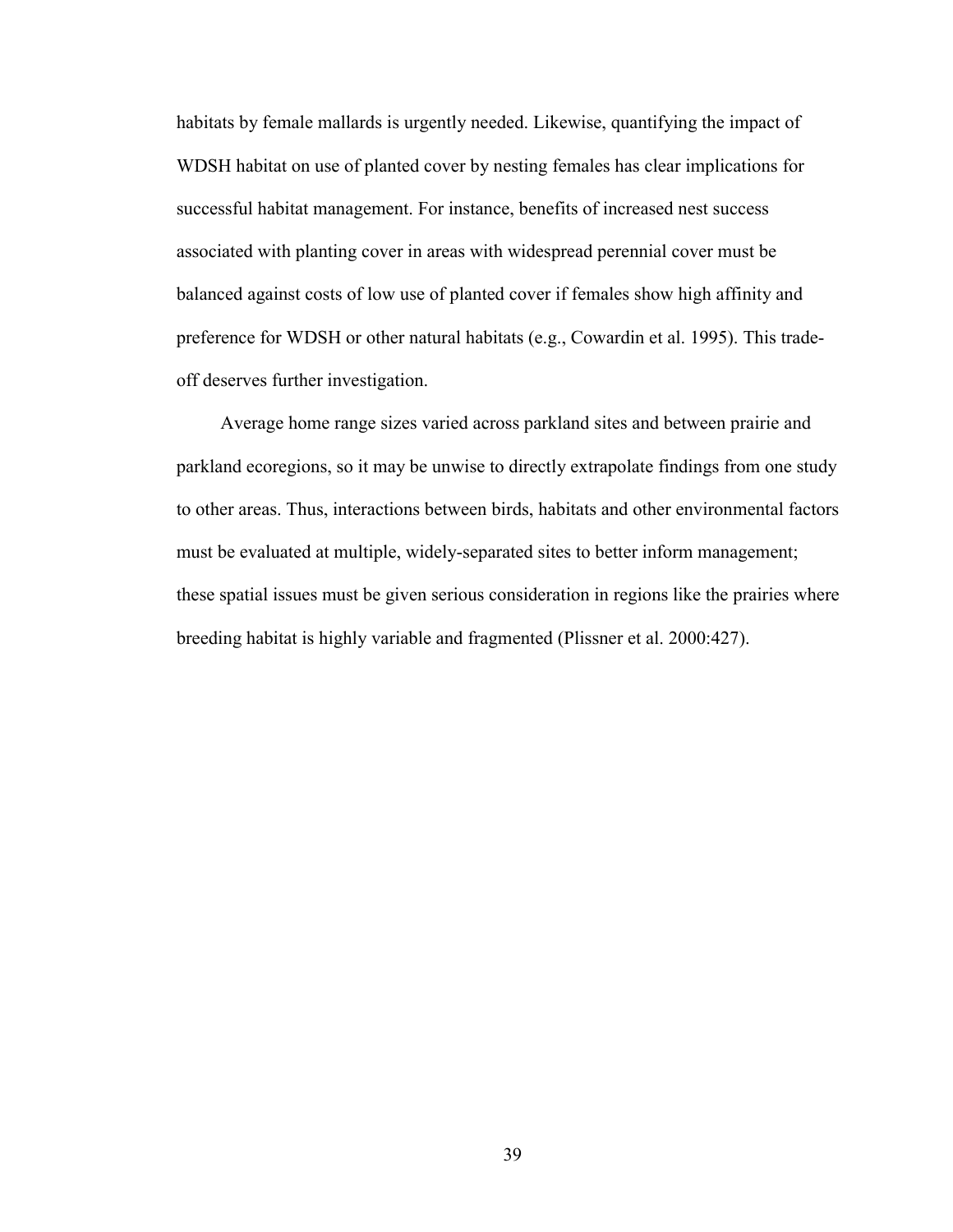habitats by female mallards is urgently needed. Likewise, quantifying the impact of WDSH habitat on use of planted cover by nesting females has clear implications for successful habitat management. For instance, benefits of increased nest success associated with planting cover in areas with widespread perennial cover must be balanced against costs of low use of planted cover if females show high affinity and preference for WDSH or other natural habitats (e.g., Cowardin et al. 1995). This trade-off deserves further investigation.

Average home range sizes varied across parkland sites and between prairie and parkland ecoregions, so it may be unwise to directly extrapolate findings from one study to other areas. Thus, interactions between birds, habitats and other environmental factors must be evaluated at multiple, widely-separated sites to better inform management; these spatial issues must be given serious consideration in regions like the prairies where breeding habitat is highly variable and fragmented (Plissner et al. 2000:427).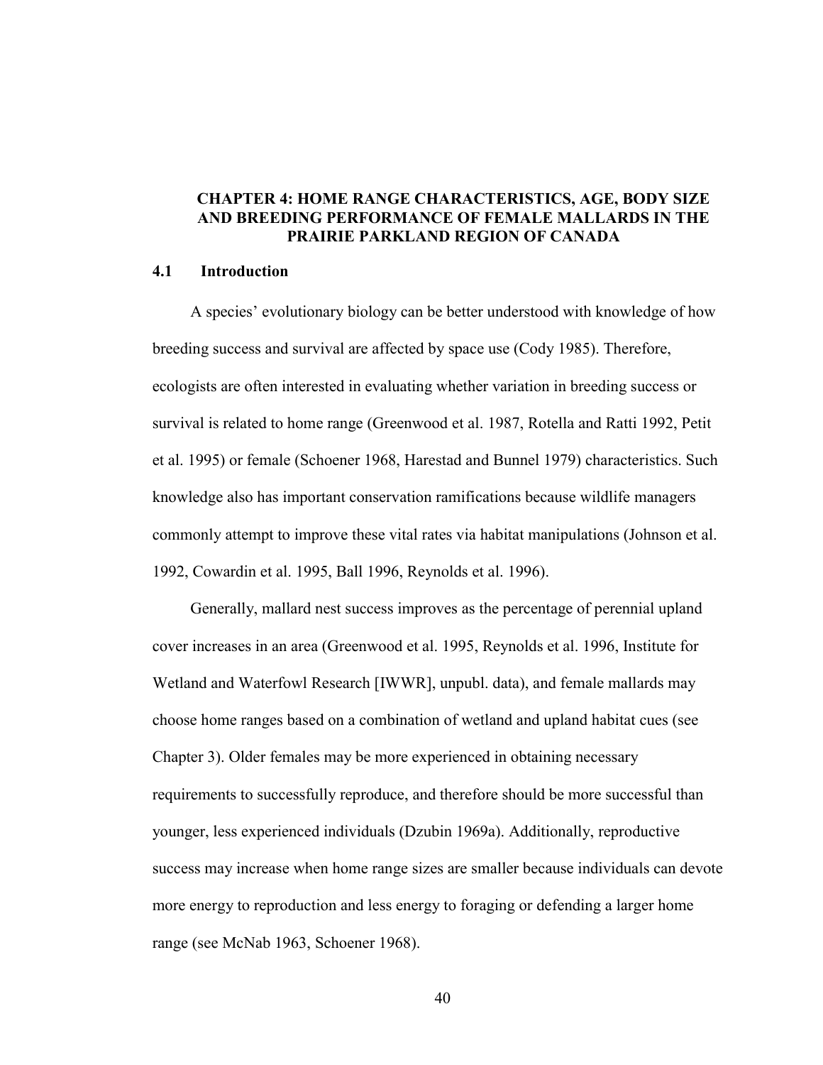# CHAPTER 4: HOME RANGE CHARACTERISTICS, AGE, BODY SIZE AND BREEDING PERFORMANCE OF FEMALE MALLARDS IN THE PRAIRIE PARKLAND REGION OF CANADA

## 4.1 Introduction

A species' evolutionary biology can be better understood with knowledge of how breeding success and survival are affected by space use (Cody 1985). Therefore, ecologists are often interested in evaluating whether variation in breeding success or survival is related to home range (Greenwood et al. 1987, Rotella and Ratti 1992, Petit et al. 1995) or female (Schoener 1968, Harestad and Bunnel 1979) characteristics. Such knowledge also has important conservation ramifications because wildlife managers commonly attempt to improve these vital rates via habitat manipulations (Johnson et al. 1992, Cowardin et al. 1995, Ball 1996, Reynolds et al. 1996).

Generally, mallard nest success improves as the percentage of perennial upland cover increases in an area (Greenwood et al. 1995, Reynolds et al. 1996, Institute for Wetland and Waterfowl Research [IWWR], unpubl. data), and female mallards may choose home ranges based on a combination of wetland and upland habitat cues (see Chapter 3). Older females may be more experienced in obtaining necessary requirements to successfully reproduce, and therefore should be more successful than younger, less experienced individuals (Dzubin 1969a). Additionally, reproductive success may increase when home range sizes are smaller because individuals can devote more energy to reproduction and less energy to foraging or defending a larger home range (see McNab 1963, Schoener 1968).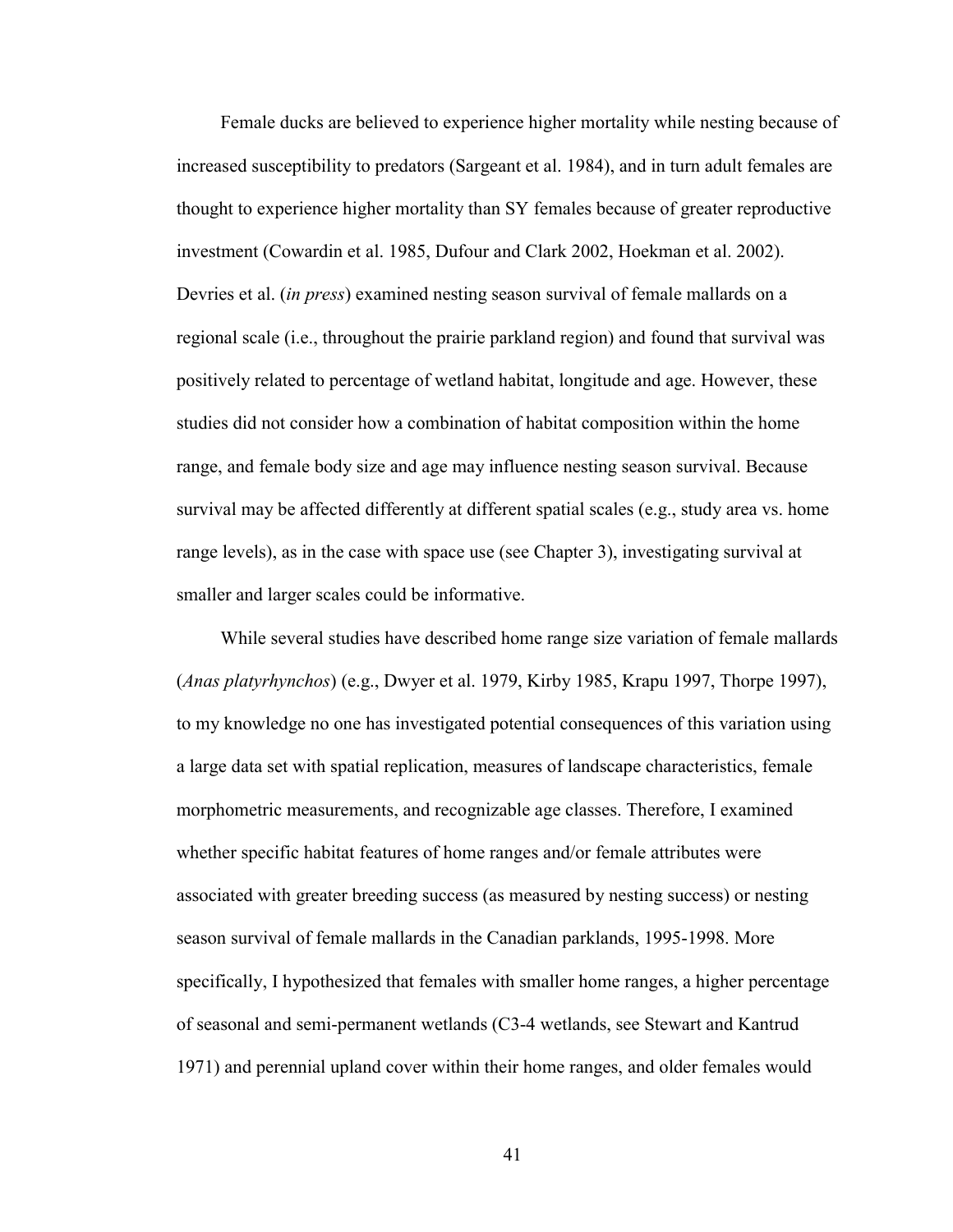Female ducks are believed to experience higher mortality while nesting because of increased susceptibility to predators (Sargeant et al. 1984), and in turn adult females are thought to experience higher mortality than SY females because of greater reproductive investment (Cowardin et al. 1985, Dufour and Clark 2002, Hoekman et al. 2002). Devries et al. (*in press*) examined nesting season survival of female mallards on a regional scale (i.e., throughout the prairie parkland region) and found that survival was positively related to percentage of wetland habitat, longitude and age. However, these studies did not consider how a combination of habitat composition within the home range, and female body size and age may influence nesting season survival. Because survival may be affected differently at different spatial scales (e.g., study area vs. home range levels), as in the case with space use (see Chapter 3), investigating survival at smaller and larger scales could be informative.

While several studies have described home range size variation of female mallards (*Anas platyrhynchos*) (e.g., Dwyer et al. 1979, Kirby 1985, Krapu 1997, Thorpe 1997), to my knowledge no one has investigated potential consequences of this variation using a large data set with spatial replication, measures of landscape characteristics, female morphometric measurements, and recognizable age classes. Therefore, I examined whether specific habitat features of home ranges and/or female attributes were associated with greater breeding success (as measured by nesting success) or nesting season survival of female mallards in the Canadian parklands, 1995-1998. More specifically, I hypothesized that females with smaller home ranges, a higher percentage of seasonal and semi-permanent wetlands (C3-4 wetlands, see Stewart and Kantrud 1971) and perennial upland cover within their home ranges, and older females would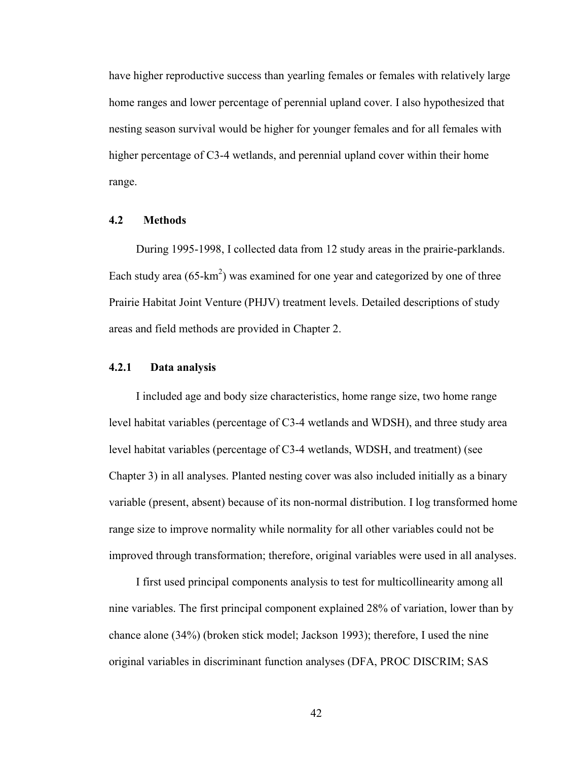have higher reproductive success than yearling females or females with relatively large home ranges and lower percentage of perennial upland cover. I also hypothesized that nesting season survival would be higher for younger females and for all females with higher percentage of C3-4 wetlands, and perennial upland cover within their home range.

## 4.2 Methods

During 1995-1998, I collected data from 12 study areas in the prairie-parklands. Each study area (65-km$^2$) was examined for one year and categorized by one of three Prairie Habitat Joint Venture (PHJV) treatment levels. Detailed descriptions of study areas and field methods are provided in Chapter 2.

### 4.2.1 Data analysis

I included age and body size characteristics, home range size, two home range level habitat variables (percentage of C3-4 wetlands and WDSH), and three study area level habitat variables (percentage of C3-4 wetlands, WDSH, and treatment) (see Chapter 3) in all analyses. Planted nesting cover was also included initially as a binary variable (present, absent) because of its non-normal distribution. I log transformed home range size to improve normality while normality for all other variables could not be improved through transformation; therefore, original variables were used in all analyses.

I first used principal components analysis to test for multicollinearity among all nine variables. The first principal component explained 28% of variation, lower than by chance alone (34%) (broken stick model; Jackson 1993); therefore, I used the nine original variables in discriminant function analyses (DFA, PROC DISCRIM; SAS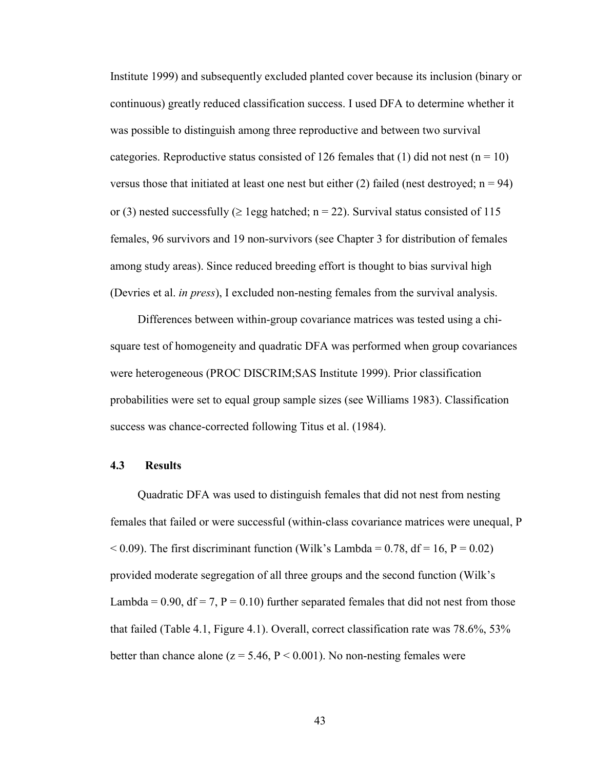Institute 1999) and subsequently excluded planted cover because its inclusion (binary or continuous) greatly reduced classification success. I used DFA to determine whether it was possible to distinguish among three reproductive and between two survival categories. Reproductive status consisted of 126 females that (1) did not nest ($n = 10$) versus those that initiated at least one nest but either (2) failed (nest destroyed; $n = 94$) or (3) nested successfully ($\geq$ 1egg hatched; $n = 22$). Survival status consisted of 115 females, 96 survivors and 19 non-survivors (see Chapter 3 for distribution of females among study areas). Since reduced breeding effort is thought to bias survival high (Devries et al. *in press*), I excluded non-nesting females from the survival analysis.

Differences between within-group covariance matrices was tested using a chi-square test of homogeneity and quadratic DFA was performed when group covariances were heterogeneous (PROC DISCRIM;SAS Institute 1999). Prior classification probabilities were set to equal group sample sizes (see Williams 1983). Classification success was chance-corrected following Titus et al. (1984).

### 4.3 Results

Quadratic DFA was used to distinguish females that did not nest from nesting females that failed or were successful (within-class covariance matrices were unequal, $P < 0.09$). The first discriminant function (Wilk's Lambda = 0.78, df = 16, $P = 0.02$) provided moderate segregation of all three groups and the second function (Wilk's Lambda = 0.90, df = 7, $P = 0.10$) further separated females that did not nest from those that failed (Table 4.1, Figure 4.1). Overall, correct classification rate was 78.6%, 53% better than chance alone ($z = 5.46$, $P < 0.001$). No non-nesting females were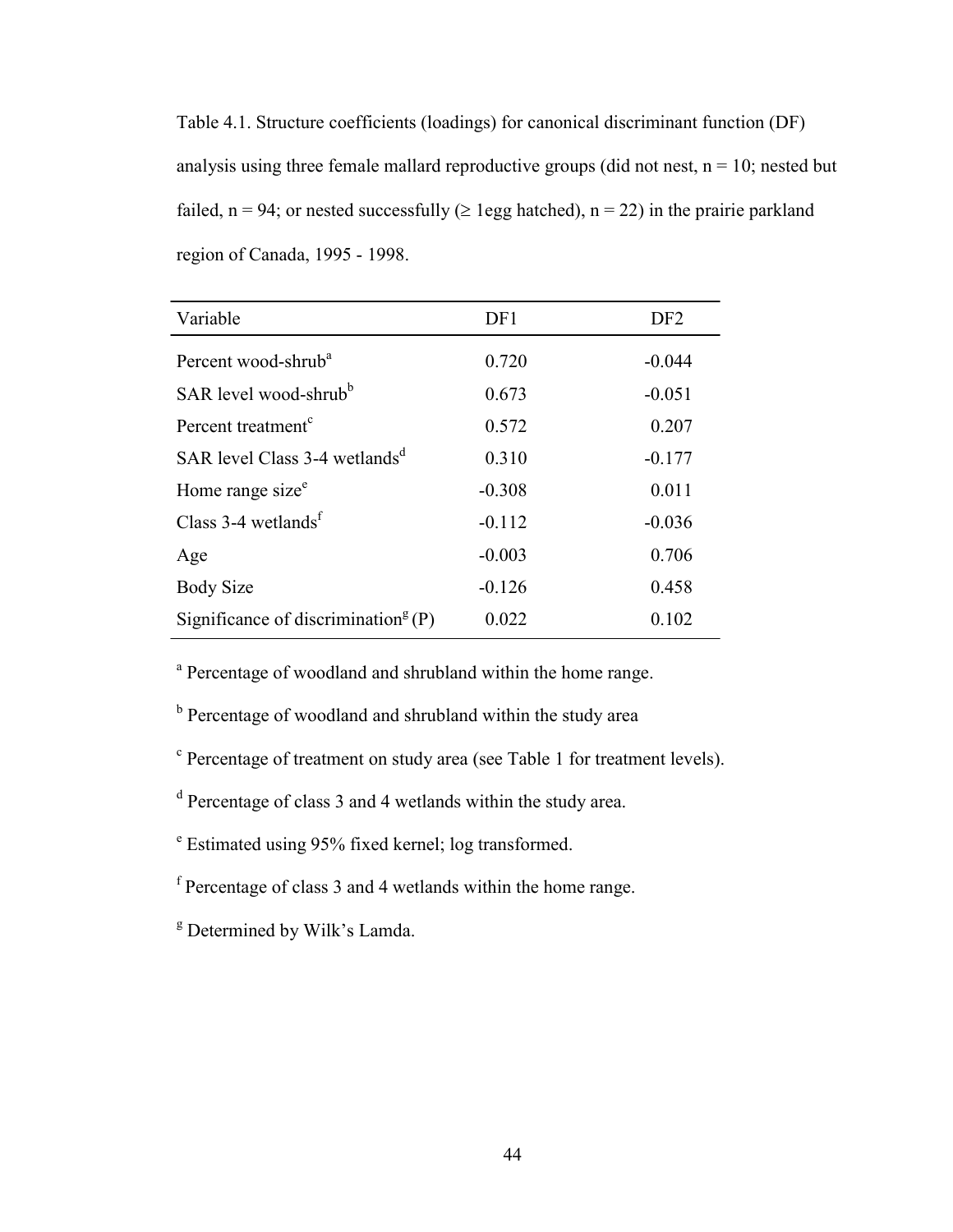Table 4.1. Structure coefficients (loadings) for canonical discriminant function (DF) analysis using three female mallard reproductive groups (did not nest, n = 10; nested but failed, n = 94; or nested successfully (≥ 1egg hatched), n = 22) in the prairie parkland region of Canada, 1995 - 1998.

| Variable | DF1 | DF2 |
|---|---|---|
| Percent wood-shrub[a] | 0.720 | -0.044 |
| SAR level wood-shrub[b] | 0.673 | -0.051 |
| Percent treatment[c] | 0.572 | 0.207 |
| SAR level Class 3-4 wetlands[d] | 0.310 | -0.177 |
| Home range size[e] | -0.308 | 0.011 |
| Class 3-4 wetlands[f] | -0.112 | -0.036 |
| Age | -0.003 | 0.706 |
| Body Size | -0.126 | 0.458 |
| Significance of discrimination[g] (P) | 0.022 | 0.102 |

[a] Percentage of woodland and shrubland within the home range.

[b] Percentage of woodland and shrubland within the study area

[c] Percentage of treatment on study area (see Table 1 for treatment levels).

[d] Percentage of class 3 and 4 wetlands within the study area.

[e] Estimated using 95% fixed kernel; log transformed.

[f] Percentage of class 3 and 4 wetlands within the home range.

[g] Determined by Wilk's Lamda.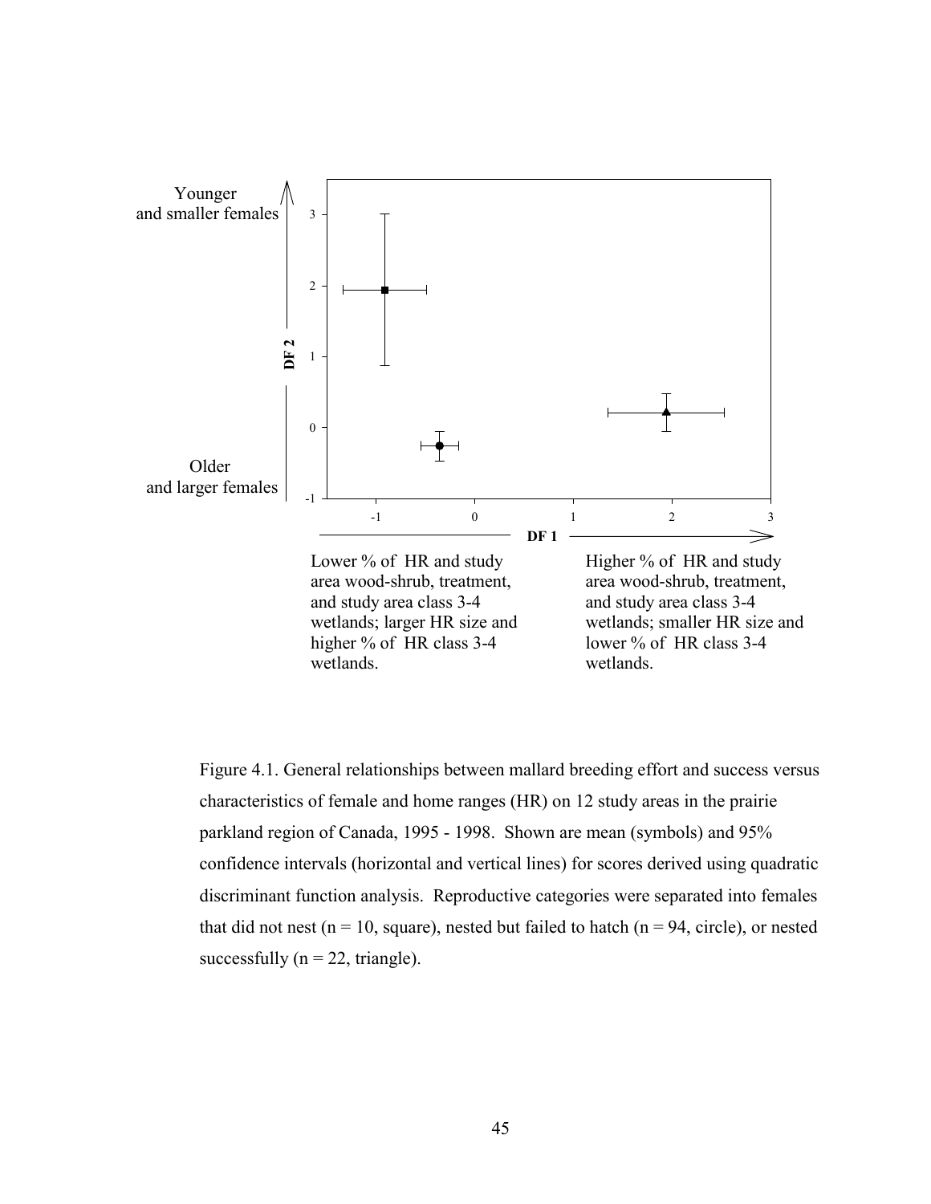Younger and smaller females

Older and larger females

DF 2

DF 1

Lower % of HR and study area wood-shrub, treatment, and study area class 3-4 wetlands; larger HR size and higher % of HR class 3-4 wetlands.

Higher % of HR and study area wood-shrub, treatment, and study area class 3-4 wetlands; smaller HR size and lower % of HR class 3-4 wetlands.

Figure 4.1. General relationships between mallard breeding effort and success versus characteristics of female and home ranges (HR) on 12 study areas in the prairie parkland region of Canada, 1995 - 1998. Shown are mean (symbols) and 95% confidence intervals (horizontal and vertical lines) for scores derived using quadratic discriminant function analysis. Reproductive categories were separated into females that did not nest (n = 10, square), nested but failed to hatch (n = 94, circle), or nested successfully (n = 22, triangle).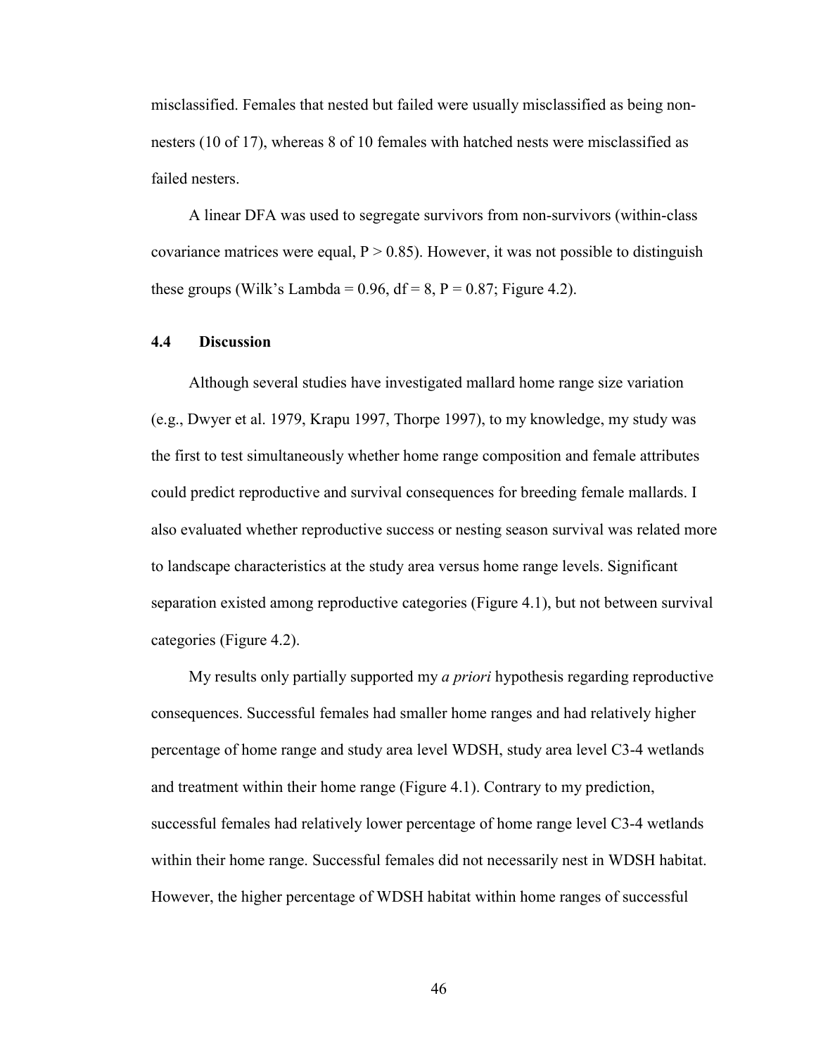misclassified. Females that nested but failed were usually misclassified as being non-nesters (10 of 17), whereas 8 of 10 females with hatched nests were misclassified as failed nesters.

A linear DFA was used to segregate survivors from non-survivors (within-class covariance matrices were equal, $P > 0.85$). However, it was not possible to distinguish these groups (Wilk's Lambda = 0.96, df = 8, $P = 0.87$; Figure 4.2).

## 4.4 Discussion

Although several studies have investigated mallard home range size variation (e.g., Dwyer et al. 1979, Krapu 1997, Thorpe 1997), to my knowledge, my study was the first to test simultaneously whether home range composition and female attributes could predict reproductive and survival consequences for breeding female mallards. I also evaluated whether reproductive success or nesting season survival was related more to landscape characteristics at the study area versus home range levels. Significant separation existed among reproductive categories (Figure 4.1), but not between survival categories (Figure 4.2).

My results only partially supported my *a priori* hypothesis regarding reproductive consequences. Successful females had smaller home ranges and had relatively higher percentage of home range and study area level WDSH, study area level C3-4 wetlands and treatment within their home range (Figure 4.1). Contrary to my prediction, successful females had relatively lower percentage of home range level C3-4 wetlands within their home range. Successful females did not necessarily nest in WDSH habitat. However, the higher percentage of WDSH habitat within home ranges of successful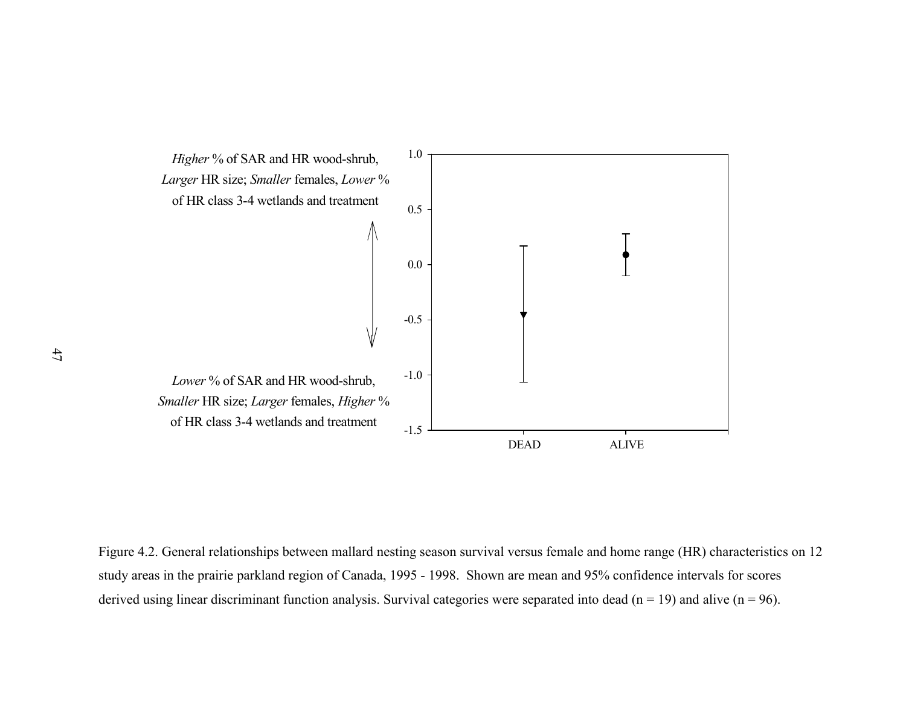*Higher* % of SAR and HR wood-shrub, *Larger* HR size; *Smaller* females, *Lower* % of HR class 3-4 wetlands and treatment

*Lower* % of SAR and HR wood-shrub, *Smaller* HR size; *Larger* females, *Higher* % of HR class 3-4 wetlands and treatment

Figure 4.2. General relationships between mallard nesting season survival versus female and home range (HR) characteristics on 12 study areas in the prairie parkland region of Canada, 1995 - 1998. Shown are mean and 95% confidence intervals for scores derived using linear discriminant function analysis. Survival categories were separated into dead (n = 19) and alive (n = 96).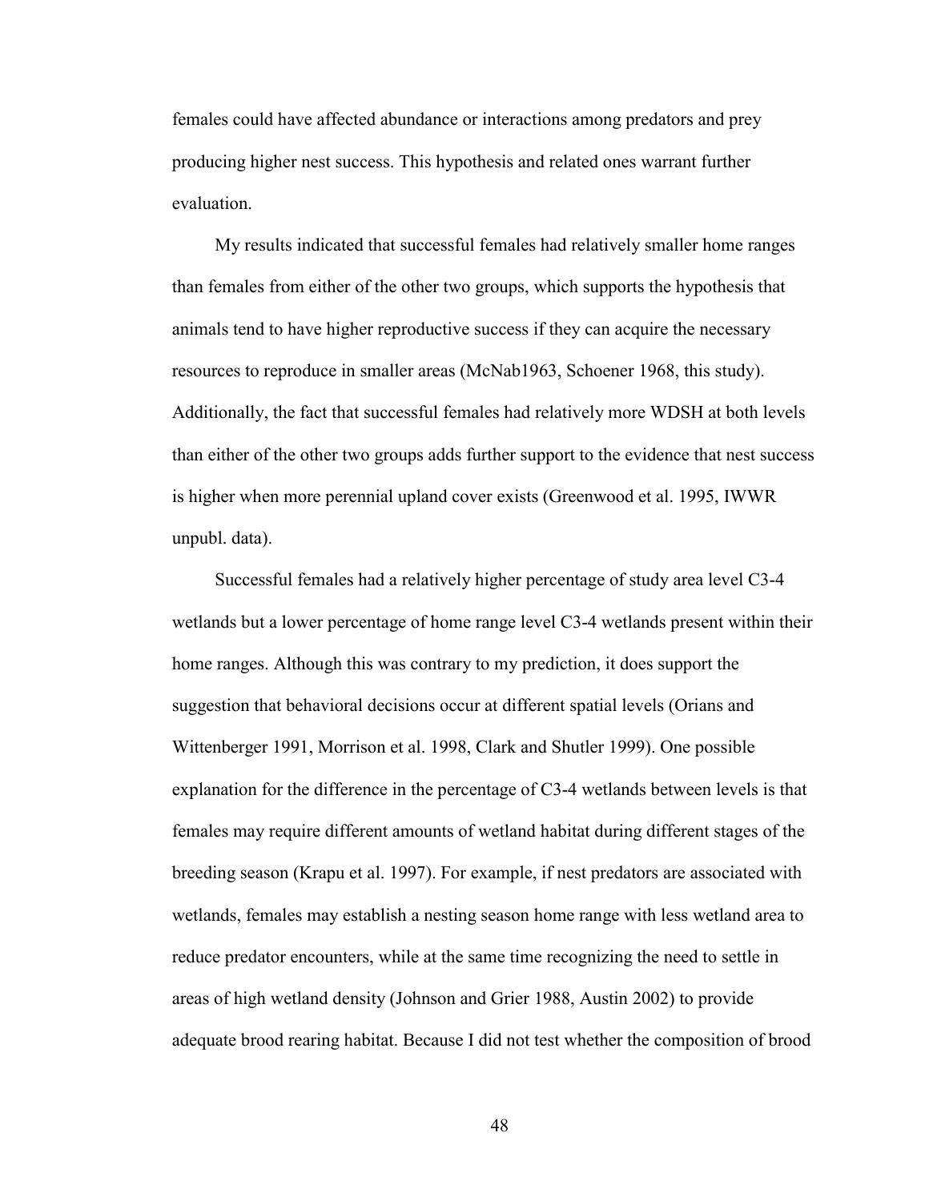females could have affected abundance or interactions among predators and prey producing higher nest success. This hypothesis and related ones warrant further evaluation.

My results indicated that successful females had relatively smaller home ranges than females from either of the other two groups, which supports the hypothesis that animals tend to have higher reproductive success if they can acquire the necessary resources to reproduce in smaller areas (McNab1963, Schoener 1968, this study). Additionally, the fact that successful females had relatively more WDSH at both levels than either of the other two groups adds further support to the evidence that nest success is higher when more perennial upland cover exists (Greenwood et al. 1995, IWWR unpubl. data).

Successful females had a relatively higher percentage of study area level C3-4 wetlands but a lower percentage of home range level C3-4 wetlands present within their home ranges. Although this was contrary to my prediction, it does support the suggestion that behavioral decisions occur at different spatial levels (Orians and Wittenberger 1991, Morrison et al. 1998, Clark and Shutler 1999). One possible explanation for the difference in the percentage of C3-4 wetlands between levels is that females may require different amounts of wetland habitat during different stages of the breeding season (Krapu et al. 1997). For example, if nest predators are associated with wetlands, females may establish a nesting season home range with less wetland area to reduce predator encounters, while at the same time recognizing the need to settle in areas of high wetland density (Johnson and Grier 1988, Austin 2002) to provide adequate brood rearing habitat. Because I did not test whether the composition of brood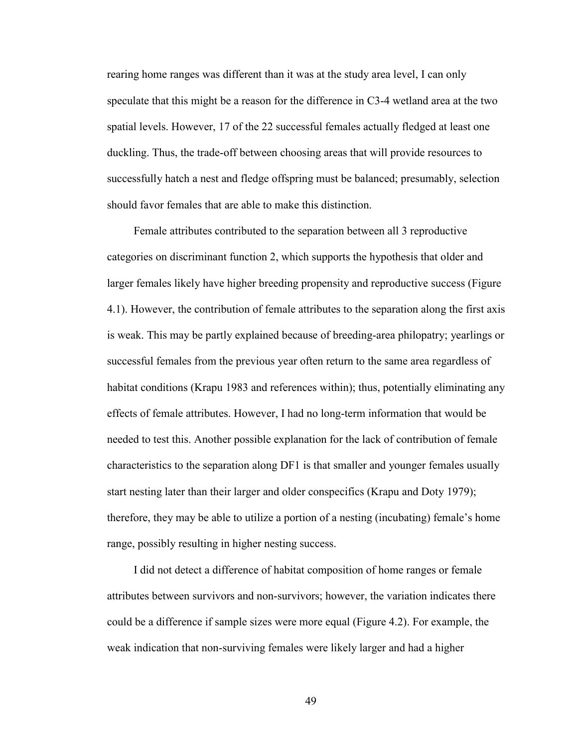rearing home ranges was different than it was at the study area level, I can only speculate that this might be a reason for the difference in C3-4 wetland area at the two spatial levels. However, 17 of the 22 successful females actually fledged at least one duckling. Thus, the trade-off between choosing areas that will provide resources to successfully hatch a nest and fledge offspring must be balanced; presumably, selection should favor females that are able to make this distinction.

Female attributes contributed to the separation between all 3 reproductive categories on discriminant function 2, which supports the hypothesis that older and larger females likely have higher breeding propensity and reproductive success (Figure 4.1). However, the contribution of female attributes to the separation along the first axis is weak. This may be partly explained because of breeding-area philopatry; yearlings or successful females from the previous year often return to the same area regardless of habitat conditions (Krapu 1983 and references within); thus, potentially eliminating any effects of female attributes. However, I had no long-term information that would be needed to test this. Another possible explanation for the lack of contribution of female characteristics to the separation along DF1 is that smaller and younger females usually start nesting later than their larger and older conspecifics (Krapu and Doty 1979); therefore, they may be able to utilize a portion of a nesting (incubating) female's home range, possibly resulting in higher nesting success.

I did not detect a difference of habitat composition of home ranges or female attributes between survivors and non-survivors; however, the variation indicates there could be a difference if sample sizes were more equal (Figure 4.2). For example, the weak indication that non-surviving females were likely larger and had a higher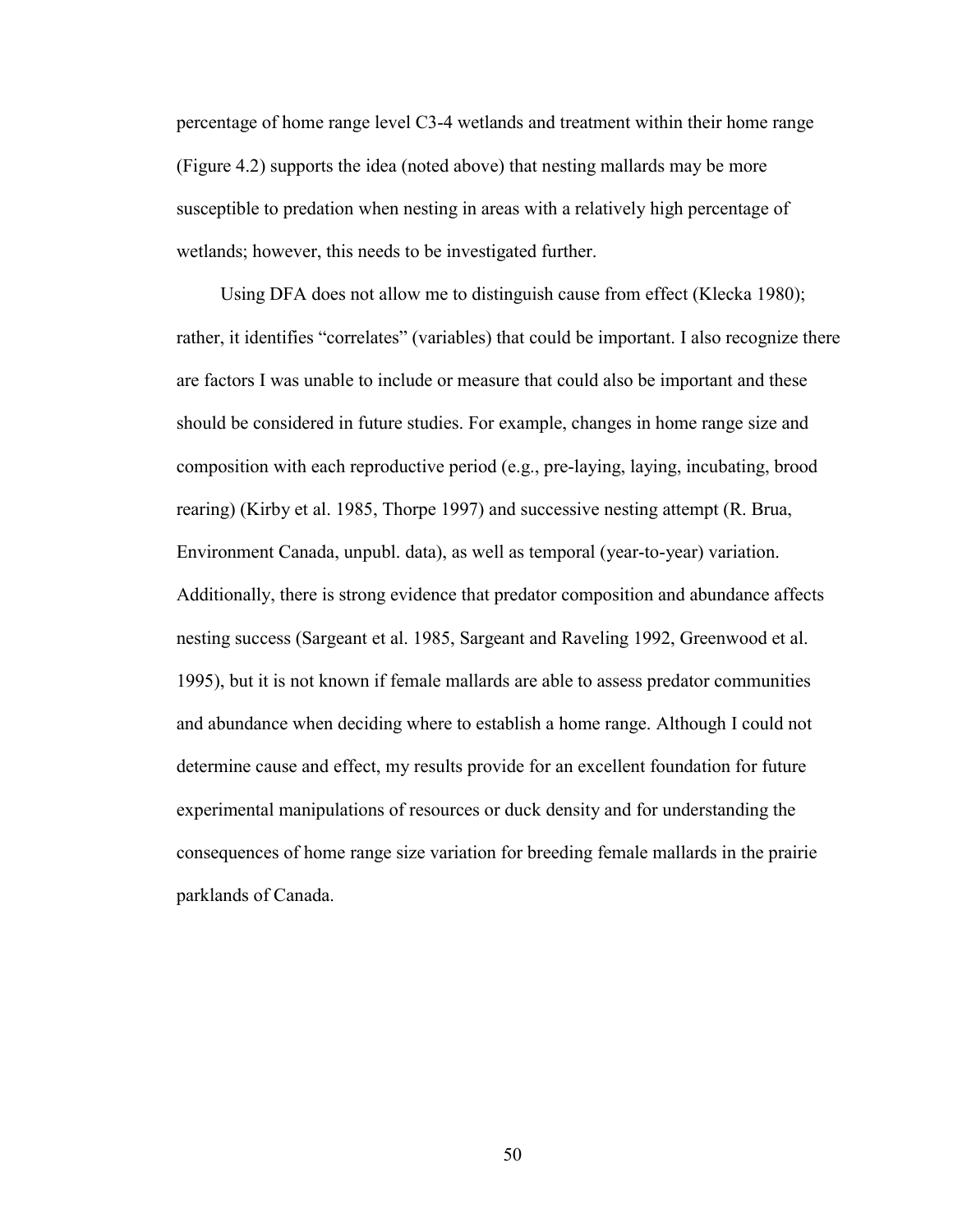percentage of home range level C3-4 wetlands and treatment within their home range (Figure 4.2) supports the idea (noted above) that nesting mallards may be more susceptible to predation when nesting in areas with a relatively high percentage of wetlands; however, this needs to be investigated further.

Using DFA does not allow me to distinguish cause from effect (Klecka 1980); rather, it identifies "correlates" (variables) that could be important. I also recognize there are factors I was unable to include or measure that could also be important and these should be considered in future studies. For example, changes in home range size and composition with each reproductive period (e.g., pre-laying, laying, incubating, brood rearing) (Kirby et al. 1985, Thorpe 1997) and successive nesting attempt (R. Brua, Environment Canada, unpubl. data), as well as temporal (year-to-year) variation. Additionally, there is strong evidence that predator composition and abundance affects nesting success (Sargeant et al. 1985, Sargeant and Raveling 1992, Greenwood et al. 1995), but it is not known if female mallards are able to assess predator communities and abundance when deciding where to establish a home range. Although I could not determine cause and effect, my results provide for an excellent foundation for future experimental manipulations of resources or duck density and for understanding the consequences of home range size variation for breeding female mallards in the prairie parklands of Canada.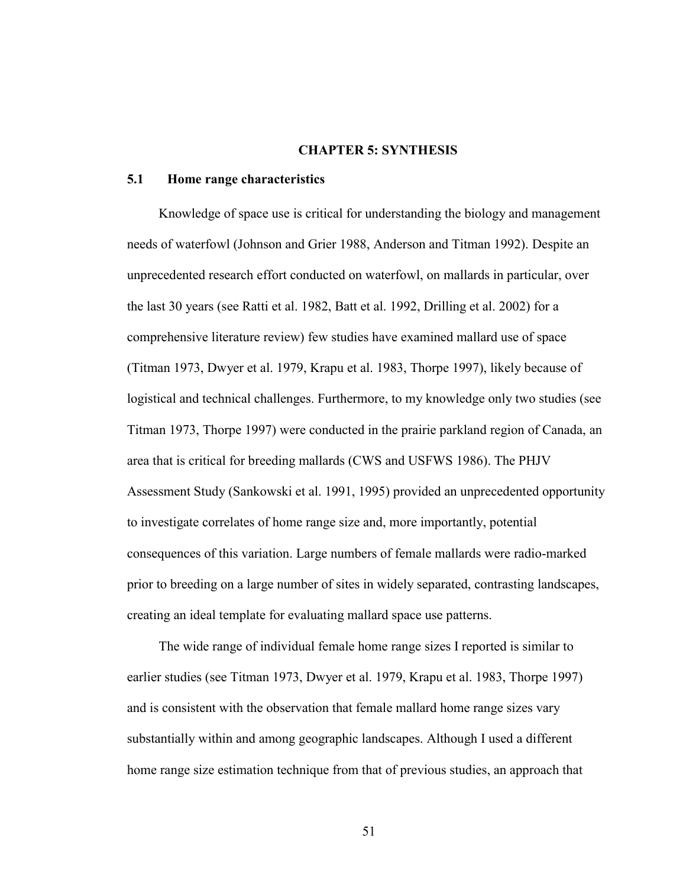# CHAPTER 5: SYNTHESIS

## 5.1 Home range characteristics

Knowledge of space use is critical for understanding the biology and management needs of waterfowl (Johnson and Grier 1988, Anderson and Titman 1992). Despite an unprecedented research effort conducted on waterfowl, on mallards in particular, over the last 30 years (see Ratti et al. 1982, Batt et al. 1992, Drilling et al. 2002) for a comprehensive literature review) few studies have examined mallard use of space (Titman 1973, Dwyer et al. 1979, Krapu et al. 1983, Thorpe 1997), likely because of logistical and technical challenges. Furthermore, to my knowledge only two studies (see Titman 1973, Thorpe 1997) were conducted in the prairie parkland region of Canada, an area that is critical for breeding mallards (CWS and USFWS 1986). The PHJV Assessment Study (Sankowski et al. 1991, 1995) provided an unprecedented opportunity to investigate correlates of home range size and, more importantly, potential consequences of this variation. Large numbers of female mallards were radio-marked prior to breeding on a large number of sites in widely separated, contrasting landscapes, creating an ideal template for evaluating mallard space use patterns.

The wide range of individual female home range sizes I reported is similar to earlier studies (see Titman 1973, Dwyer et al. 1979, Krapu et al. 1983, Thorpe 1997) and is consistent with the observation that female mallard home range sizes vary substantially within and among geographic landscapes. Although I used a different home range size estimation technique from that of previous studies, an approach that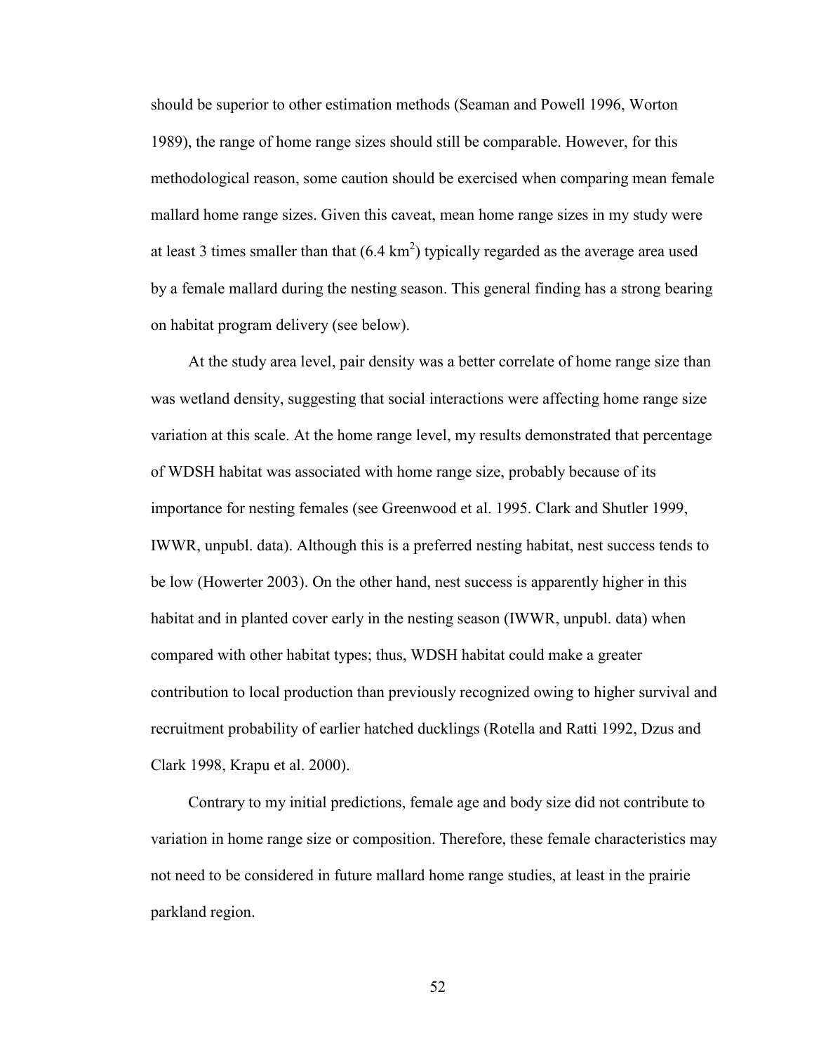should be superior to other estimation methods (Seaman and Powell 1996, Worton 1989), the range of home range sizes should still be comparable. However, for this methodological reason, some caution should be exercised when comparing mean female mallard home range sizes. Given this caveat, mean home range sizes in my study were at least 3 times smaller than that (6.4 km$^2$) typically regarded as the average area used by a female mallard during the nesting season. This general finding has a strong bearing on habitat program delivery (see below).

At the study area level, pair density was a better correlate of home range size than was wetland density, suggesting that social interactions were affecting home range size variation at this scale. At the home range level, my results demonstrated that percentage of WDSH habitat was associated with home range size, probably because of its importance for nesting females (see Greenwood et al. 1995. Clark and Shutler 1999, IWWR, unpubl. data). Although this is a preferred nesting habitat, nest success tends to be low (Howerter 2003). On the other hand, nest success is apparently higher in this habitat and in planted cover early in the nesting season (IWWR, unpubl. data) when compared with other habitat types; thus, WDSH habitat could make a greater contribution to local production than previously recognized owing to higher survival and recruitment probability of earlier hatched ducklings (Rotella and Ratti 1992, Dzus and Clark 1998, Krapu et al. 2000).

Contrary to my initial predictions, female age and body size did not contribute to variation in home range size or composition. Therefore, these female characteristics may not need to be considered in future mallard home range studies, at least in the prairie parkland region.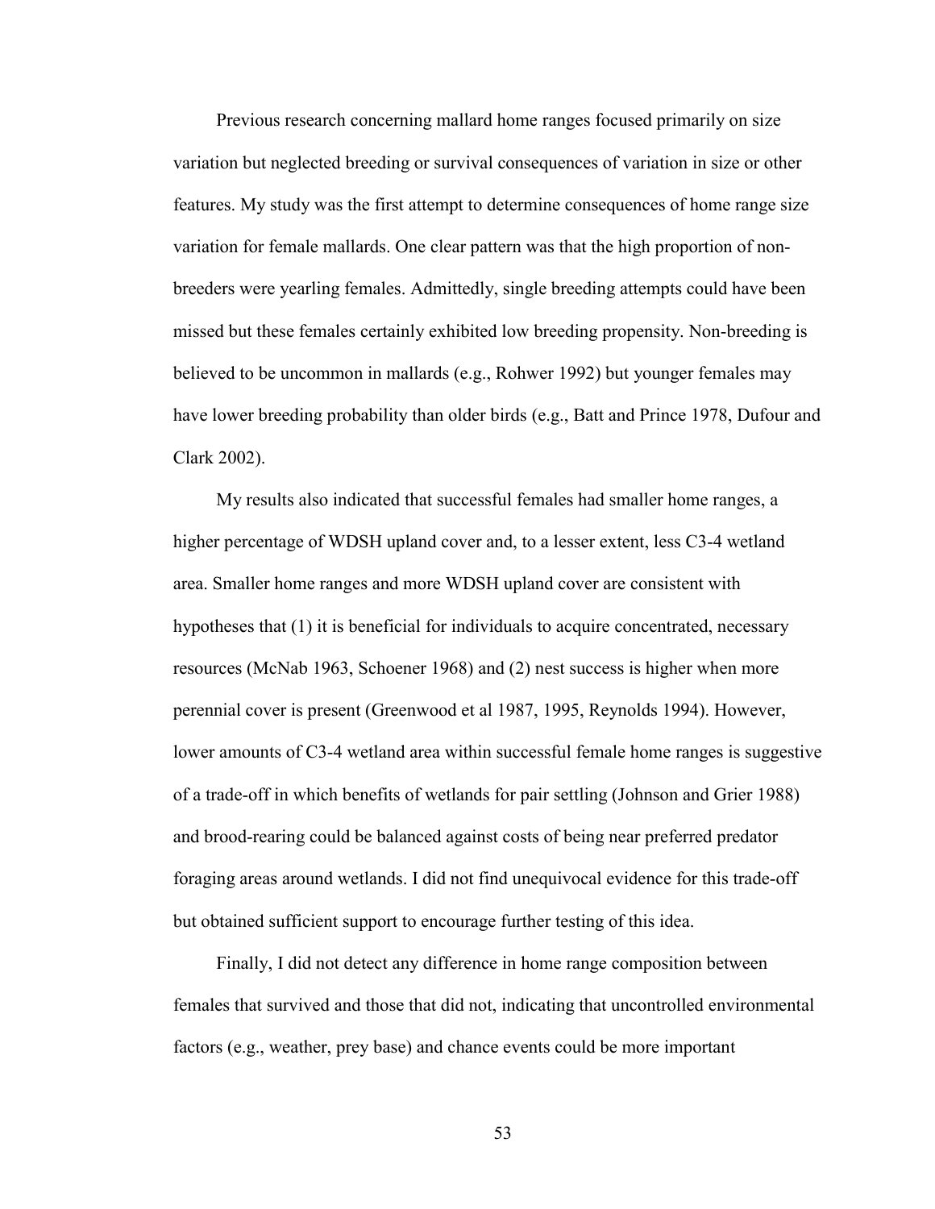Previous research concerning mallard home ranges focused primarily on size variation but neglected breeding or survival consequences of variation in size or other features. My study was the first attempt to determine consequences of home range size variation for female mallards. One clear pattern was that the high proportion of non-breeders were yearling females. Admittedly, single breeding attempts could have been missed but these females certainly exhibited low breeding propensity. Non-breeding is believed to be uncommon in mallards (e.g., Rohwer 1992) but younger females may have lower breeding probability than older birds (e.g., Batt and Prince 1978, Dufour and Clark 2002).

My results also indicated that successful females had smaller home ranges, a higher percentage of WDSH upland cover and, to a lesser extent, less C3-4 wetland area. Smaller home ranges and more WDSH upland cover are consistent with hypotheses that (1) it is beneficial for individuals to acquire concentrated, necessary resources (McNab 1963, Schoener 1968) and (2) nest success is higher when more perennial cover is present (Greenwood et al 1987, 1995, Reynolds 1994). However, lower amounts of C3-4 wetland area within successful female home ranges is suggestive of a trade-off in which benefits of wetlands for pair settling (Johnson and Grier 1988) and brood-rearing could be balanced against costs of being near preferred predator foraging areas around wetlands. I did not find unequivocal evidence for this trade-off but obtained sufficient support to encourage further testing of this idea.

Finally, I did not detect any difference in home range composition between females that survived and those that did not, indicating that uncontrolled environmental factors (e.g., weather, prey base) and chance events could be more important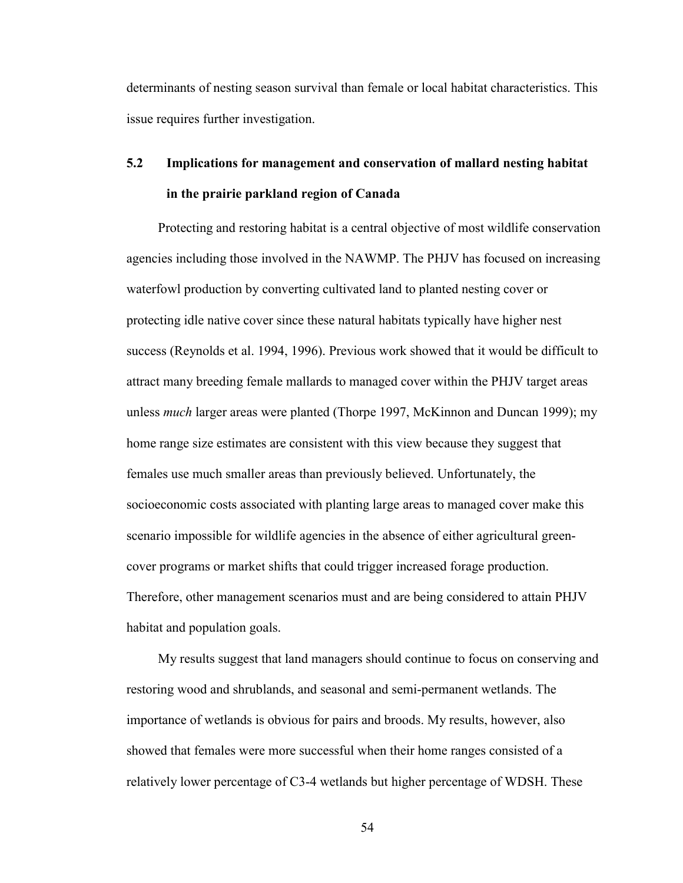determinants of nesting season survival than female or local habitat characteristics. This issue requires further investigation.

## 5.2 Implications for management and conservation of mallard nesting habitat in the prairie parkland region of Canada

Protecting and restoring habitat is a central objective of most wildlife conservation agencies including those involved in the NAWMP. The PHJV has focused on increasing waterfowl production by converting cultivated land to planted nesting cover or protecting idle native cover since these natural habitats typically have higher nest success (Reynolds et al. 1994, 1996). Previous work showed that it would be difficult to attract many breeding female mallards to managed cover within the PHJV target areas unless *much* larger areas were planted (Thorpe 1997, McKinnon and Duncan 1999); my home range size estimates are consistent with this view because they suggest that females use much smaller areas than previously believed. Unfortunately, the socioeconomic costs associated with planting large areas to managed cover make this scenario impossible for wildlife agencies in the absence of either agricultural green-cover programs or market shifts that could trigger increased forage production. Therefore, other management scenarios must and are being considered to attain PHJV habitat and population goals.

My results suggest that land managers should continue to focus on conserving and restoring wood and shrublands, and seasonal and semi-permanent wetlands. The importance of wetlands is obvious for pairs and broods. My results, however, also showed that females were more successful when their home ranges consisted of a relatively lower percentage of C3-4 wetlands but higher percentage of WDSH. These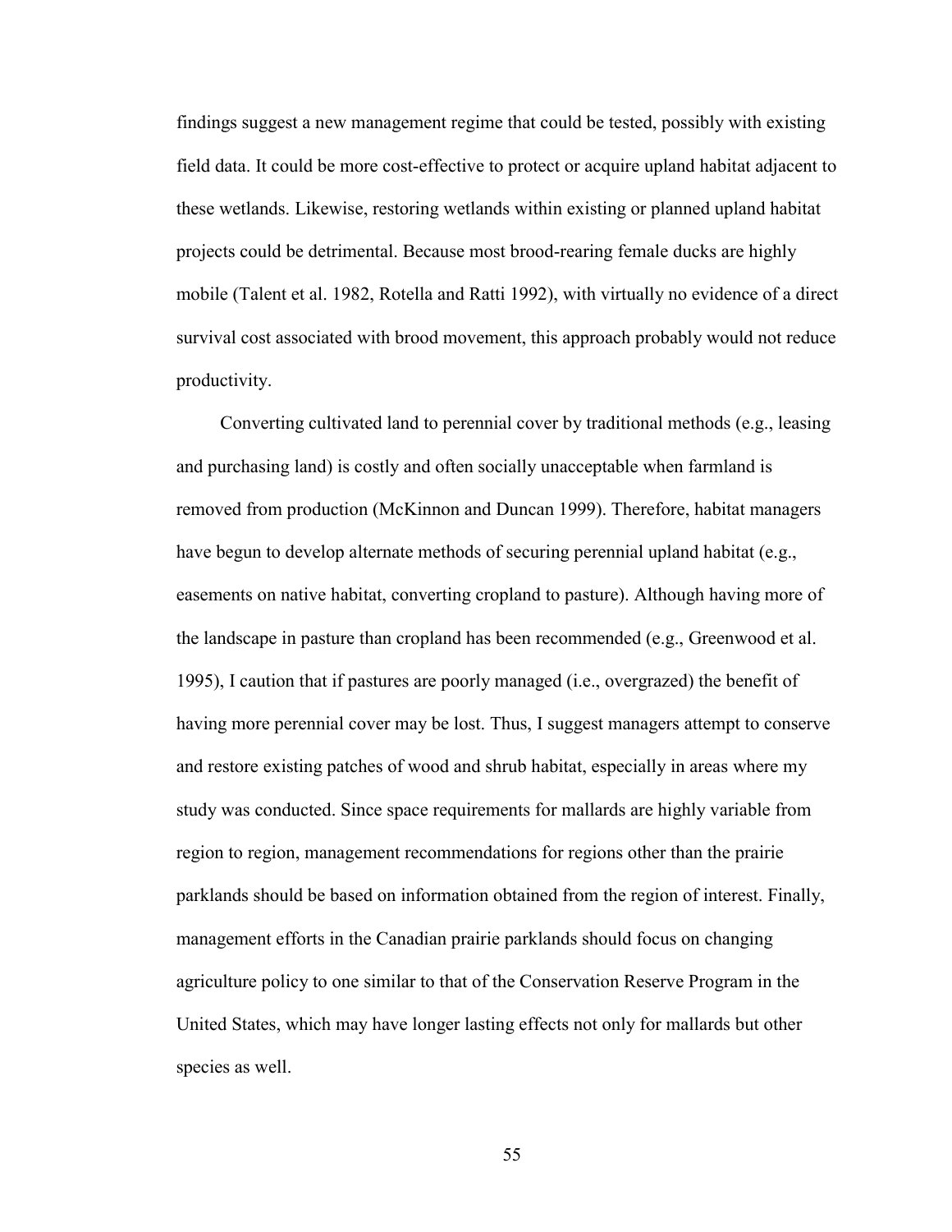findings suggest a new management regime that could be tested, possibly with existing field data. It could be more cost-effective to protect or acquire upland habitat adjacent to these wetlands. Likewise, restoring wetlands within existing or planned upland habitat projects could be detrimental. Because most brood-rearing female ducks are highly mobile (Talent et al. 1982, Rotella and Ratti 1992), with virtually no evidence of a direct survival cost associated with brood movement, this approach probably would not reduce productivity.

Converting cultivated land to perennial cover by traditional methods (e.g., leasing and purchasing land) is costly and often socially unacceptable when farmland is removed from production (McKinnon and Duncan 1999). Therefore, habitat managers have begun to develop alternate methods of securing perennial upland habitat (e.g., easements on native habitat, converting cropland to pasture). Although having more of the landscape in pasture than cropland has been recommended (e.g., Greenwood et al. 1995), I caution that if pastures are poorly managed (i.e., overgrazed) the benefit of having more perennial cover may be lost. Thus, I suggest managers attempt to conserve and restore existing patches of wood and shrub habitat, especially in areas where my study was conducted. Since space requirements for mallards are highly variable from region to region, management recommendations for regions other than the prairie parklands should be based on information obtained from the region of interest. Finally, management efforts in the Canadian prairie parklands should focus on changing agriculture policy to one similar to that of the Conservation Reserve Program in the United States, which may have longer lasting effects not only for mallards but other species as well.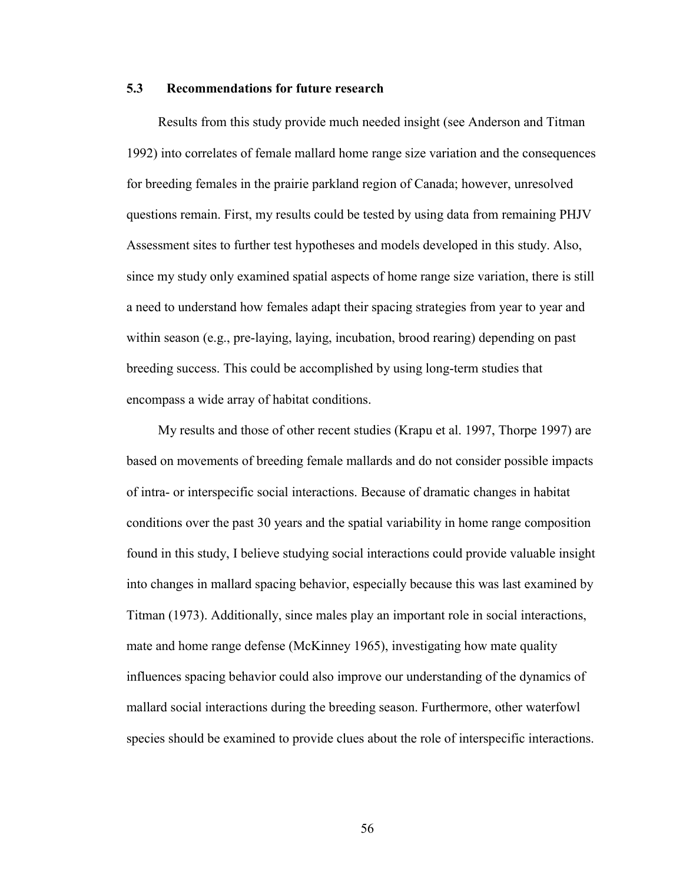### 5.3 Recommendations for future research

Results from this study provide much needed insight (see Anderson and Titman 1992) into correlates of female mallard home range size variation and the consequences for breeding females in the prairie parkland region of Canada; however, unresolved questions remain. First, my results could be tested by using data from remaining PHJV Assessment sites to further test hypotheses and models developed in this study. Also, since my study only examined spatial aspects of home range size variation, there is still a need to understand how females adapt their spacing strategies from year to year and within season (e.g., pre-laying, laying, incubation, brood rearing) depending on past breeding success. This could be accomplished by using long-term studies that encompass a wide array of habitat conditions.

My results and those of other recent studies (Krapu et al. 1997, Thorpe 1997) are based on movements of breeding female mallards and do not consider possible impacts of intra- or interspecific social interactions. Because of dramatic changes in habitat conditions over the past 30 years and the spatial variability in home range composition found in this study, I believe studying social interactions could provide valuable insight into changes in mallard spacing behavior, especially because this was last examined by Titman (1973). Additionally, since males play an important role in social interactions, mate and home range defense (McKinney 1965), investigating how mate quality influences spacing behavior could also improve our understanding of the dynamics of mallard social interactions during the breeding season. Furthermore, other waterfowl species should be examined to provide clues about the role of interspecific interactions.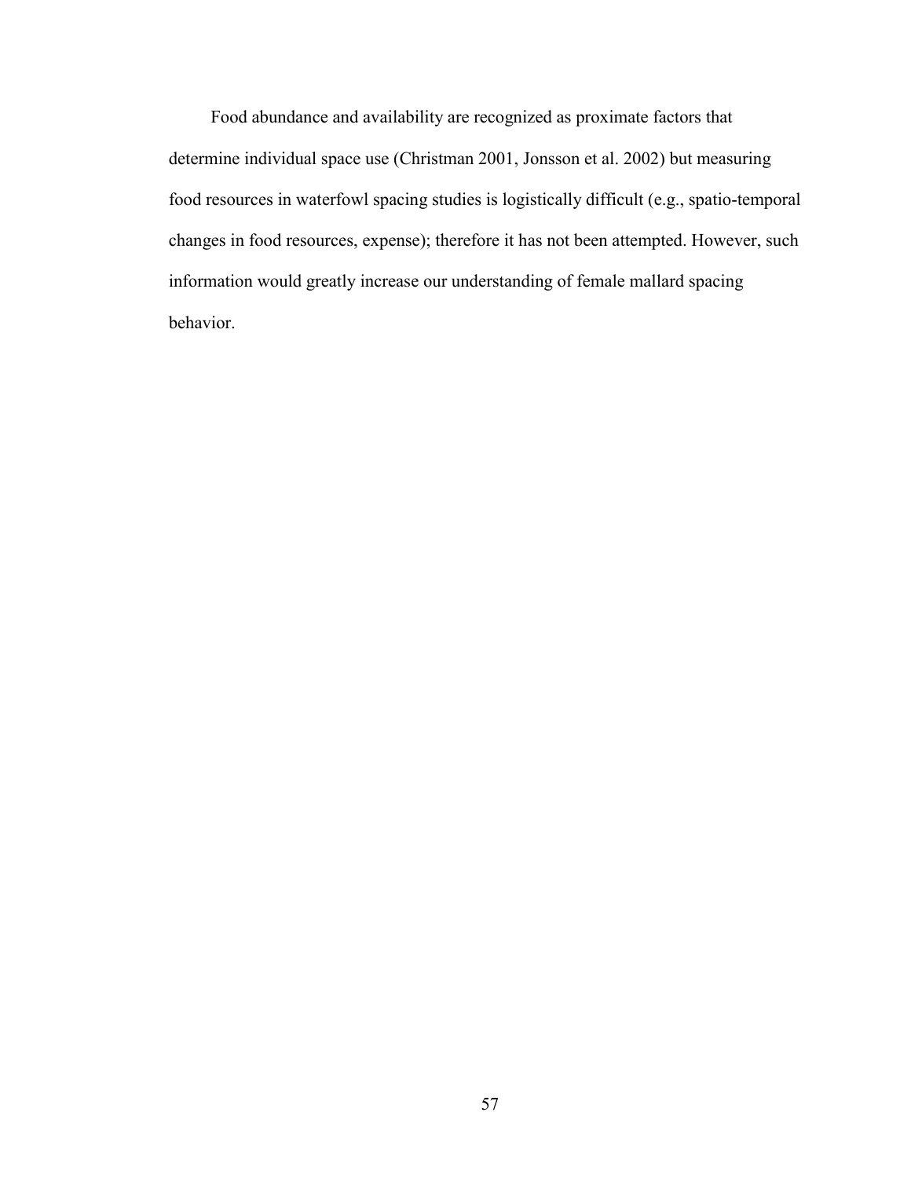Food abundance and availability are recognized as proximate factors that determine individual space use (Christman 2001, Jonsson et al. 2002) but measuring food resources in waterfowl spacing studies is logistically difficult (e.g., spatio-temporal changes in food resources, expense); therefore it has not been attempted. However, such information would greatly increase our understanding of female mallard spacing behavior.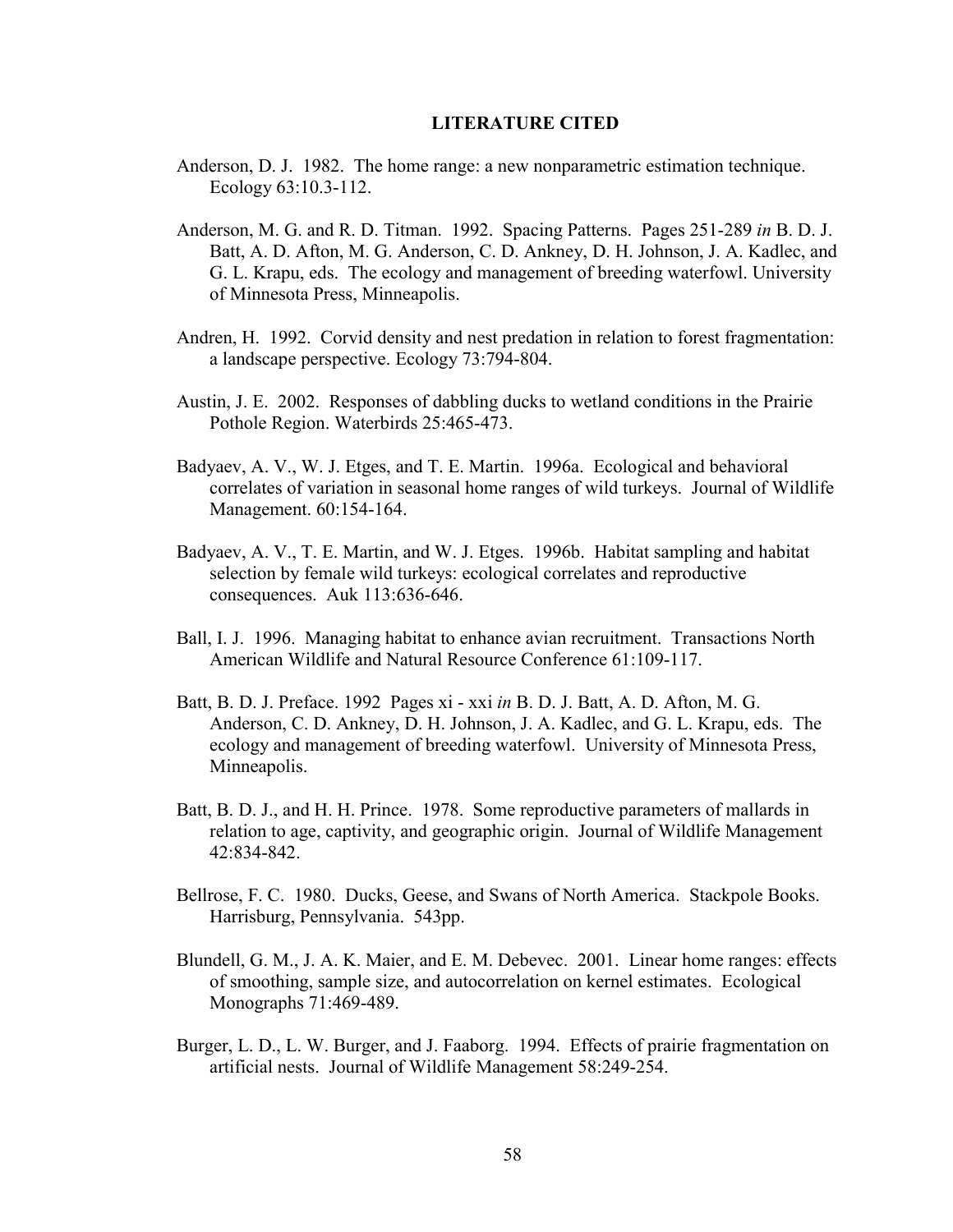## LITERATURE CITED

Anderson, D. J. 1982. The home range: a new nonparametric estimation technique. Ecology 63:10.3-112.

Anderson, M. G. and R. D. Titman. 1992. Spacing Patterns. Pages 251-289 *in* B. D. J. Batt, A. D. Afton, M. G. Anderson, C. D. Ankney, D. H. Johnson, J. A. Kadlec, and G. L. Krapu, eds. The ecology and management of breeding waterfowl. University of Minnesota Press, Minneapolis.

Andren, H. 1992. Corvid density and nest predation in relation to forest fragmentation: a landscape perspective. Ecology 73:794-804.

Austin, J. E. 2002. Responses of dabbling ducks to wetland conditions in the Prairie Pothole Region. Waterbirds 25:465-473.

Badyaev, A. V., W. J. Etges, and T. E. Martin. 1996a. Ecological and behavioral correlates of variation in seasonal home ranges of wild turkeys. Journal of Wildlife Management. 60:154-164.

Badyaev, A. V., T. E. Martin, and W. J. Etges. 1996b. Habitat sampling and habitat selection by female wild turkeys: ecological correlates and reproductive consequences. Auk 113:636-646.

Ball, I. J. 1996. Managing habitat to enhance avian recruitment. Transactions North American Wildlife and Natural Resource Conference 61:109-117.

Batt, B. D. J. Preface. 1992 Pages xi - xxi *in* B. D. J. Batt, A. D. Afton, M. G. Anderson, C. D. Ankney, D. H. Johnson, J. A. Kadlec, and G. L. Krapu, eds. The ecology and management of breeding waterfowl. University of Minnesota Press, Minneapolis.

Batt, B. D. J., and H. H. Prince. 1978. Some reproductive parameters of mallards in relation to age, captivity, and geographic origin. Journal of Wildlife Management 42:834-842.

Bellrose, F. C. 1980. Ducks, Geese, and Swans of North America. Stackpole Books. Harrisburg, Pennsylvania. 543pp.

Blundell, G. M., J. A. K. Maier, and E. M. Debevec. 2001. Linear home ranges: effects of smoothing, sample size, and autocorrelation on kernel estimates. Ecological Monographs 71:469-489.

Burger, L. D., L. W. Burger, and J. Faaborg. 1994. Effects of prairie fragmentation on artificial nests. Journal of Wildlife Management 58:249-254.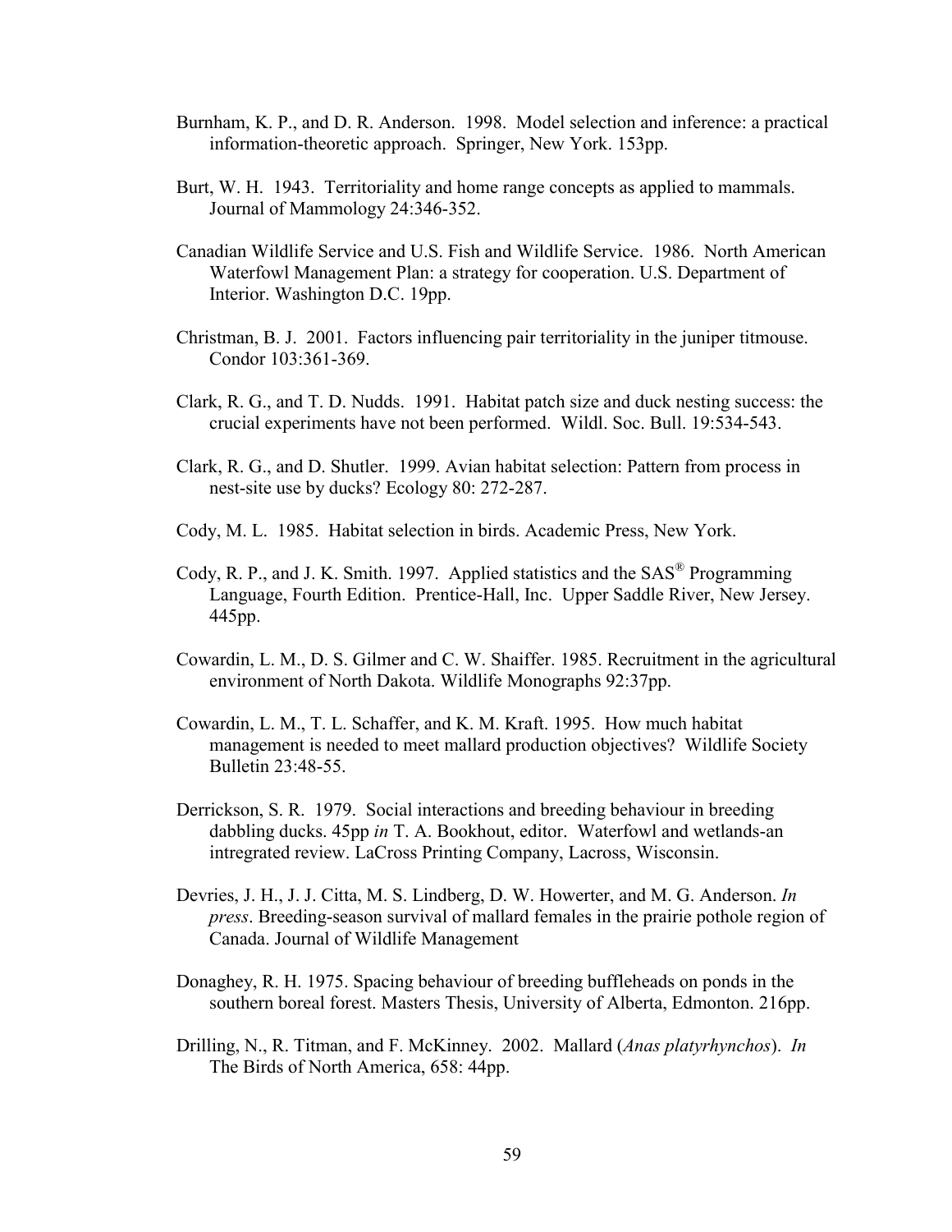Burnham, K. P., and D. R. Anderson. 1998. Model selection and inference: a practical information-theoretic approach. Springer, New York. 153pp.

Burt, W. H. 1943. Territoriality and home range concepts as applied to mammals. Journal of Mammology 24:346-352.

Canadian Wildlife Service and U.S. Fish and Wildlife Service. 1986. North American Waterfowl Management Plan: a strategy for cooperation. U.S. Department of Interior. Washington D.C. 19pp.

Christman, B. J. 2001. Factors influencing pair territoriality in the juniper titmouse. Condor 103:361-369.

Clark, R. G., and T. D. Nudds. 1991. Habitat patch size and duck nesting success: the crucial experiments have not been performed. Wildl. Soc. Bull. 19:534-543.

Clark, R. G., and D. Shutler. 1999. Avian habitat selection: Pattern from process in nest-site use by ducks? Ecology 80: 272-287.

Cody, M. L. 1985. Habitat selection in birds. Academic Press, New York.

Cody, R. P., and J. K. Smith. 1997. Applied statistics and the SAS® Programming Language, Fourth Edition. Prentice-Hall, Inc. Upper Saddle River, New Jersey. 445pp.

Cowardin, L. M., D. S. Gilmer and C. W. Shaiffer. 1985. Recruitment in the agricultural environment of North Dakota. Wildlife Monographs 92:37pp.

Cowardin, L. M., T. L. Schaffer, and K. M. Kraft. 1995. How much habitat management is needed to meet mallard production objectives? Wildlife Society Bulletin 23:48-55.

Derrickson, S. R. 1979. Social interactions and breeding behaviour in breeding dabbling ducks. 45pp *in* T. A. Bookhout, editor. Waterfowl and wetlands-an intregrated review. LaCross Printing Company, Lacross, Wisconsin.

Devries, J. H., J. J. Citta, M. S. Lindberg, D. W. Howerter, and M. G. Anderson. *In press*. Breeding-season survival of mallard females in the prairie pothole region of Canada. Journal of Wildlife Management

Donaghey, R. H. 1975. Spacing behaviour of breeding buffleheads on ponds in the southern boreal forest. Masters Thesis, University of Alberta, Edmonton. 216pp.

Drilling, N., R. Titman, and F. McKinney. 2002. Mallard (*Anas platyrhynchos*). *In* The Birds of North America, 658: 44pp.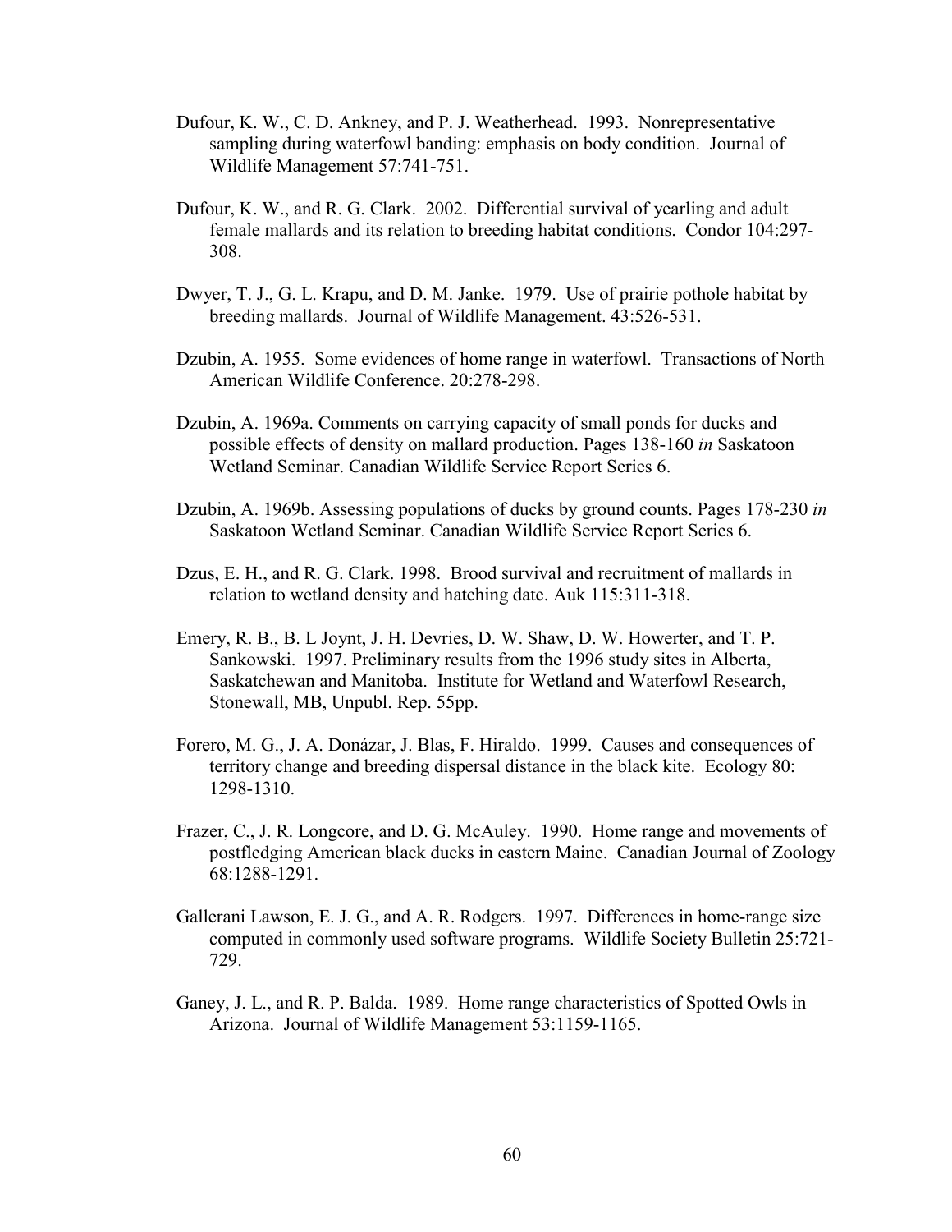Dufour, K. W., C. D. Ankney, and P. J. Weatherhead. 1993. Nonrepresentative sampling during waterfowl banding: emphasis on body condition. Journal of Wildlife Management 57:741-751.

Dufour, K. W., and R. G. Clark. 2002. Differential survival of yearling and adult female mallards and its relation to breeding habitat conditions. Condor 104:297-308.

Dwyer, T. J., G. L. Krapu, and D. M. Janke. 1979. Use of prairie pothole habitat by breeding mallards. Journal of Wildlife Management. 43:526-531.

Dzubin, A. 1955. Some evidences of home range in waterfowl. Transactions of North American Wildlife Conference. 20:278-298.

Dzubin, A. 1969a. Comments on carrying capacity of small ponds for ducks and possible effects of density on mallard production. Pages 138-160 *in* Saskatoon Wetland Seminar. Canadian Wildlife Service Report Series 6.

Dzubin, A. 1969b. Assessing populations of ducks by ground counts. Pages 178-230 *in* Saskatoon Wetland Seminar. Canadian Wildlife Service Report Series 6.

Dzus, E. H., and R. G. Clark. 1998. Brood survival and recruitment of mallards in relation to wetland density and hatching date. Auk 115:311-318.

Emery, R. B., B. L Joynt, J. H. Devries, D. W. Shaw, D. W. Howerter, and T. P. Sankowski. 1997. Preliminary results from the 1996 study sites in Alberta, Saskatchewan and Manitoba. Institute for Wetland and Waterfowl Research, Stonewall, MB, Unpubl. Rep. 55pp.

Forero, M. G., J. A. Donázar, J. Blas, F. Hiraldo. 1999. Causes and consequences of territory change and breeding dispersal distance in the black kite. Ecology 80: 1298-1310.

Frazer, C., J. R. Longcore, and D. G. McAuley. 1990. Home range and movements of postfledging American black ducks in eastern Maine. Canadian Journal of Zoology 68:1288-1291.

Gallerani Lawson, E. J. G., and A. R. Rodgers. 1997. Differences in home-range size computed in commonly used software programs. Wildlife Society Bulletin 25:721-729.

Ganey, J. L., and R. P. Balda. 1989. Home range characteristics of Spotted Owls in Arizona. Journal of Wildlife Management 53:1159-1165.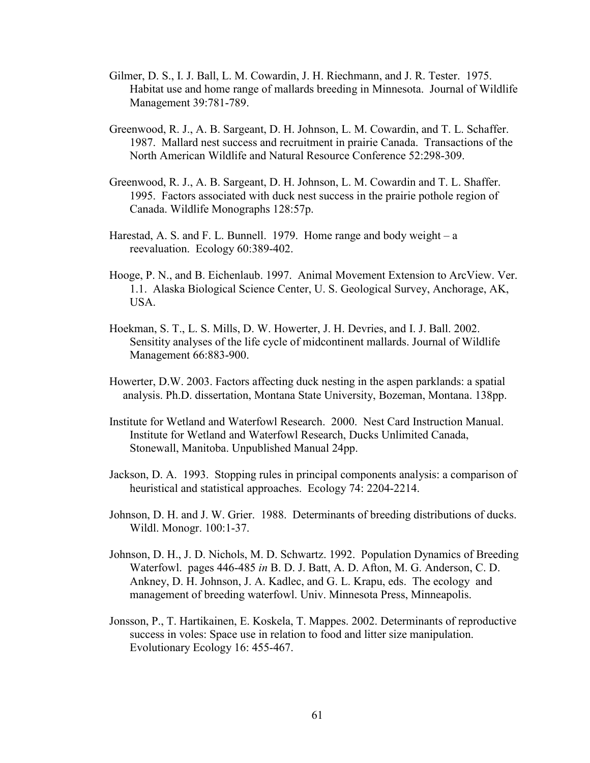Gilmer, D. S., I. J. Ball, L. M. Cowardin, J. H. Riechmann, and J. R. Tester. 1975. Habitat use and home range of mallards breeding in Minnesota. Journal of Wildlife Management 39:781-789.

Greenwood, R. J., A. B. Sargeant, D. H. Johnson, L. M. Cowardin, and T. L. Schaffer. 1987. Mallard nest success and recruitment in prairie Canada. Transactions of the North American Wildlife and Natural Resource Conference 52:298-309.

Greenwood, R. J., A. B. Sargeant, D. H. Johnson, L. M. Cowardin and T. L. Shaffer. 1995. Factors associated with duck nest success in the prairie pothole region of Canada. Wildlife Monographs 128:57p.

Harestad, A. S. and F. L. Bunnell. 1979. Home range and body weight – a reevaluation. Ecology 60:389-402.

Hooge, P. N., and B. Eichenlaub. 1997. Animal Movement Extension to ArcView. Ver. 1.1. Alaska Biological Science Center, U. S. Geological Survey, Anchorage, AK, USA.

Hoekman, S. T., L. S. Mills, D. W. Howerter, J. H. Devries, and I. J. Ball. 2002. Sensitity analyses of the life cycle of midcontinent mallards. Journal of Wildlife Management 66:883-900.

Howerter, D.W. 2003. Factors affecting duck nesting in the aspen parklands: a spatial analysis. Ph.D. dissertation, Montana State University, Bozeman, Montana. 138pp.

Institute for Wetland and Waterfowl Research. 2000. Nest Card Instruction Manual. Institute for Wetland and Waterfowl Research, Ducks Unlimited Canada, Stonewall, Manitoba. Unpublished Manual 24pp.

Jackson, D. A. 1993. Stopping rules in principal components analysis: a comparison of heuristical and statistical approaches. Ecology 74: 2204-2214.

Johnson, D. H. and J. W. Grier. 1988. Determinants of breeding distributions of ducks. Wildl. Monogr. 100:1-37.

Johnson, D. H., J. D. Nichols, M. D. Schwartz. 1992. Population Dynamics of Breeding Waterfowl. pages 446-485 *in* B. D. J. Batt, A. D. Afton, M. G. Anderson, C. D. Ankney, D. H. Johnson, J. A. Kadlec, and G. L. Krapu, eds. The ecology and management of breeding waterfowl. Univ. Minnesota Press, Minneapolis.

Jonsson, P., T. Hartikainen, E. Koskela, T. Mappes. 2002. Determinants of reproductive success in voles: Space use in relation to food and litter size manipulation. Evolutionary Ecology 16: 455-467.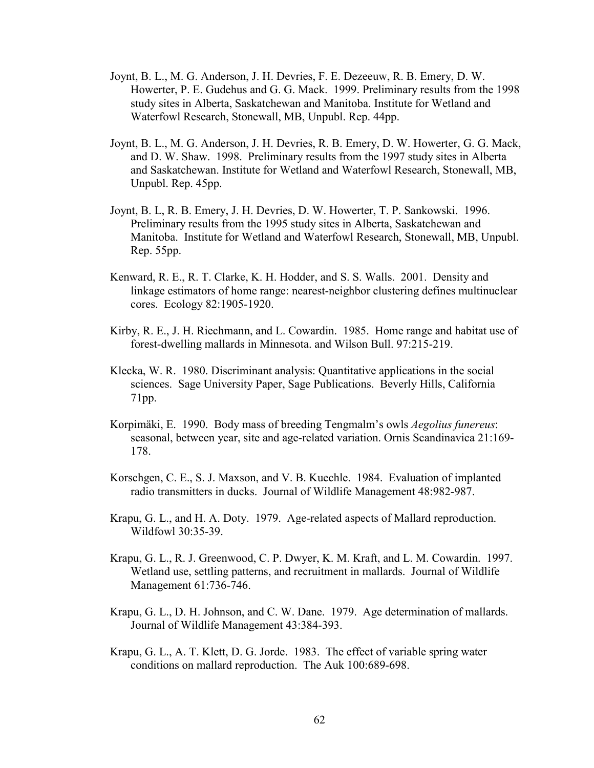Joynt, B. L., M. G. Anderson, J. H. Devries, F. E. Dezeeuw, R. B. Emery, D. W. Howerter, P. E. Gudehus and G. G. Mack. 1999. Preliminary results from the 1998 study sites in Alberta, Saskatchewan and Manitoba. Institute for Wetland and Waterfowl Research, Stonewall, MB, Unpubl. Rep. 44pp.

Joynt, B. L., M. G. Anderson, J. H. Devries, R. B. Emery, D. W. Howerter, G. G. Mack, and D. W. Shaw. 1998. Preliminary results from the 1997 study sites in Alberta and Saskatchewan. Institute for Wetland and Waterfowl Research, Stonewall, MB, Unpubl. Rep. 45pp.

Joynt, B. L, R. B. Emery, J. H. Devries, D. W. Howerter, T. P. Sankowski. 1996. Preliminary results from the 1995 study sites in Alberta, Saskatchewan and Manitoba. Institute for Wetland and Waterfowl Research, Stonewall, MB, Unpubl. Rep. 55pp.

Kenward, R. E., R. T. Clarke, K. H. Hodder, and S. S. Walls. 2001. Density and linkage estimators of home range: nearest-neighbor clustering defines multinuclear cores. Ecology 82:1905-1920.

Kirby, R. E., J. H. Riechmann, and L. Cowardin. 1985. Home range and habitat use of forest-dwelling mallards in Minnesota. and Wilson Bull. 97:215-219.

Klecka, W. R. 1980. Discriminant analysis: Quantitative applications in the social sciences. Sage University Paper, Sage Publications. Beverly Hills, California 71pp.

Korpimäki, E. 1990. Body mass of breeding Tengmalm's owls *Aegolius funereus*: seasonal, between year, site and age-related variation. Ornis Scandinavica 21:169-178.

Korschgen, C. E., S. J. Maxson, and V. B. Kuechle. 1984. Evaluation of implanted radio transmitters in ducks. Journal of Wildlife Management 48:982-987.

Krapu, G. L., and H. A. Doty. 1979. Age-related aspects of Mallard reproduction. Wildfowl 30:35-39.

Krapu, G. L., R. J. Greenwood, C. P. Dwyer, K. M. Kraft, and L. M. Cowardin. 1997. Wetland use, settling patterns, and recruitment in mallards. Journal of Wildlife Management 61:736-746.

Krapu, G. L., D. H. Johnson, and C. W. Dane. 1979. Age determination of mallards. Journal of Wildlife Management 43:384-393.

Krapu, G. L., A. T. Klett, D. G. Jorde. 1983. The effect of variable spring water conditions on mallard reproduction. The Auk 100:689-698.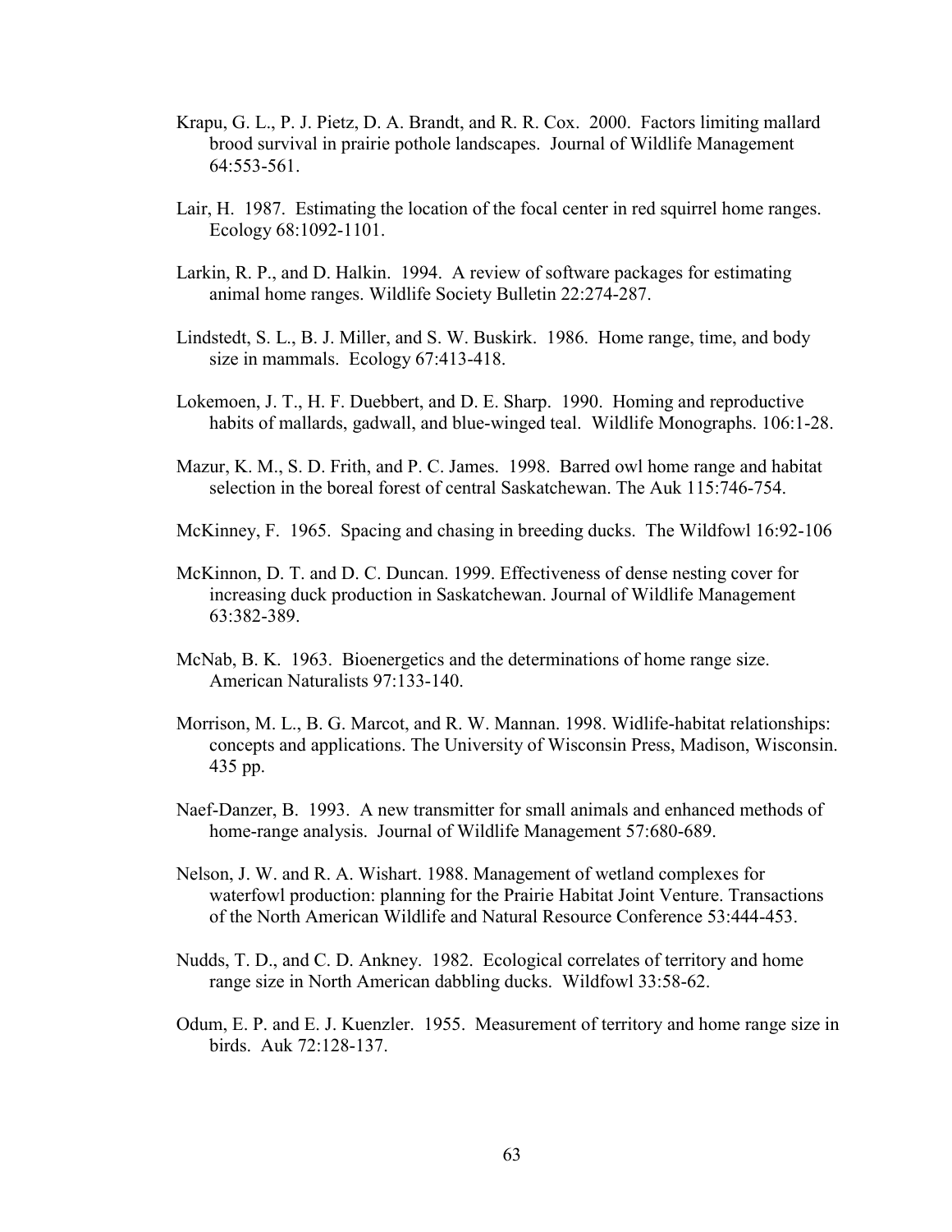Krapu, G. L., P. J. Pietz, D. A. Brandt, and R. R. Cox. 2000. Factors limiting mallard brood survival in prairie pothole landscapes. Journal of Wildlife Management 64:553-561.

Lair, H. 1987. Estimating the location of the focal center in red squirrel home ranges. Ecology 68:1092-1101.

Larkin, R. P., and D. Halkin. 1994. A review of software packages for estimating animal home ranges. Wildlife Society Bulletin 22:274-287.

Lindstedt, S. L., B. J. Miller, and S. W. Buskirk. 1986. Home range, time, and body size in mammals. Ecology 67:413-418.

Lokemoen, J. T., H. F. Duebbert, and D. E. Sharp. 1990. Homing and reproductive habits of mallards, gadwall, and blue-winged teal. Wildlife Monographs. 106:1-28.

Mazur, K. M., S. D. Frith, and P. C. James. 1998. Barred owl home range and habitat selection in the boreal forest of central Saskatchewan. The Auk 115:746-754.

McKinney, F. 1965. Spacing and chasing in breeding ducks. The Wildfowl 16:92-106

McKinnon, D. T. and D. C. Duncan. 1999. Effectiveness of dense nesting cover for increasing duck production in Saskatchewan. Journal of Wildlife Management 63:382-389.

McNab, B. K. 1963. Bioenergetics and the determinations of home range size. American Naturalists 97:133-140.

Morrison, M. L., B. G. Marcot, and R. W. Mannan. 1998. Widlife-habitat relationships: concepts and applications. The University of Wisconsin Press, Madison, Wisconsin. 435 pp.

Naef-Danzer, B. 1993. A new transmitter for small animals and enhanced methods of home-range analysis. Journal of Wildlife Management 57:680-689.

Nelson, J. W. and R. A. Wishart. 1988. Management of wetland complexes for waterfowl production: planning for the Prairie Habitat Joint Venture. Transactions of the North American Wildlife and Natural Resource Conference 53:444-453.

Nudds, T. D., and C. D. Ankney. 1982. Ecological correlates of territory and home range size in North American dabbling ducks. Wildfowl 33:58-62.

Odum, E. P. and E. J. Kuenzler. 1955. Measurement of territory and home range size in birds. Auk 72:128-137.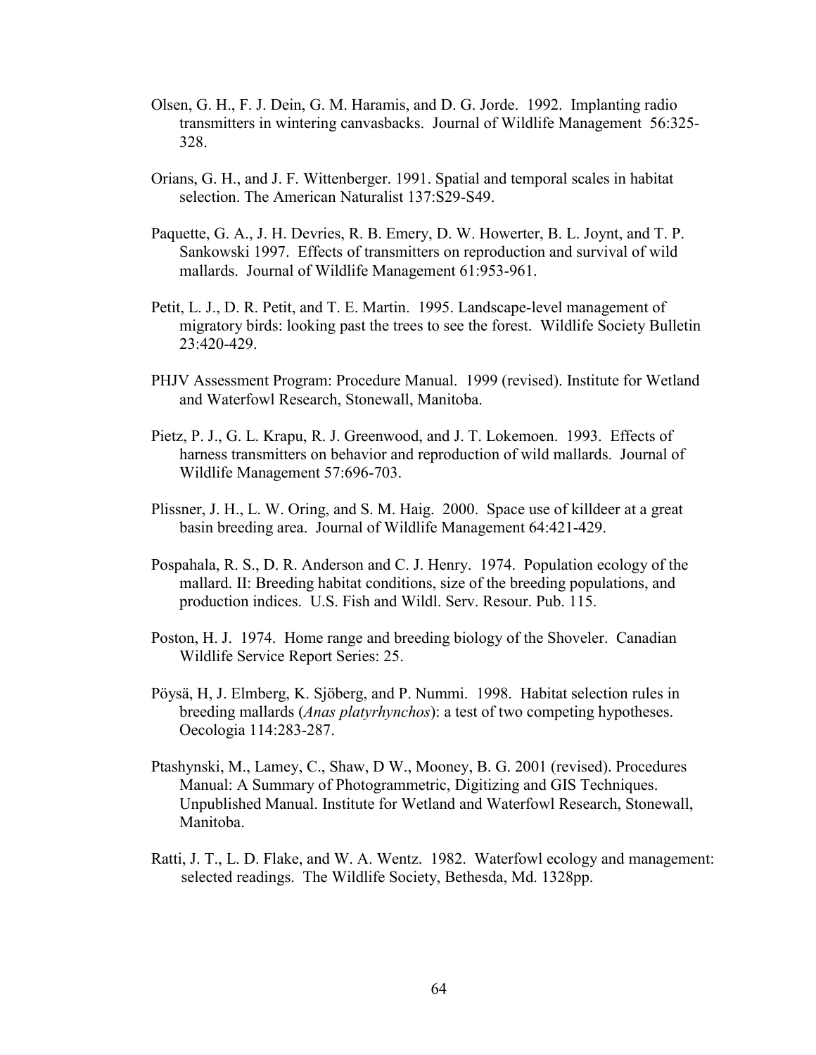Olsen, G. H., F. J. Dein, G. M. Haramis, and D. G. Jorde. 1992. Implanting radio transmitters in wintering canvasbacks. Journal of Wildlife Management 56:325-328.

Orians, G. H., and J. F. Wittenberger. 1991. Spatial and temporal scales in habitat selection. The American Naturalist 137:S29-S49.

Paquette, G. A., J. H. Devries, R. B. Emery, D. W. Howerter, B. L. Joynt, and T. P. Sankowski 1997. Effects of transmitters on reproduction and survival of wild mallards. Journal of Wildlife Management 61:953-961.

Petit, L. J., D. R. Petit, and T. E. Martin. 1995. Landscape-level management of migratory birds: looking past the trees to see the forest. Wildlife Society Bulletin 23:420-429.

PHJV Assessment Program: Procedure Manual. 1999 (revised). Institute for Wetland and Waterfowl Research, Stonewall, Manitoba.

Pietz, P. J., G. L. Krapu, R. J. Greenwood, and J. T. Lokemoen. 1993. Effects of harness transmitters on behavior and reproduction of wild mallards. Journal of Wildlife Management 57:696-703.

Plissner, J. H., L. W. Oring, and S. M. Haig. 2000. Space use of killdeer at a great basin breeding area. Journal of Wildlife Management 64:421-429.

Pospahala, R. S., D. R. Anderson and C. J. Henry. 1974. Population ecology of the mallard. II: Breeding habitat conditions, size of the breeding populations, and production indices. U.S. Fish and Wildl. Serv. Resour. Pub. 115.

Poston, H. J. 1974. Home range and breeding biology of the Shoveler. Canadian Wildlife Service Report Series: 25.

Pöysä, H, J. Elmberg, K. Sjöberg, and P. Nummi. 1998. Habitat selection rules in breeding mallards (*Anas platyrhynchos*): a test of two competing hypotheses. Oecologia 114:283-287.

Ptashynski, M., Lamey, C., Shaw, D W., Mooney, B. G. 2001 (revised). Procedures Manual: A Summary of Photogrammetric, Digitizing and GIS Techniques. Unpublished Manual. Institute for Wetland and Waterfowl Research, Stonewall, Manitoba.

Ratti, J. T., L. D. Flake, and W. A. Wentz. 1982. Waterfowl ecology and management: selected readings. The Wildlife Society, Bethesda, Md. 1328pp.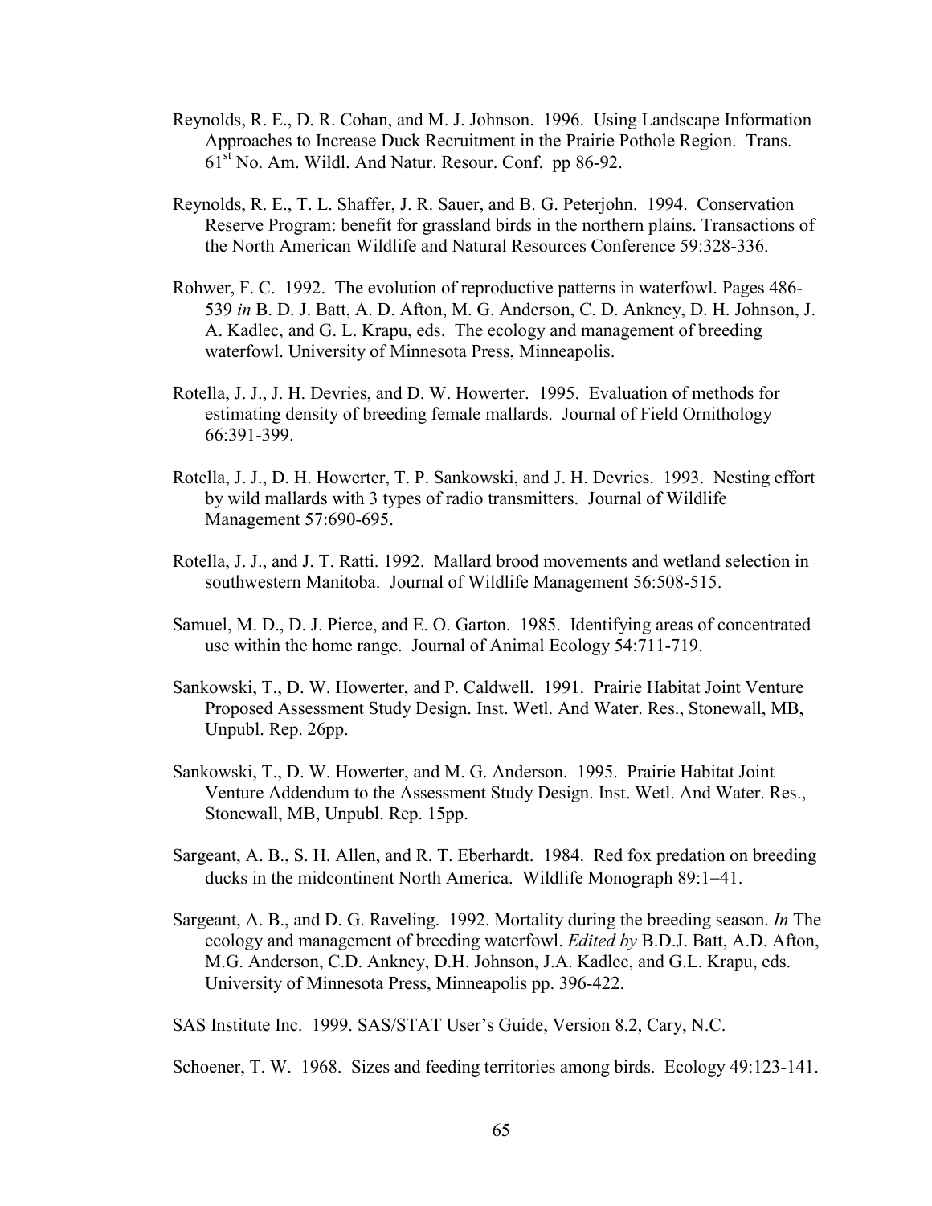Reynolds, R. E., D. R. Cohan, and M. J. Johnson. 1996. Using Landscape Information Approaches to Increase Duck Recruitment in the Prairie Pothole Region. Trans. 61[st] No. Am. Wildl. And Natur. Resour. Conf. pp 86-92.

Reynolds, R. E., T. L. Shaffer, J. R. Sauer, and B. G. Peterjohn. 1994. Conservation Reserve Program: benefit for grassland birds in the northern plains. Transactions of the North American Wildlife and Natural Resources Conference 59:328-336.

Rohwer, F. C. 1992. The evolution of reproductive patterns in waterfowl. Pages 486-539 *in* B. D. J. Batt, A. D. Afton, M. G. Anderson, C. D. Ankney, D. H. Johnson, J. A. Kadlec, and G. L. Krapu, eds. The ecology and management of breeding waterfowl. University of Minnesota Press, Minneapolis.

Rotella, J. J., J. H. Devries, and D. W. Howerter. 1995. Evaluation of methods for estimating density of breeding female mallards. Journal of Field Ornithology 66:391-399.

Rotella, J. J., D. H. Howerter, T. P. Sankowski, and J. H. Devries. 1993. Nesting effort by wild mallards with 3 types of radio transmitters. Journal of Wildlife Management 57:690-695.

Rotella, J. J., and J. T. Ratti. 1992. Mallard brood movements and wetland selection in southwestern Manitoba. Journal of Wildlife Management 56:508-515.

Samuel, M. D., D. J. Pierce, and E. O. Garton. 1985. Identifying areas of concentrated use within the home range. Journal of Animal Ecology 54:711-719.

Sankowski, T., D. W. Howerter, and P. Caldwell. 1991. Prairie Habitat Joint Venture Proposed Assessment Study Design. Inst. Wetl. And Water. Res., Stonewall, MB, Unpubl. Rep. 26pp.

Sankowski, T., D. W. Howerter, and M. G. Anderson. 1995. Prairie Habitat Joint Venture Addendum to the Assessment Study Design. Inst. Wetl. And Water. Res., Stonewall, MB, Unpubl. Rep. 15pp.

Sargeant, A. B., S. H. Allen, and R. T. Eberhardt. 1984. Red fox predation on breeding ducks in the midcontinent North America. Wildlife Monograph 89:1–41.

Sargeant, A. B., and D. G. Raveling. 1992. Mortality during the breeding season. *In* The ecology and management of breeding waterfowl. *Edited by* B.D.J. Batt, A.D. Afton, M.G. Anderson, C.D. Ankney, D.H. Johnson, J.A. Kadlec, and G.L. Krapu, eds. University of Minnesota Press, Minneapolis pp. 396-422.

SAS Institute Inc. 1999. SAS/STAT User's Guide, Version 8.2, Cary, N.C.

Schoener, T. W. 1968. Sizes and feeding territories among birds. Ecology 49:123-141.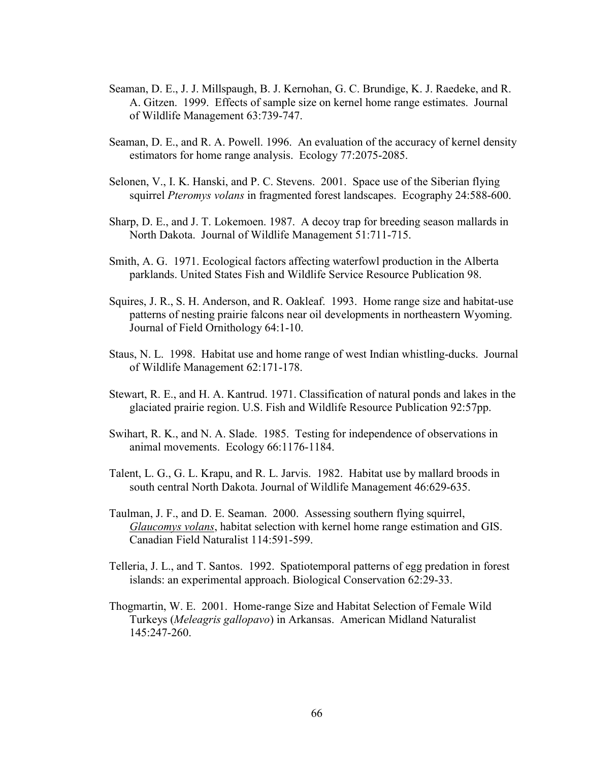Seaman, D. E., J. J. Millspaugh, B. J. Kernohan, G. C. Brundige, K. J. Raedeke, and R. A. Gitzen. 1999. Effects of sample size on kernel home range estimates. Journal of Wildlife Management 63:739-747.

Seaman, D. E., and R. A. Powell. 1996. An evaluation of the accuracy of kernel density estimators for home range analysis. Ecology 77:2075-2085.

Selonen, V., I. K. Hanski, and P. C. Stevens. 2001. Space use of the Siberian flying squirrel *Pteromys volans* in fragmented forest landscapes. Ecography 24:588-600.

Sharp, D. E., and J. T. Lokemoen. 1987. A decoy trap for breeding season mallards in North Dakota. Journal of Wildlife Management 51:711-715.

Smith, A. G. 1971. Ecological factors affecting waterfowl production in the Alberta parklands. United States Fish and Wildlife Service Resource Publication 98.

Squires, J. R., S. H. Anderson, and R. Oakleaf. 1993. Home range size and habitat-use patterns of nesting prairie falcons near oil developments in northeastern Wyoming. Journal of Field Ornithology 64:1-10.

Staus, N. L. 1998. Habitat use and home range of west Indian whistling-ducks. Journal of Wildlife Management 62:171-178.

Stewart, R. E., and H. A. Kantrud. 1971. Classification of natural ponds and lakes in the glaciated prairie region. U.S. Fish and Wildlife Resource Publication 92:57pp.

Swihart, R. K., and N. A. Slade. 1985. Testing for independence of observations in animal movements. Ecology 66:1176-1184.

Talent, L. G., G. L. Krapu, and R. L. Jarvis. 1982. Habitat use by mallard broods in south central North Dakota. Journal of Wildlife Management 46:629-635.

Taulman, J. F., and D. E. Seaman. 2000. Assessing southern flying squirrel, *Glaucomys volans*, habitat selection with kernel home range estimation and GIS. Canadian Field Naturalist 114:591-599.

Telleria, J. L., and T. Santos. 1992. Spatiotemporal patterns of egg predation in forest islands: an experimental approach. Biological Conservation 62:29-33.

Thogmartin, W. E. 2001. Home-range Size and Habitat Selection of Female Wild Turkeys (*Meleagris gallopavo*) in Arkansas. American Midland Naturalist 145:247-260.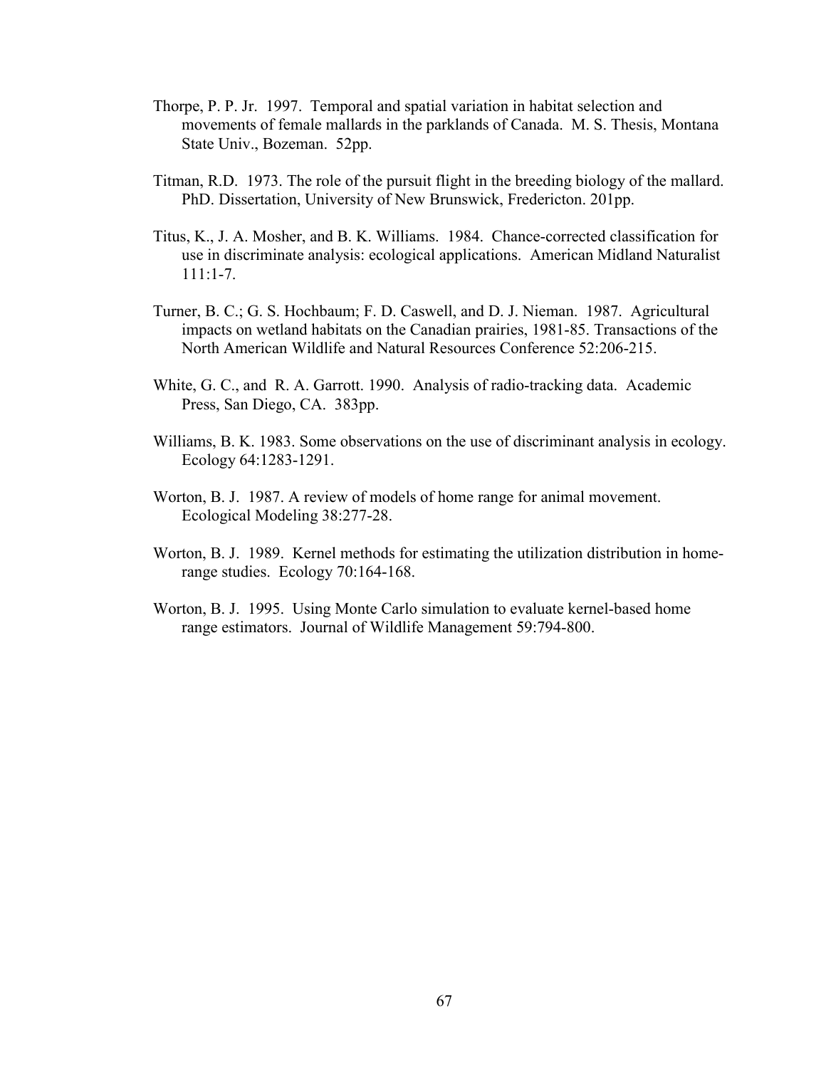Thorpe, P. P. Jr. 1997. Temporal and spatial variation in habitat selection and movements of female mallards in the parklands of Canada. M. S. Thesis, Montana State Univ., Bozeman. 52pp.

Titman, R.D. 1973. The role of the pursuit flight in the breeding biology of the mallard. PhD. Dissertation, University of New Brunswick, Fredericton. 201pp.

Titus, K., J. A. Mosher, and B. K. Williams. 1984. Chance-corrected classification for use in discriminate analysis: ecological applications. American Midland Naturalist 111:1-7.

Turner, B. C.; G. S. Hochbaum; F. D. Caswell, and D. J. Nieman. 1987. Agricultural impacts on wetland habitats on the Canadian prairies, 1981-85. Transactions of the North American Wildlife and Natural Resources Conference 52:206-215.

White, G. C., and R. A. Garrott. 1990. Analysis of radio-tracking data. Academic Press, San Diego, CA. 383pp.

Williams, B. K. 1983. Some observations on the use of discriminant analysis in ecology. Ecology 64:1283-1291.

Worton, B. J. 1987. A review of models of home range for animal movement. Ecological Modeling 38:277-28.

Worton, B. J. 1989. Kernel methods for estimating the utilization distribution in home-range studies. Ecology 70:164-168.

Worton, B. J. 1995. Using Monte Carlo simulation to evaluate kernel-based home range estimators. Journal of Wildlife Management 59:794-800.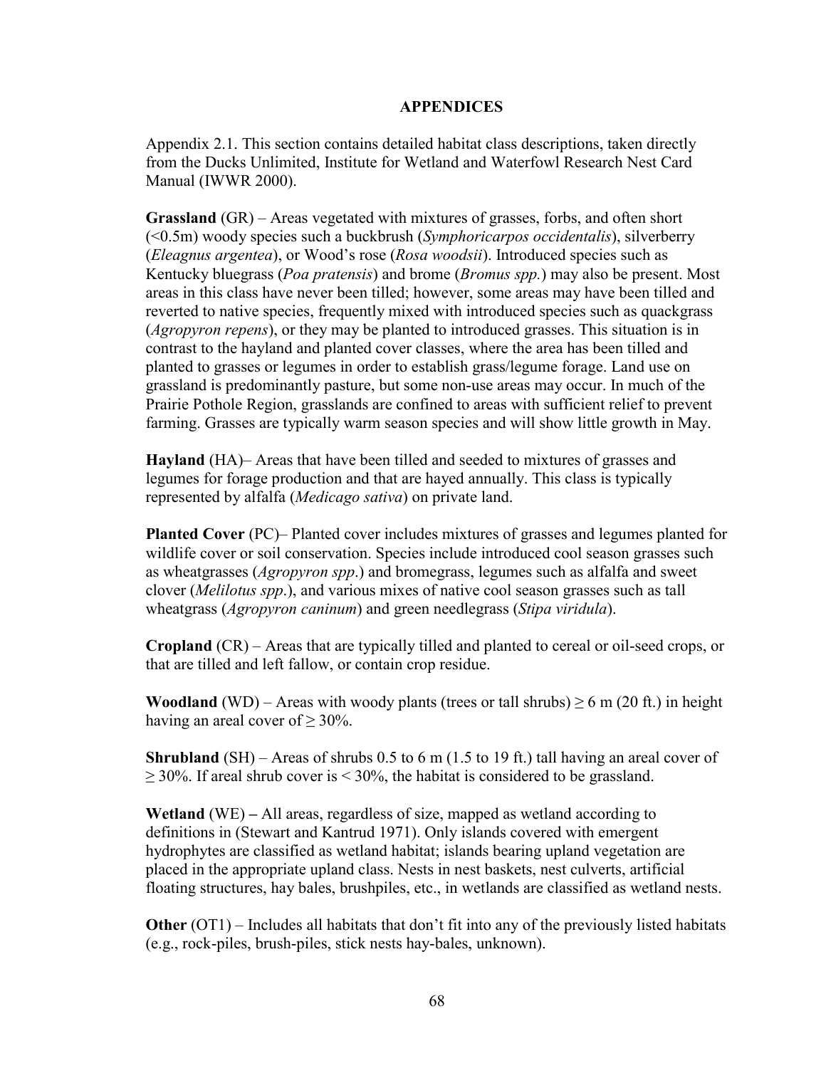# APPENDICES

Appendix 2.1. This section contains detailed habitat class descriptions, taken directly from the Ducks Unlimited, Institute for Wetland and Waterfowl Research Nest Card Manual (IWWR 2000).

**Grassland** (GR) – Areas vegetated with mixtures of grasses, forbs, and often short (<0.5m) woody species such a buckbrush (*Symphoricarpos occidentalis*), silverberry (*Eleagnus argentea*), or Wood's rose (*Rosa woodsii*). Introduced species such as Kentucky bluegrass (*Poa pratensis*) and brome (*Bromus spp.*) may also be present. Most areas in this class have never been tilled; however, some areas may have been tilled and reverted to native species, frequently mixed with introduced species such as quackgrass (*Agropyron repens*), or they may be planted to introduced grasses. This situation is in contrast to the hayland and planted cover classes, where the area has been tilled and planted to grasses or legumes in order to establish grass/legume forage. Land use on grassland is predominantly pasture, but some non-use areas may occur. In much of the Prairie Pothole Region, grasslands are confined to areas with sufficient relief to prevent farming. Grasses are typically warm season species and will show little growth in May.

**Hayland** (HA)– Areas that have been tilled and seeded to mixtures of grasses and legumes for forage production and that are hayed annually. This class is typically represented by alfalfa (*Medicago sativa*) on private land.

**Planted Cover** (PC)– Planted cover includes mixtures of grasses and legumes planted for wildlife cover or soil conservation. Species include introduced cool season grasses such as wheatgrasses (*Agropyron spp*.) and bromegrass, legumes such as alfalfa and sweet clover (*Melilotus spp*.), and various mixes of native cool season grasses such as tall wheatgrass (*Agropyron caninum*) and green needlegrass (*Stipa viridula*).

**Cropland** (CR) – Areas that are typically tilled and planted to cereal or oil-seed crops, or that are tilled and left fallow, or contain crop residue.

**Woodland** (WD) – Areas with woody plants (trees or tall shrubs) ≥ 6 m (20 ft.) in height having an areal cover of ≥ 30%.

**Shrubland** (SH) – Areas of shrubs 0.5 to 6 m (1.5 to 19 ft.) tall having an areal cover of ≥ 30%. If areal shrub cover is < 30%, the habitat is considered to be grassland.

**Wetland** (WE) **–** All areas, regardless of size, mapped as wetland according to definitions in (Stewart and Kantrud 1971). Only islands covered with emergent hydrophytes are classified as wetland habitat; islands bearing upland vegetation are placed in the appropriate upland class. Nests in nest baskets, nest culverts, artificial floating structures, hay bales, brushpiles, etc., in wetlands are classified as wetland nests.

**Other** (OT1) – Includes all habitats that don't fit into any of the previously listed habitats (e.g., rock-piles, brush-piles, stick nests hay-bales, unknown).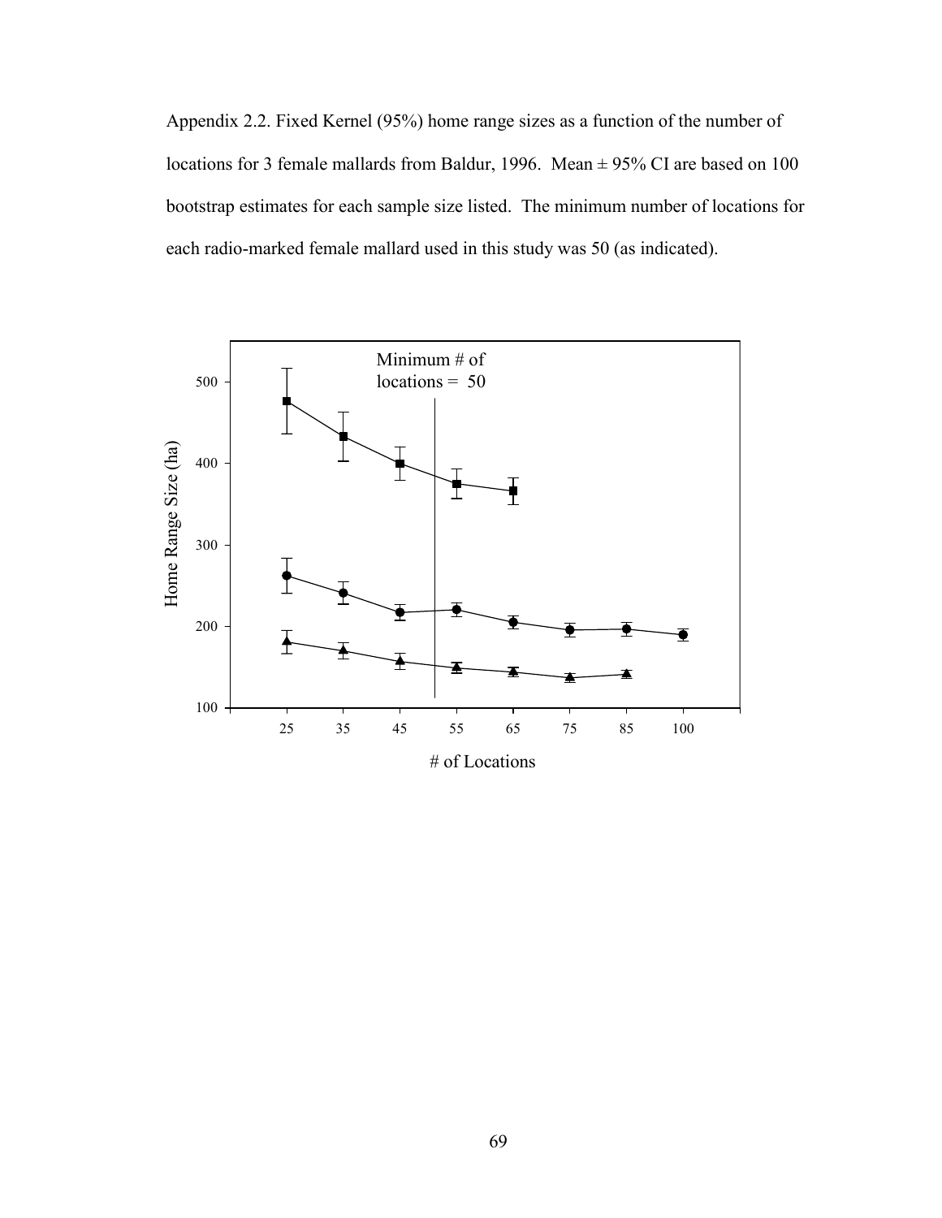Appendix 2.2. Fixed Kernel (95%) home range sizes as a function of the number of locations for 3 female mallards from Baldur, 1996. Mean ± 95% CI are based on 100 bootstrap estimates for each sample size listed. The minimum number of locations for each radio-marked female mallard used in this study was 50 (as indicated).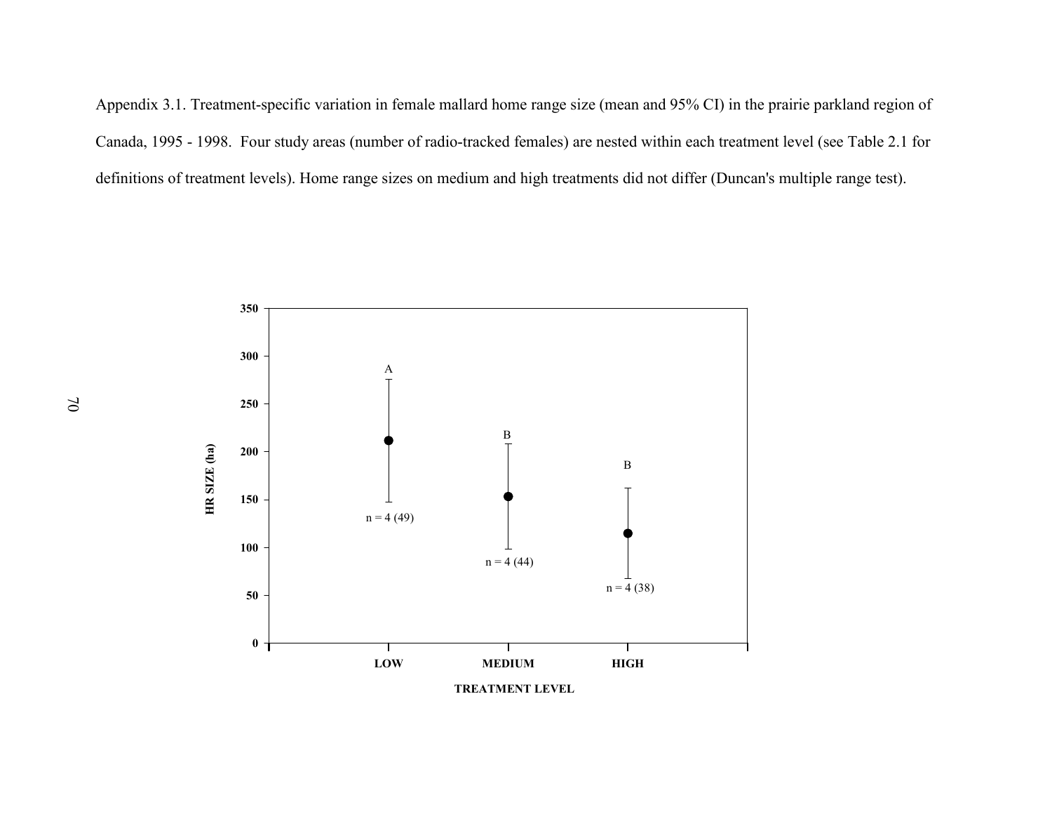Appendix 3.1. Treatment-specific variation in female mallard home range size (mean and 95% CI) in the prairie parkland region of Canada, 1995 - 1998. Four study areas (number of radio-tracked females) are nested within each treatment level (see Table 2.1 for definitions of treatment levels). Home range sizes on medium and high treatments did not differ (Duncan's multiple range test).

HR SIZE (ha)

350
300
250
200
150
100
50
0

A
n = 4 (49)

B
n = 4 (44)

B
n = 4 (38)

LOW
MEDIUM
HIGH

TREATMENT LEVEL